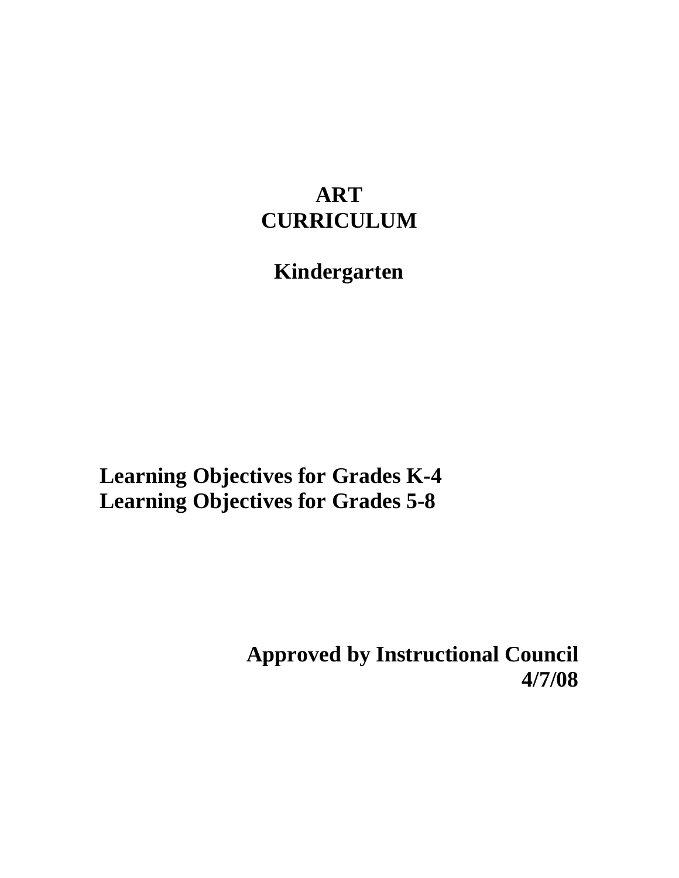# ART CURRICULUM

## Kindergarten

**Learning Objectives for Grades K-4**
**Learning Objectives for Grades 5-8**

**Approved by Instructional Council**
**4/7/08**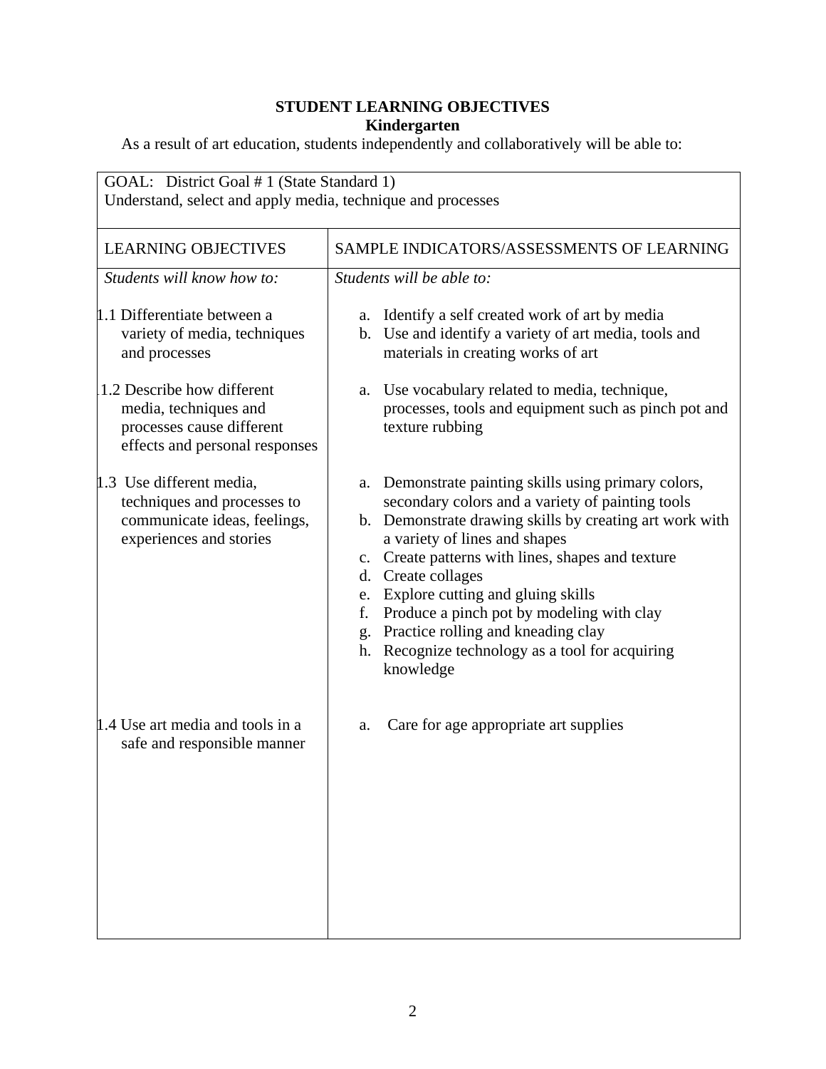**STUDENT LEARNING OBJECTIVES**
**Kindergarten**

As a result of art education, students independently and collaboratively will be able to:

| GOAL: District Goal # 1 (State Standard 1) Understand, select and apply media, technique and processes | |
|---|---|
| LEARNING OBJECTIVES | SAMPLE INDICATORS/ASSESSMENTS OF LEARNING |
| *Students will know how to:* | *Students will be able to:* |
| 1.1 Differentiate between a variety of media, techniques and processes | a. Identify a self created work of art by media<br>b. Use and identify a variety of art media, tools and materials in creating works of art |
| 1.2 Describe how different media, techniques and processes cause different effects and personal responses | a. Use vocabulary related to media, technique, processes, tools and equipment such as pinch pot and texture rubbing |
| 1.3 Use different media, techniques and processes to communicate ideas, feelings, experiences and stories | a. Demonstrate painting skills using primary colors, secondary colors and a variety of painting tools<br>b. Demonstrate drawing skills by creating art work with a variety of lines and shapes<br>c. Create patterns with lines, shapes and texture<br>d. Create collages<br>e. Explore cutting and gluing skills<br>f. Produce a pinch pot by modeling with clay<br>g. Practice rolling and kneading clay<br>h. Recognize technology as a tool for acquiring knowledge |
| 1.4 Use art media and tools in a safe and responsible manner | a. Care for age appropriate art supplies |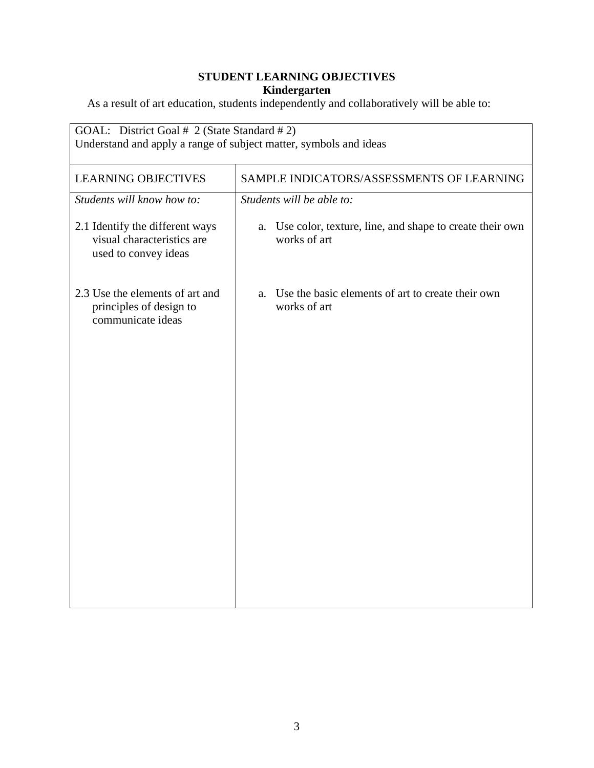**STUDENT LEARNING OBJECTIVES**
**Kindergarten**

As a result of art education, students independently and collaboratively will be able to:

| GOAL: District Goal # 2 (State Standard # 2) Understand and apply a range of subject matter, symbols and ideas | |
|---|---|
| LEARNING OBJECTIVES | SAMPLE INDICATORS/ASSESSMENTS OF LEARNING |
| *Students will know how to:* | *Students will be able to:* |
| 2.1 Identify the different ways visual characteristics are used to convey ideas | a. Use color, texture, line, and shape to create their own works of art |
| 2.3 Use the elements of art and principles of design to communicate ideas | a. Use the basic elements of art to create their own works of art |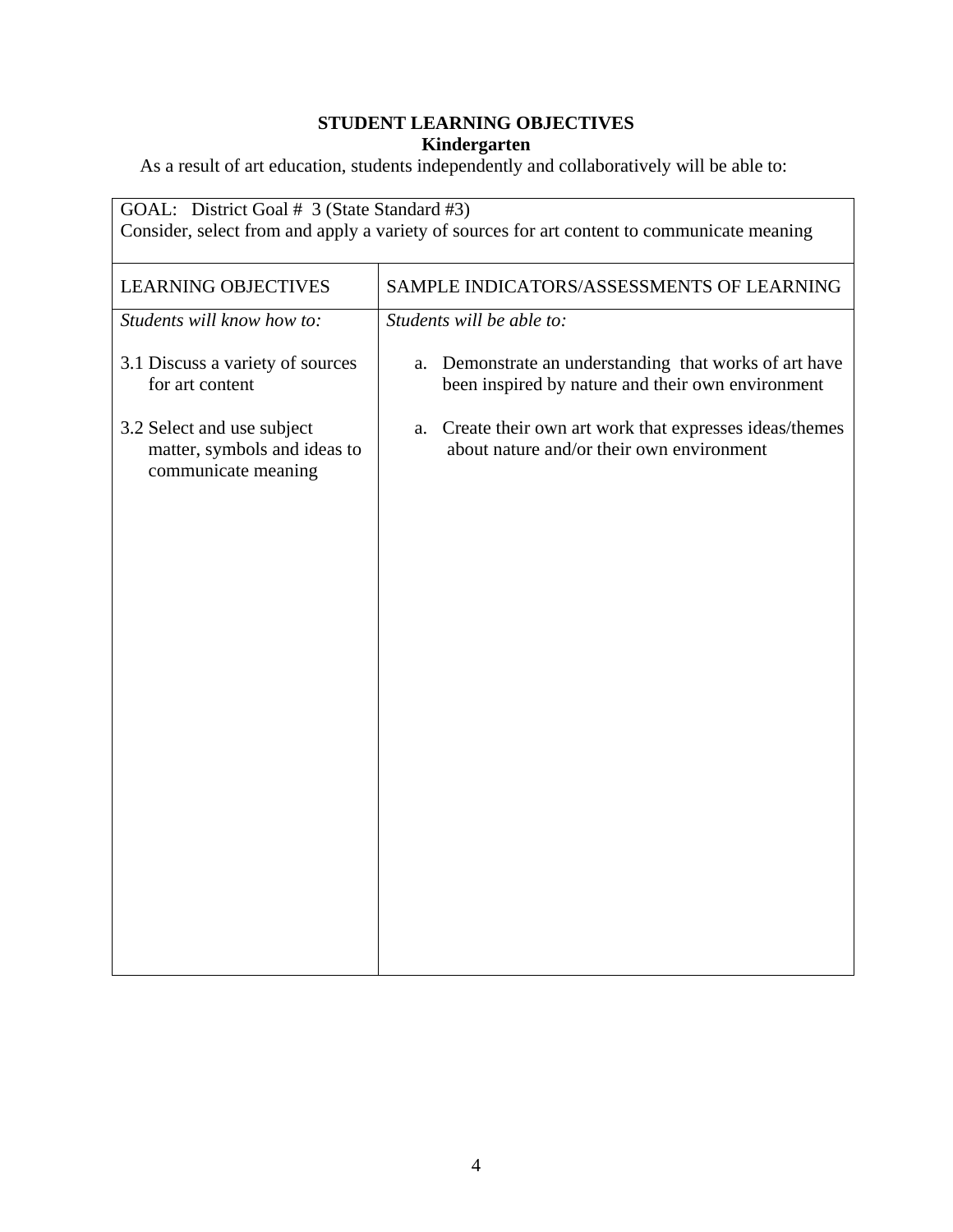**STUDENT LEARNING OBJECTIVES**
**Kindergarten**

As a result of art education, students independently and collaboratively will be able to:

| GOAL: District Goal # 3 (State Standard #3) Consider, select from and apply a variety of sources for art content to communicate meaning | |
|---|---|
| LEARNING OBJECTIVES | SAMPLE INDICATORS/ASSESSMENTS OF LEARNING |
| *Students will know how to:* | *Students will be able to:* |
| 3.1 Discuss a variety of sources for art content | a. Demonstrate an understanding that works of art have been inspired by nature and their own environment |
| 3.2 Select and use subject matter, symbols and ideas to communicate meaning | a. Create their own art work that expresses ideas/themes about nature and/or their own environment |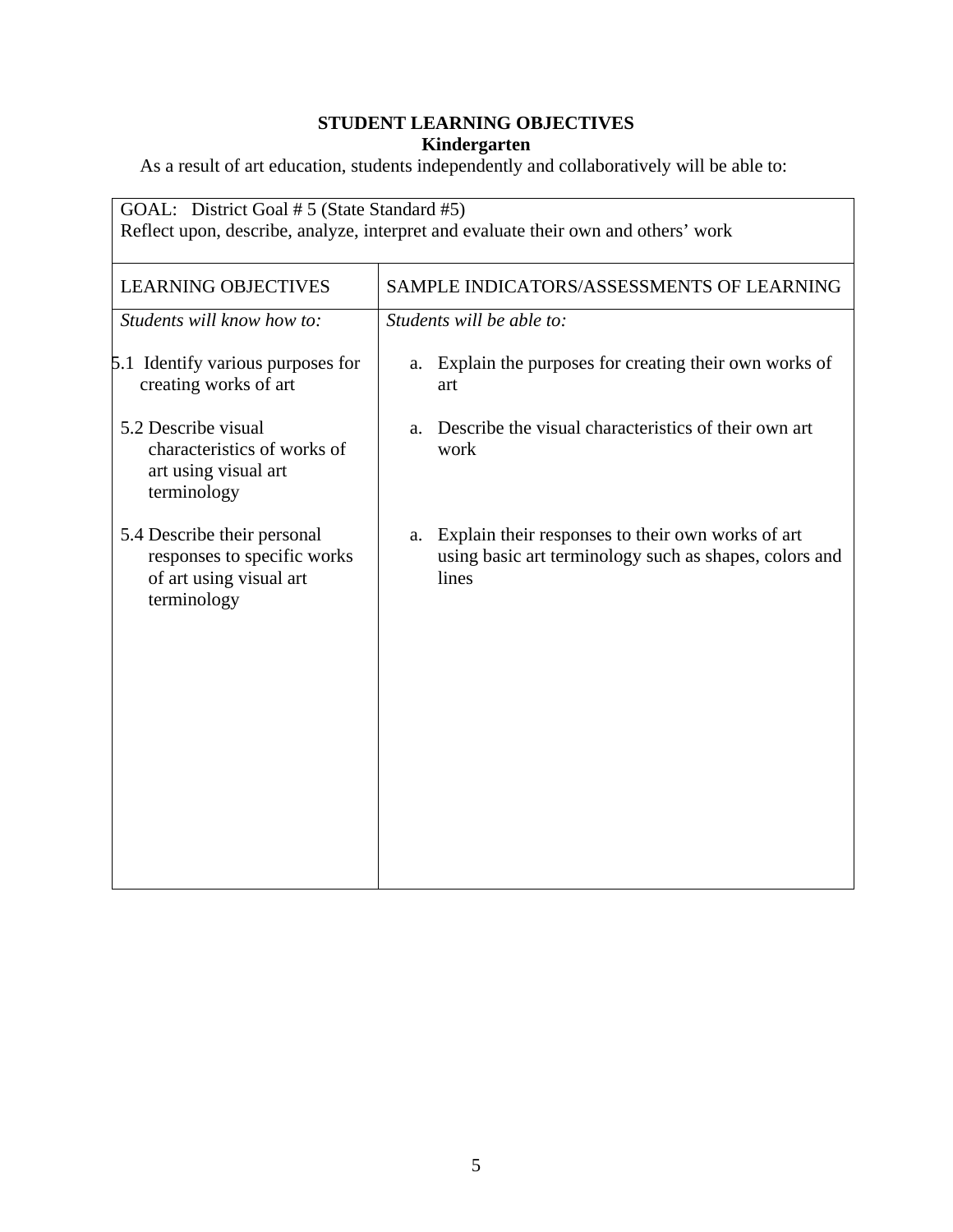**STUDENT LEARNING OBJECTIVES**
**Kindergarten**

As a result of art education, students independently and collaboratively will be able to:

| GOAL: District Goal # 5 (State Standard #5) Reflect upon, describe, analyze, interpret and evaluate their own and others' work | |
|---|---|
| LEARNING OBJECTIVES | SAMPLE INDICATORS/ASSESSMENTS OF LEARNING |
| *Students will know how to:* | *Students will be able to:* |
| 5.1 Identify various purposes for creating works of art | a. Explain the purposes for creating their own works of art |
| 5.2 Describe visual characteristics of works of art using visual art terminology | a. Describe the visual characteristics of their own art work |
| 5.4 Describe their personal responses to specific works of art using visual art terminology | a. Explain their responses to their own works of art using basic art terminology such as shapes, colors and lines |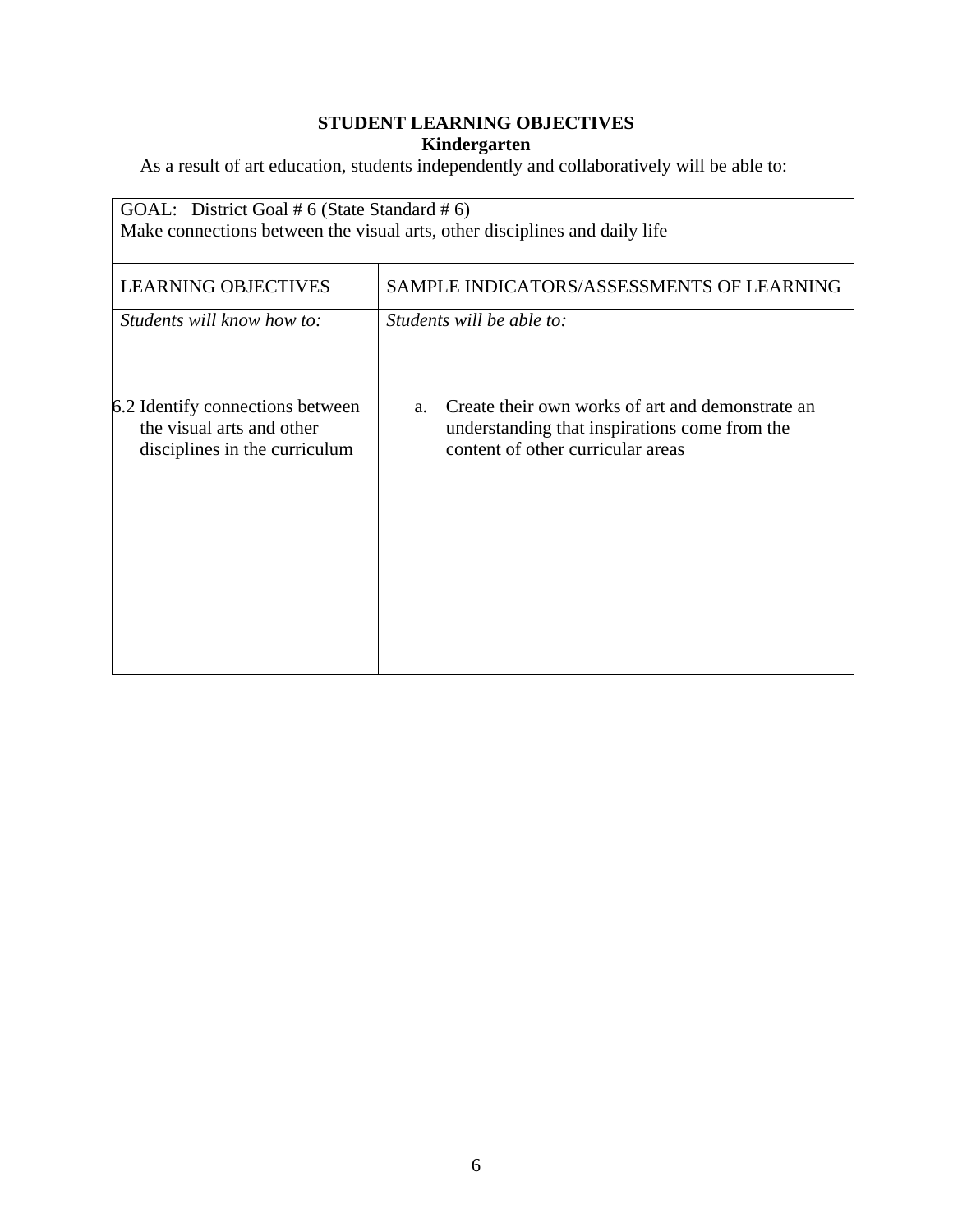**STUDENT LEARNING OBJECTIVES**
**Kindergarten**

As a result of art education, students independently and collaboratively will be able to:

| GOAL: District Goal # 6 (State Standard # 6) Make connections between the visual arts, other disciplines and daily life | |
|---|---|
| LEARNING OBJECTIVES | SAMPLE INDICATORS/ASSESSMENTS OF LEARNING |
| *Students will know how to:* | *Students will be able to:* |
| 6.2 Identify connections between the visual arts and other disciplines in the curriculum | a. Create their own works of art and demonstrate an understanding that inspirations come from the content of other curricular areas |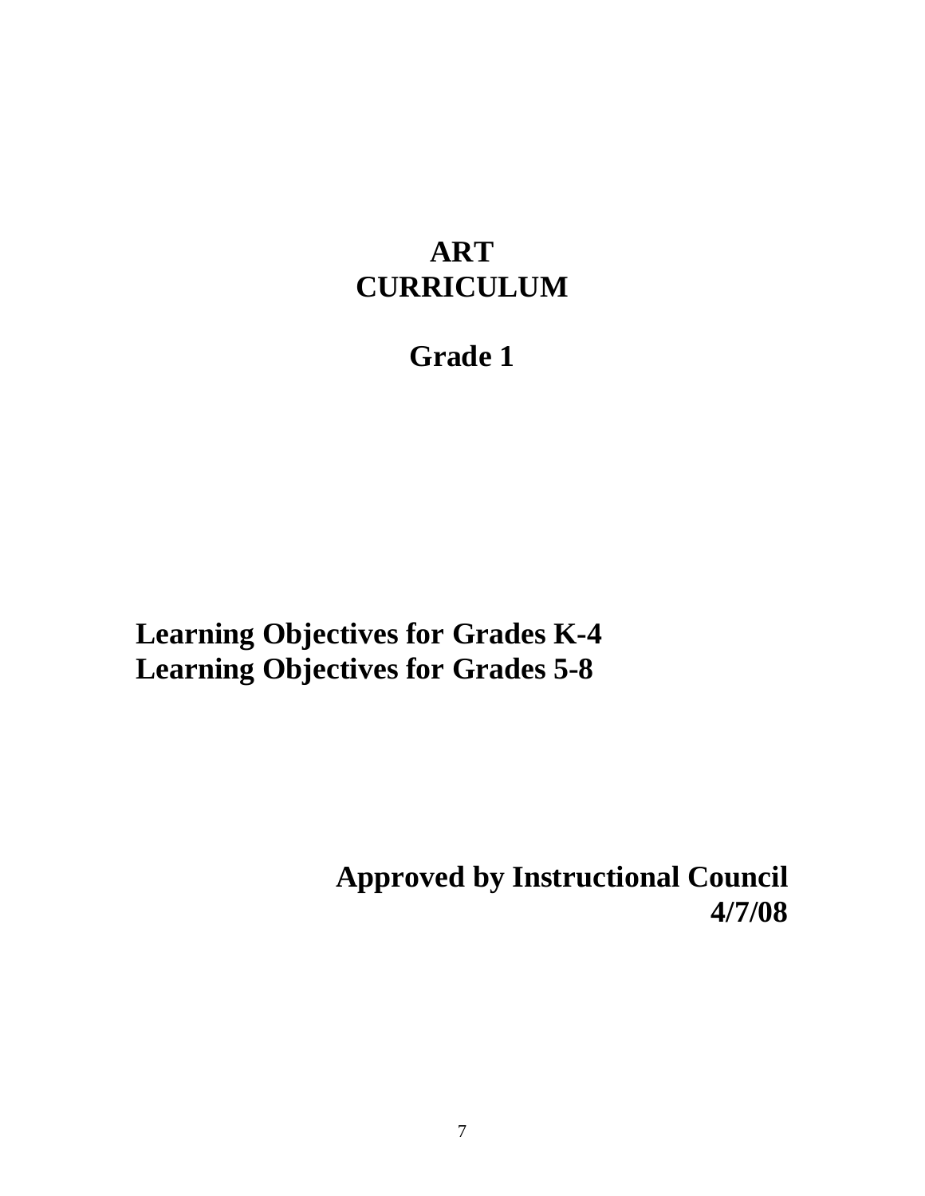# ART CURRICULUM

## Grade 1

**Learning Objectives for Grades K-4**
**Learning Objectives for Grades 5-8**

**Approved by Instructional Council**
**4/7/08**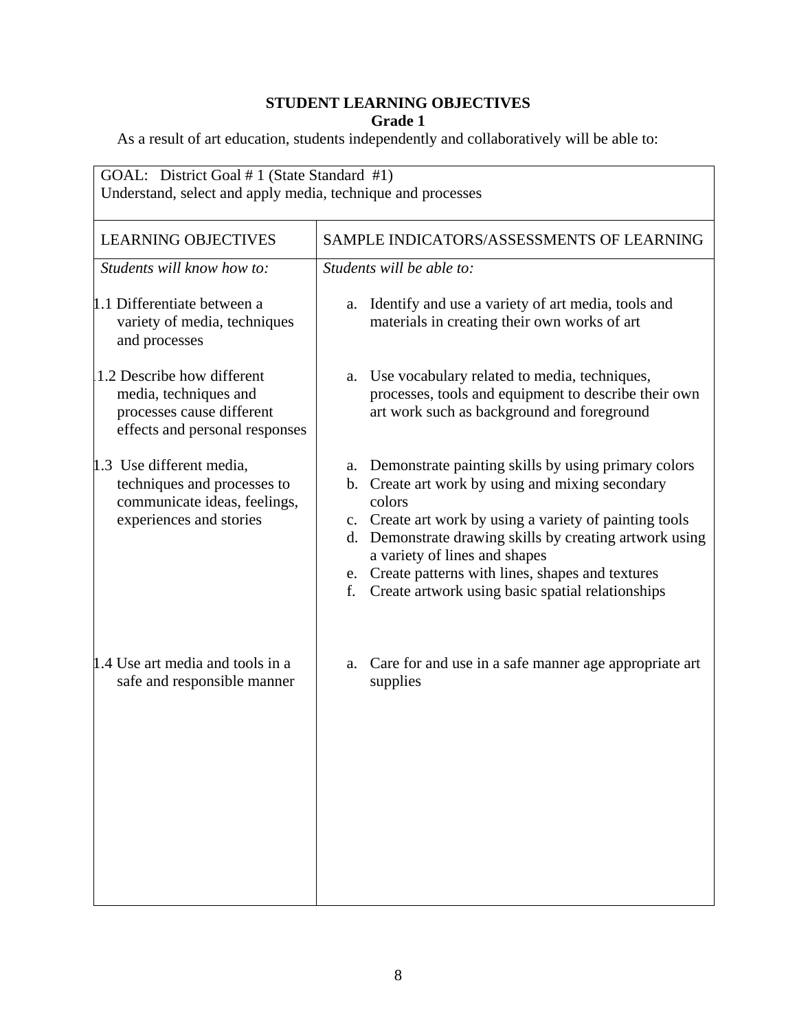**STUDENT LEARNING OBJECTIVES**
**Grade 1**

As a result of art education, students independently and collaboratively will be able to:

GOAL: District Goal # 1 (State Standard #1)
Understand, select and apply media, technique and processes

| LEARNING OBJECTIVES | SAMPLE INDICATORS/ASSESSMENTS OF LEARNING |
|---|---|
| *Students will know how to:* | *Students will be able to:* |
| 1.1 Differentiate between a variety of media, techniques and processes | a. Identify and use a variety of art media, tools and materials in creating their own works of art |
| 1.2 Describe how different media, techniques and processes cause different effects and personal responses | a. Use vocabulary related to media, techniques, processes, tools and equipment to describe their own art work such as background and foreground |
| 1.3 Use different media, techniques and processes to communicate ideas, feelings, experiences and stories | a. Demonstrate painting skills by using primary colors<br>b. Create art work by using and mixing secondary colors<br>c. Create art work by using a variety of painting tools<br>d. Demonstrate drawing skills by creating artwork using a variety of lines and shapes<br>e. Create patterns with lines, shapes and textures<br>f. Create artwork using basic spatial relationships |
| 1.4 Use art media and tools in a safe and responsible manner | a. Care for and use in a safe manner age appropriate art supplies |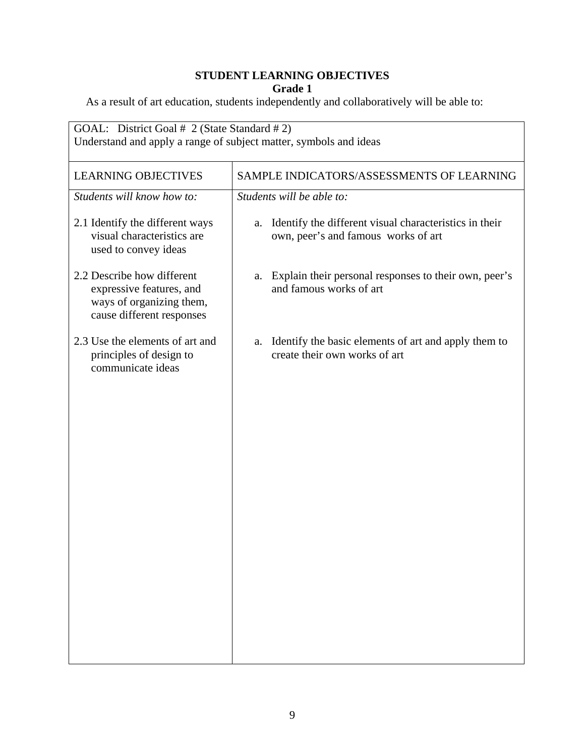**STUDENT LEARNING OBJECTIVES**
**Grade 1**

As a result of art education, students independently and collaboratively will be able to:

| GOAL: District Goal # 2 (State Standard # 2)<br>Understand and apply a range of subject matter, symbols and ideas | |
|---|---|
| LEARNING OBJECTIVES | SAMPLE INDICATORS/ASSESSMENTS OF LEARNING |
| *Students will know how to:* | *Students will be able to:* |
| 2.1 Identify the different ways visual characteristics are used to convey ideas | a. Identify the different visual characteristics in their own, peer's and famous works of art |
| 2.2 Describe how different expressive features, and ways of organizing them, cause different responses | a. Explain their personal responses to their own, peer's and famous works of art |
| 2.3 Use the elements of art and principles of design to communicate ideas | a. Identify the basic elements of art and apply them to create their own works of art |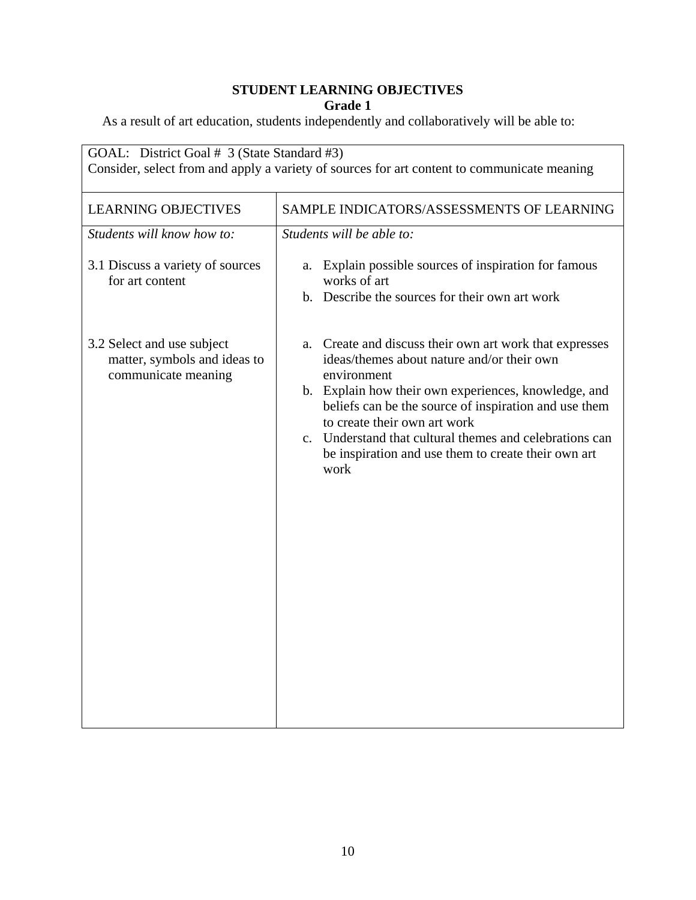**STUDENT LEARNING OBJECTIVES**
**Grade 1**

As a result of art education, students independently and collaboratively will be able to:

| GOAL: District Goal # 3 (State Standard #3)<br>Consider, select from and apply a variety of sources for art content to communicate meaning | |
|---|---|
| LEARNING OBJECTIVES | SAMPLE INDICATORS/ASSESSMENTS OF LEARNING |
| *Students will know how to:* | *Students will be able to:* |
| 3.1 Discuss a variety of sources for art content | a. Explain possible sources of inspiration for famous works of art<br>b. Describe the sources for their own art work |
| 3.2 Select and use subject matter, symbols and ideas to communicate meaning | a. Create and discuss their own art work that expresses ideas/themes about nature and/or their own environment<br>b. Explain how their own experiences, knowledge, and beliefs can be the source of inspiration and use them to create their own art work<br>c. Understand that cultural themes and celebrations can be inspiration and use them to create their own art work |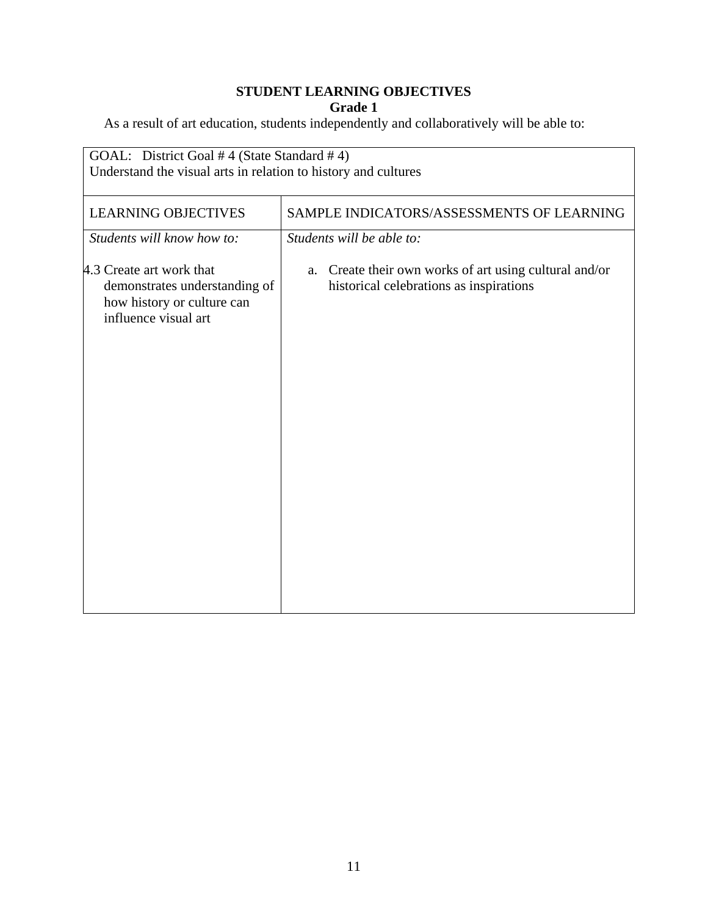**STUDENT LEARNING OBJECTIVES**

**Grade 1**

As a result of art education, students independently and collaboratively will be able to:

| GOAL: District Goal # 4 (State Standard # 4)<br>Understand the visual arts in relation to history and cultures | |
|---|---|
| LEARNING OBJECTIVES | SAMPLE INDICATORS/ASSESSMENTS OF LEARNING |
| *Students will know how to:*<br><br>4.3 Create art work that demonstrates understanding of how history or culture can influence visual art | *Students will be able to:*<br><br>a. Create their own works of art using cultural and/or historical celebrations as inspirations |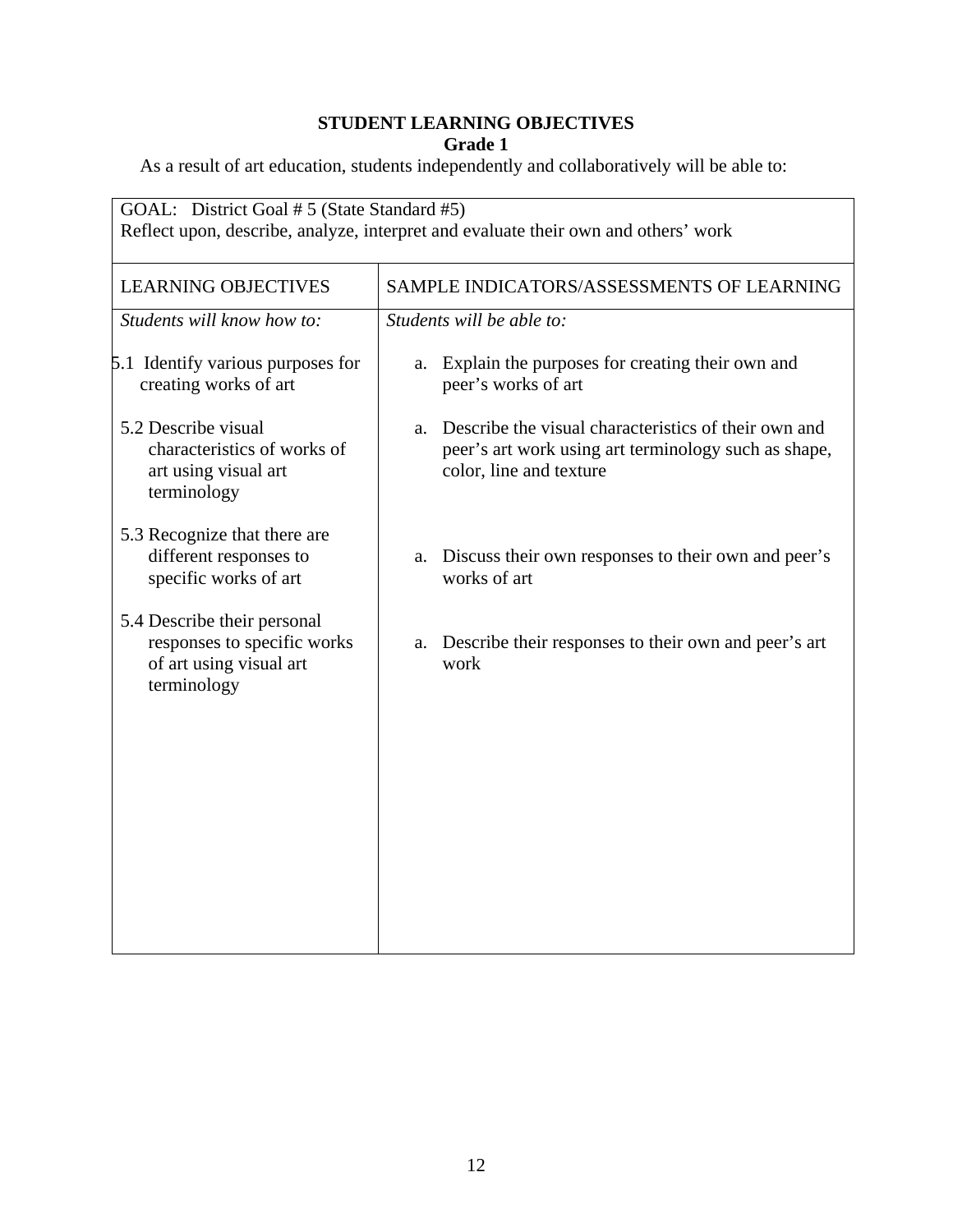**STUDENT LEARNING OBJECTIVES**

**Grade 1**

As a result of art education, students independently and collaboratively will be able to:

| GOAL: District Goal # 5 (State Standard #5)<br>Reflect upon, describe, analyze, interpret and evaluate their own and others' work | |
|---|---|
| LEARNING OBJECTIVES | SAMPLE INDICATORS/ASSESSMENTS OF LEARNING |
| *Students will know how to:* | *Students will be able to:* |
| 5.1 Identify various purposes for creating works of art | a. Explain the purposes for creating their own and peer's works of art |
| 5.2 Describe visual characteristics of works of art using visual art terminology | a. Describe the visual characteristics of their own and peer's art work using art terminology such as shape, color, line and texture |
| 5.3 Recognize that there are different responses to specific works of art | a. Discuss their own responses to their own and peer's works of art |
| 5.4 Describe their personal responses to specific works of art using visual art terminology | a. Describe their responses to their own and peer's art work |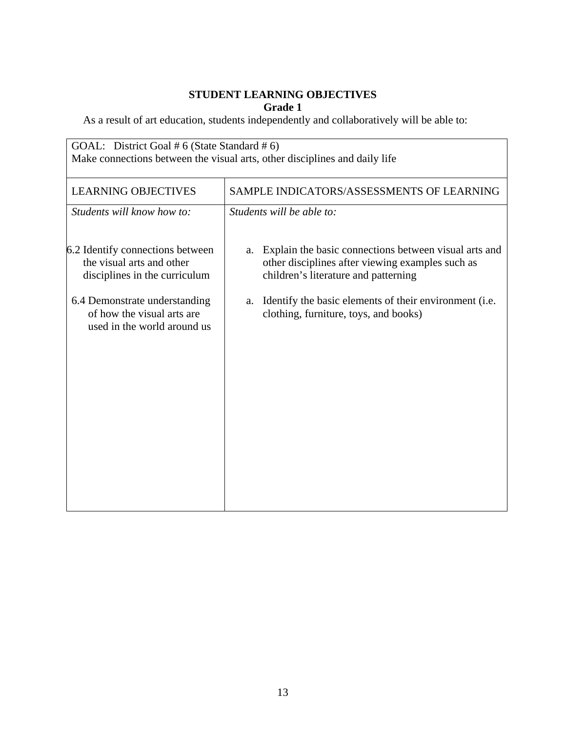## STUDENT LEARNING OBJECTIVES
### Grade 1

As a result of art education, students independently and collaboratively will be able to:

| GOAL: District Goal # 6 (State Standard # 6)<br>Make connections between the visual arts, other disciplines and daily life | |
|---|---|
| LEARNING OBJECTIVES | SAMPLE INDICATORS/ASSESSMENTS OF LEARNING |
| *Students will know how to:* | *Students will be able to:* |
| 6.2 Identify connections between the visual arts and other disciplines in the curriculum | a. Explain the basic connections between visual arts and other disciplines after viewing examples such as children's literature and patterning |
| 6.4 Demonstrate understanding of how the visual arts are used in the world around us | a. Identify the basic elements of their environment (i.e. clothing, furniture, toys, and books) |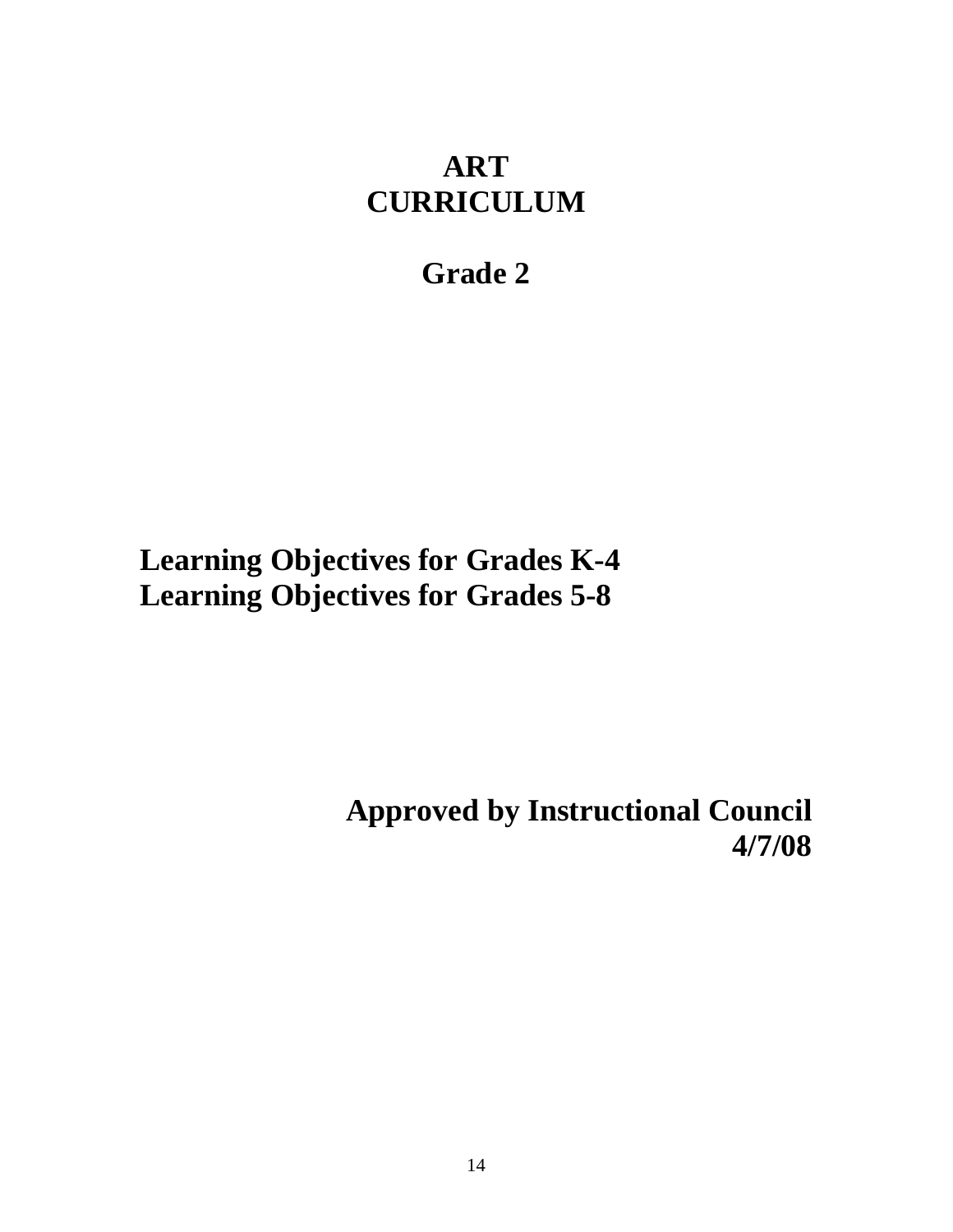# ART
# CURRICULUM

## Grade 2

**Learning Objectives for Grades K-4**
**Learning Objectives for Grades 5-8**

**Approved by Instructional Council**
**4/7/08**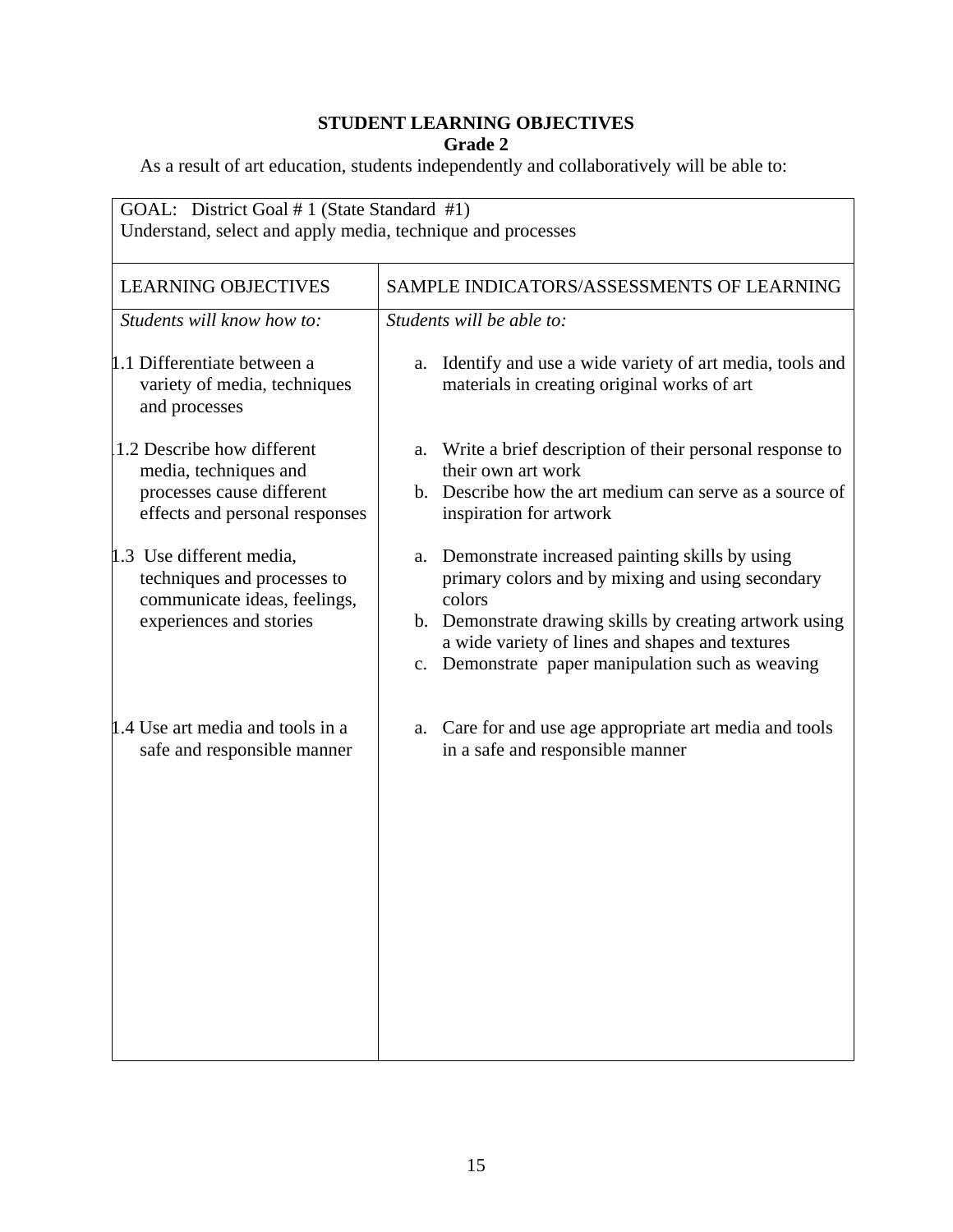**STUDENT LEARNING OBJECTIVES**
**Grade 2**

As a result of art education, students independently and collaboratively will be able to:

| GOAL: District Goal # 1 (State Standard #1)<br>Understand, select and apply media, technique and processes | |
|---|---|
| LEARNING OBJECTIVES | SAMPLE INDICATORS/ASSESSMENTS OF LEARNING |
| *Students will know how to:* | *Students will be able to:* |
| 1.1 Differentiate between a variety of media, techniques and processes | a. Identify and use a wide variety of art media, tools and materials in creating original works of art |
| 1.2 Describe how different media, techniques and processes cause different effects and personal responses | a. Write a brief description of their personal response to their own art work<br>b. Describe how the art medium can serve as a source of inspiration for artwork |
| 1.3 Use different media, techniques and processes to communicate ideas, feelings, experiences and stories | a. Demonstrate increased painting skills by using primary colors and by mixing and using secondary colors<br>b. Demonstrate drawing skills by creating artwork using a wide variety of lines and shapes and textures<br>c. Demonstrate paper manipulation such as weaving |
| 1.4 Use art media and tools in a safe and responsible manner | a. Care for and use age appropriate art media and tools in a safe and responsible manner |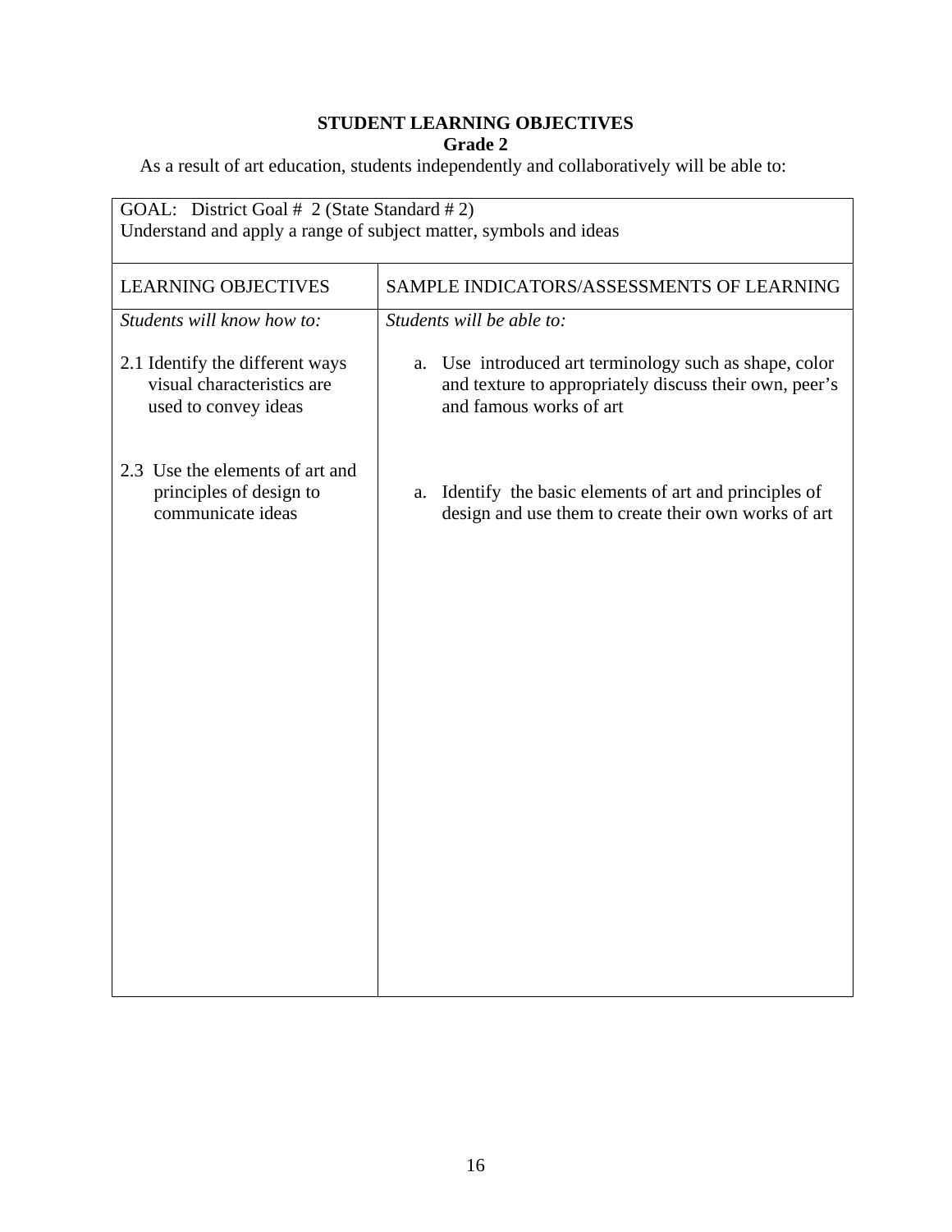**STUDENT LEARNING OBJECTIVES**
**Grade 2**

As a result of art education, students independently and collaboratively will be able to:

| GOAL: District Goal # 2 (State Standard # 2) Understand and apply a range of subject matter, symbols and ideas | |
|---|---|
| LEARNING OBJECTIVES | SAMPLE INDICATORS/ASSESSMENTS OF LEARNING |
| *Students will know how to:* | *Students will be able to:* |
| 2.1 Identify the different ways visual characteristics are used to convey ideas | a. Use introduced art terminology such as shape, color and texture to appropriately discuss their own, peer's and famous works of art |
| 2.3 Use the elements of art and principles of design to communicate ideas | a. Identify the basic elements of art and principles of design and use them to create their own works of art |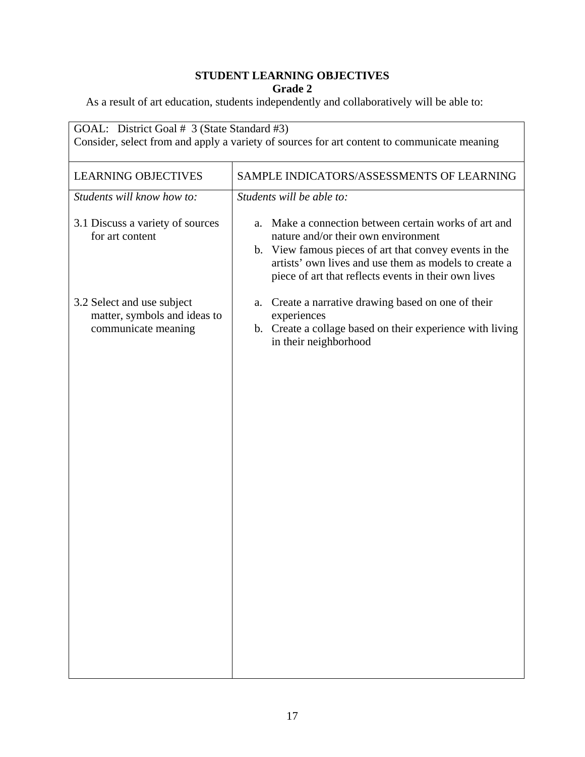**STUDENT LEARNING OBJECTIVES**
**Grade 2**

As a result of art education, students independently and collaboratively will be able to:

GOAL: District Goal # 3 (State Standard #3)
Consider, select from and apply a variety of sources for art content to communicate meaning

| LEARNING OBJECTIVES | SAMPLE INDICATORS/ASSESSMENTS OF LEARNING |
|---|---|
| *Students will know how to:* | *Students will be able to:* |
| 3.1 Discuss a variety of sources for art content | a. Make a connection between certain works of art and nature and/or their own environment<br>b. View famous pieces of art that convey events in the artists' own lives and use them as models to create a piece of art that reflects events in their own lives |
| 3.2 Select and use subject matter, symbols and ideas to communicate meaning | a. Create a narrative drawing based on one of their experiences<br>b. Create a collage based on their experience with living in their neighborhood |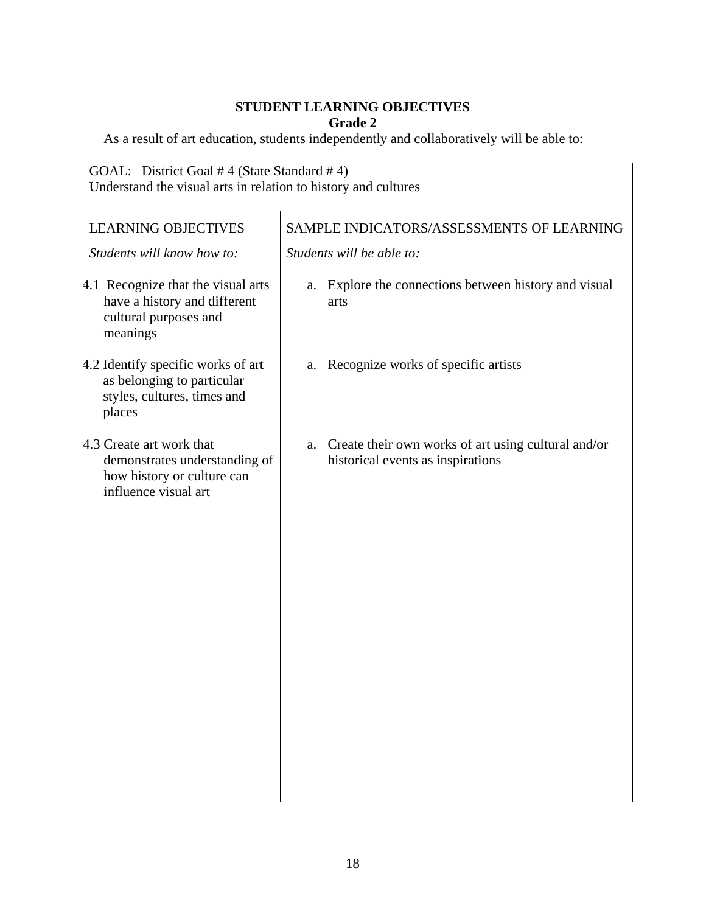**STUDENT LEARNING OBJECTIVES**
**Grade 2**

As a result of art education, students independently and collaboratively will be able to:

| GOAL: District Goal # 4 (State Standard # 4) Understand the visual arts in relation to history and cultures | |
|---|---|
| LEARNING OBJECTIVES | SAMPLE INDICATORS/ASSESSMENTS OF LEARNING |
| *Students will know how to:* | *Students will be able to:* |
| 4.1 Recognize that the visual arts have a history and different cultural purposes and meanings | a. Explore the connections between history and visual arts |
| 4.2 Identify specific works of art as belonging to particular styles, cultures, times and places | a. Recognize works of specific artists |
| 4.3 Create art work that demonstrates understanding of how history or culture can influence visual art | a. Create their own works of art using cultural and/or historical events as inspirations |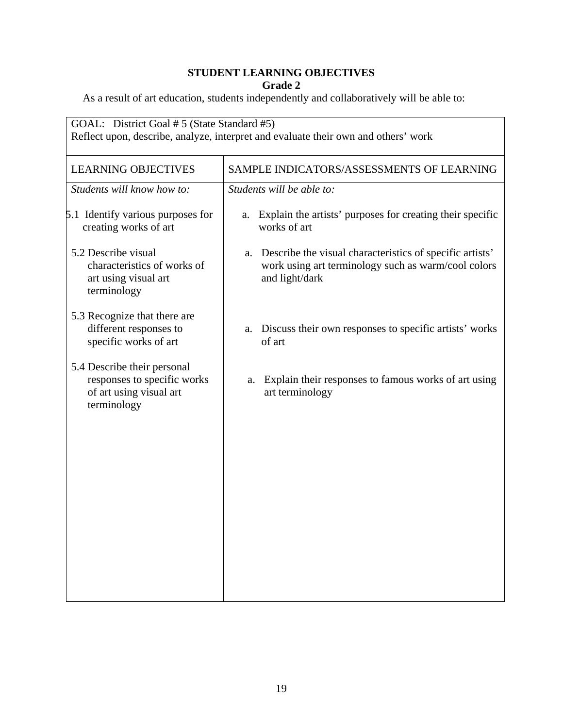**STUDENT LEARNING OBJECTIVES**

**Grade 2**

As a result of art education, students independently and collaboratively will be able to:

| GOAL: District Goal # 5 (State Standard #5)<br>Reflect upon, describe, analyze, interpret and evaluate their own and others' work | |
|---|---|
| LEARNING OBJECTIVES | SAMPLE INDICATORS/ASSESSMENTS OF LEARNING |
| *Students will know how to:* | *Students will be able to:* |
| 5.1 Identify various purposes for creating works of art | a. Explain the artists' purposes for creating their specific works of art |
| 5.2 Describe visual characteristics of works of art using visual art terminology | a. Describe the visual characteristics of specific artists' work using art terminology such as warm/cool colors and light/dark |
| 5.3 Recognize that there are different responses to specific works of art | a. Discuss their own responses to specific artists' works of art |
| 5.4 Describe their personal responses to specific works of art using visual art terminology | a. Explain their responses to famous works of art using art terminology |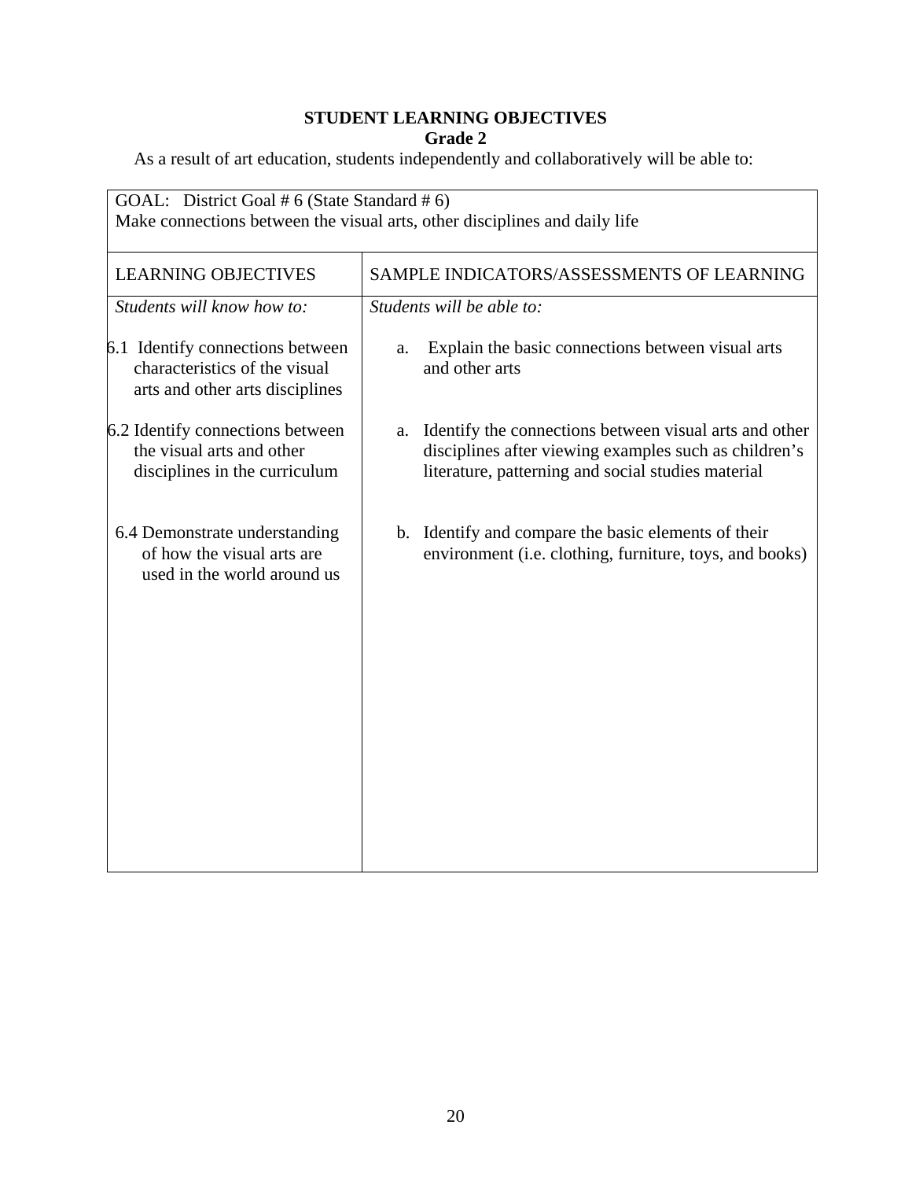**STUDENT LEARNING OBJECTIVES**
**Grade 2**

As a result of art education, students independently and collaboratively will be able to:

| GOAL: District Goal # 6 (State Standard # 6)<br>Make connections between the visual arts, other disciplines and daily life | |
|---|---|
| LEARNING OBJECTIVES | SAMPLE INDICATORS/ASSESSMENTS OF LEARNING |
| *Students will know how to:* | *Students will be able to:* |
| 6.1 Identify connections between characteristics of the visual arts and other arts disciplines | a. Explain the basic connections between visual arts and other arts |
| 6.2 Identify connections between the visual arts and other disciplines in the curriculum | a. Identify the connections between visual arts and other disciplines after viewing examples such as children's literature, patterning and social studies material |
| 6.4 Demonstrate understanding of how the visual arts are used in the world around us | b. Identify and compare the basic elements of their environment (i.e. clothing, furniture, toys, and books) |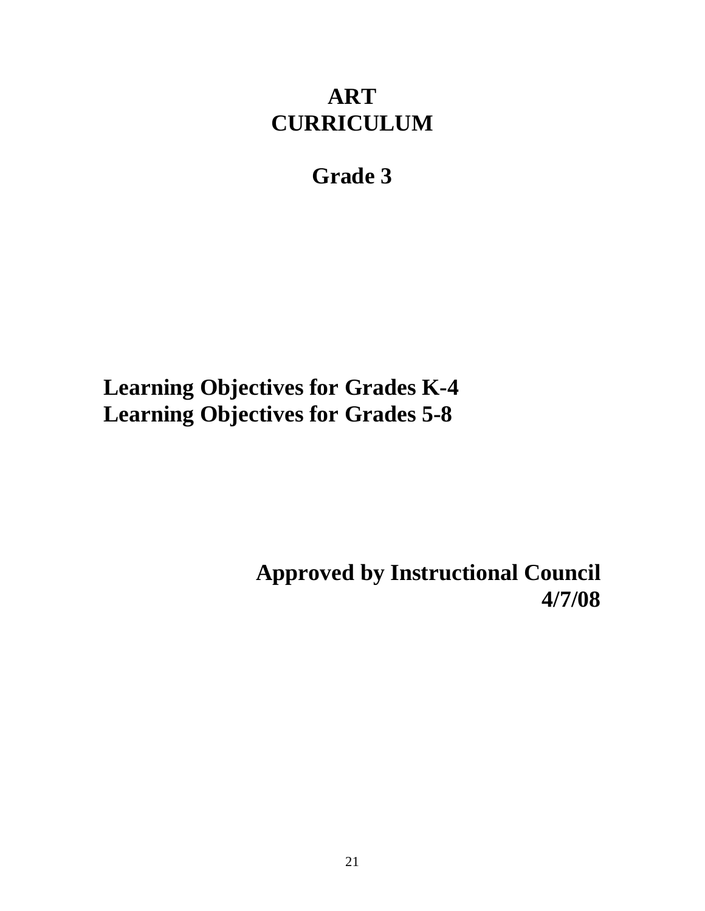# ART CURRICULUM

## Grade 3

**Learning Objectives for Grades K-4**
**Learning Objectives for Grades 5-8**

**Approved by Instructional Council**
**4/7/08**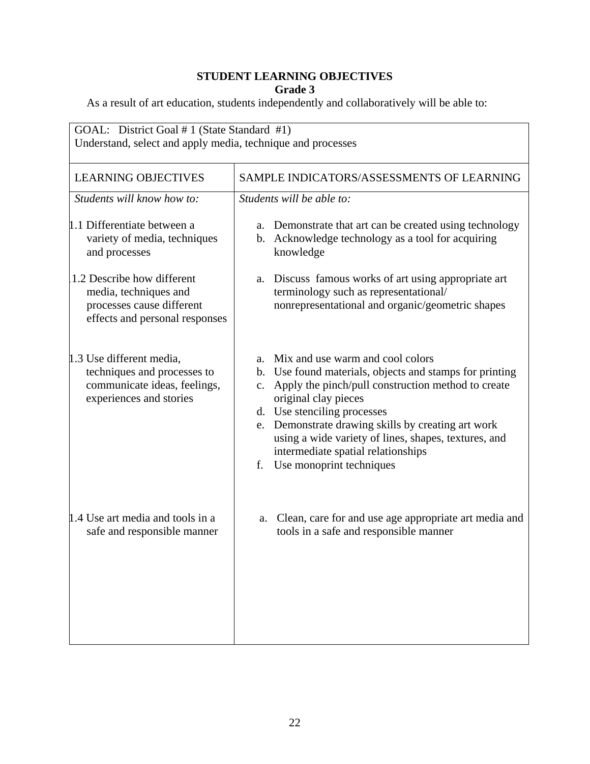**STUDENT LEARNING OBJECTIVES**
**Grade 3**

As a result of art education, students independently and collaboratively will be able to:

| GOAL: District Goal # 1 (State Standard #1)<br>Understand, select and apply media, technique and processes | |
|---|---|
| LEARNING OBJECTIVES | SAMPLE INDICATORS/ASSESSMENTS OF LEARNING |
| *Students will know how to:* | *Students will be able to:* |
| 1.1 Differentiate between a variety of media, techniques and processes | a. Demonstrate that art can be created using technology<br>b. Acknowledge technology as a tool for acquiring knowledge |
| 1.2 Describe how different media, techniques and processes cause different effects and personal responses | a. Discuss famous works of art using appropriate art terminology such as representational/ nonrepresentational and organic/geometric shapes |
| 1.3 Use different media, techniques and processes to communicate ideas, feelings, experiences and stories | a. Mix and use warm and cool colors<br>b. Use found materials, objects and stamps for printing<br>c. Apply the pinch/pull construction method to create original clay pieces<br>d. Use stenciling processes<br>e. Demonstrate drawing skills by creating art work using a wide variety of lines, shapes, textures, and intermediate spatial relationships<br>f. Use monoprint techniques |
| 1.4 Use art media and tools in a safe and responsible manner | a. Clean, care for and use age appropriate art media and tools in a safe and responsible manner |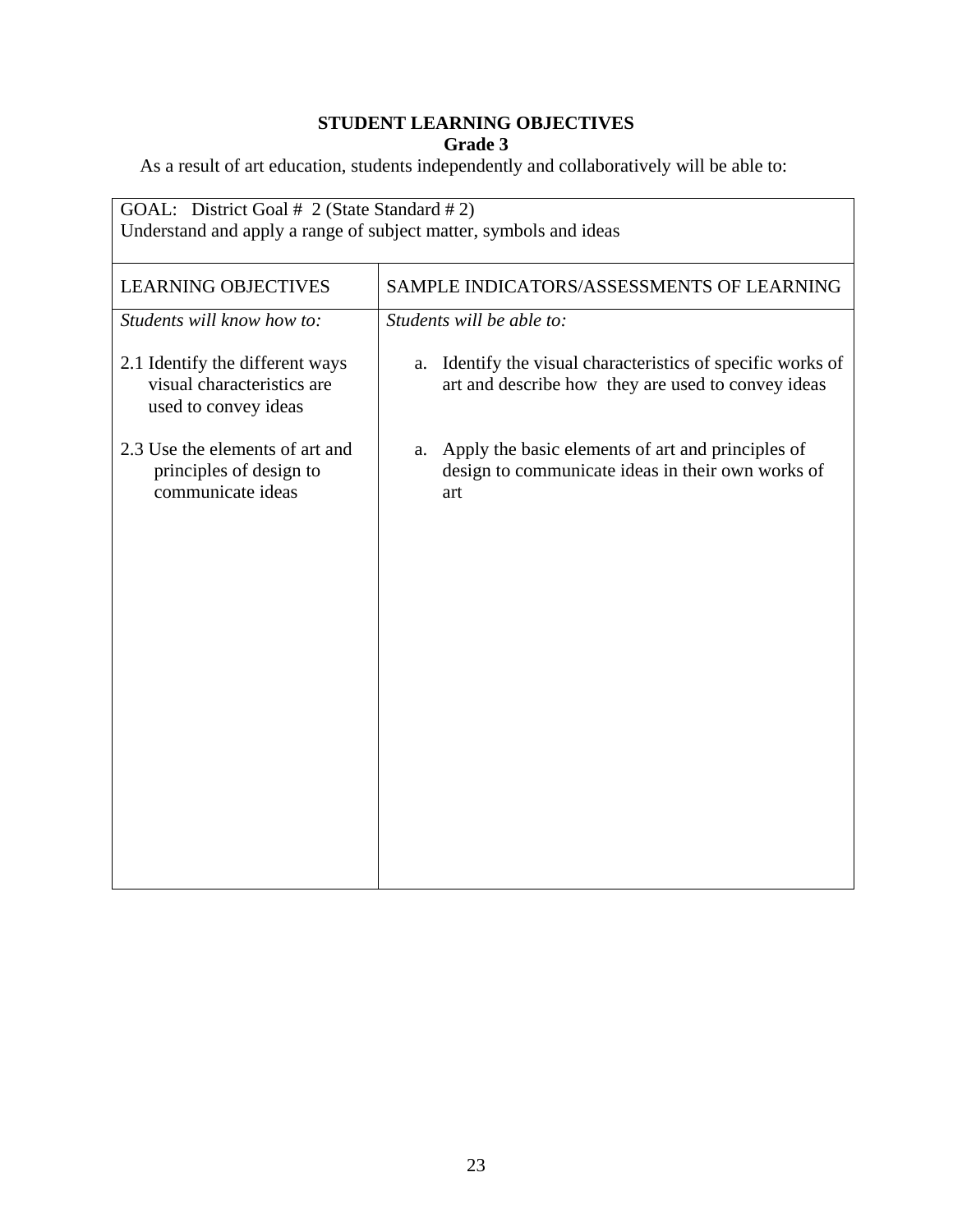**STUDENT LEARNING OBJECTIVES**
**Grade 3**

As a result of art education, students independently and collaboratively will be able to:

| GOAL: District Goal # 2 (State Standard # 2)<br>Understand and apply a range of subject matter, symbols and ideas | |
|---|---|
| LEARNING OBJECTIVES | SAMPLE INDICATORS/ASSESSMENTS OF LEARNING |
| *Students will know how to:* | *Students will be able to:* |
| 2.1 Identify the different ways visual characteristics are used to convey ideas | a. Identify the visual characteristics of specific works of art and describe how they are used to convey ideas |
| 2.3 Use the elements of art and principles of design to communicate ideas | a. Apply the basic elements of art and principles of design to communicate ideas in their own works of art |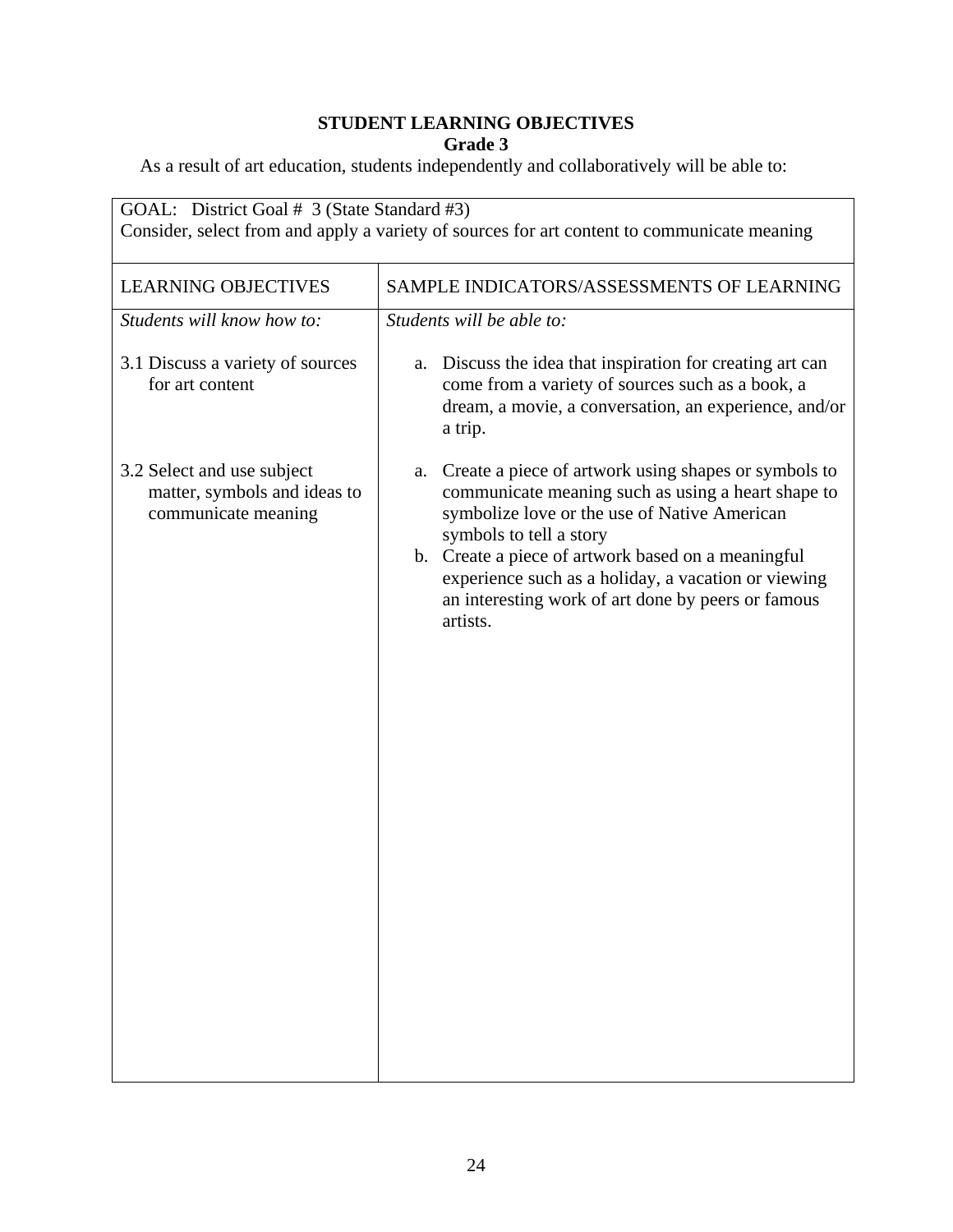**STUDENT LEARNING OBJECTIVES**
**Grade 3**

As a result of art education, students independently and collaboratively will be able to:

| GOAL: District Goal # 3 (State Standard #3) Consider, select from and apply a variety of sources for art content to communicate meaning | |
|---|---|
| LEARNING OBJECTIVES | SAMPLE INDICATORS/ASSESSMENTS OF LEARNING |
| *Students will know how to:* | *Students will be able to:* |
| 3.1 Discuss a variety of sources for art content | a. Discuss the idea that inspiration for creating art can come from a variety of sources such as a book, a dream, a movie, a conversation, an experience, and/or a trip. |
| 3.2 Select and use subject matter, symbols and ideas to communicate meaning | a. Create a piece of artwork using shapes or symbols to communicate meaning such as using a heart shape to symbolize love or the use of Native American symbols to tell a story<br>b. Create a piece of artwork based on a meaningful experience such as a holiday, a vacation or viewing an interesting work of art done by peers or famous artists. |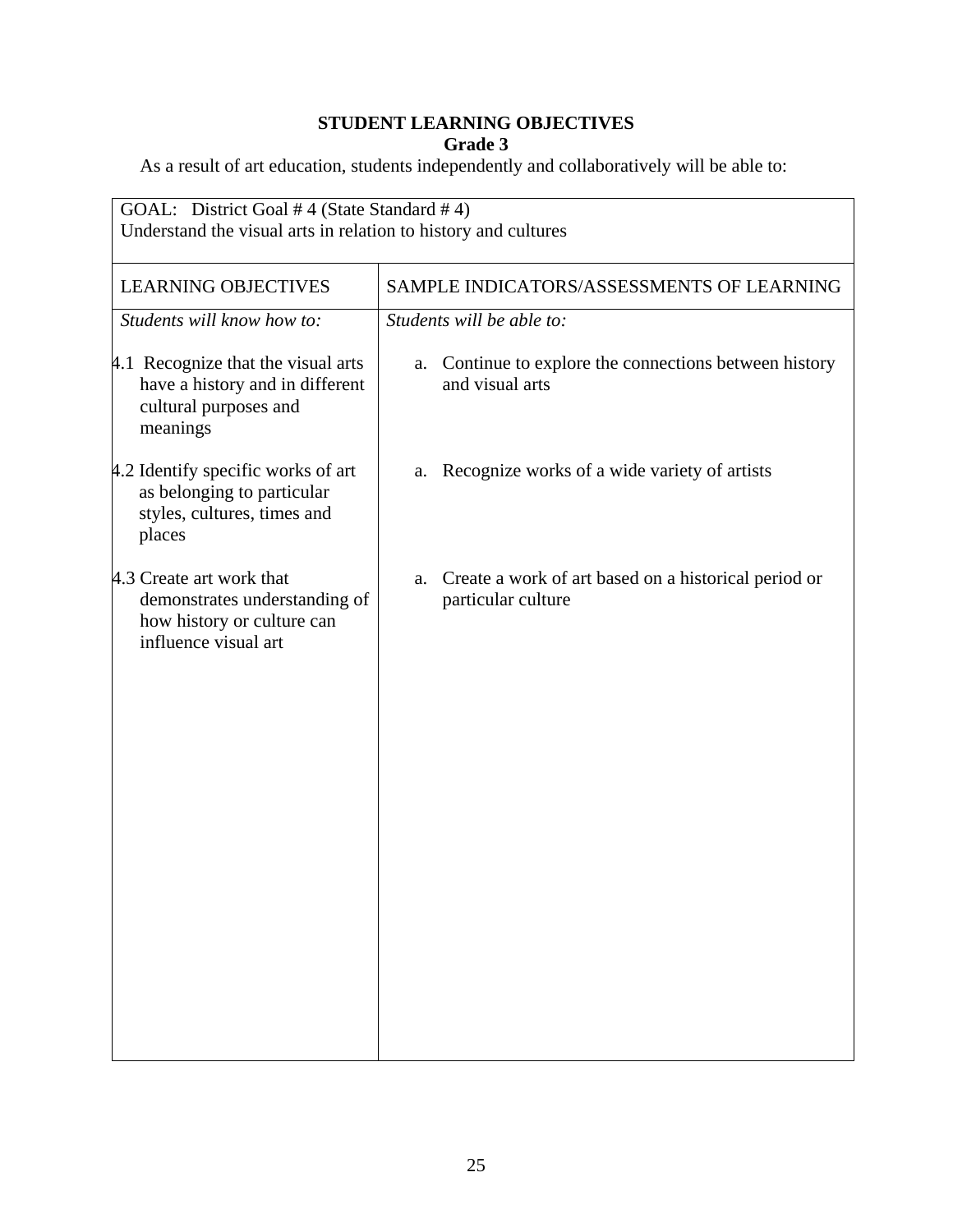**STUDENT LEARNING OBJECTIVES**
**Grade 3**

As a result of art education, students independently and collaboratively will be able to:

| GOAL: District Goal # 4 (State Standard # 4)<br>Understand the visual arts in relation to history and cultures | |
|---|---|
| LEARNING OBJECTIVES | SAMPLE INDICATORS/ASSESSMENTS OF LEARNING |
| *Students will know how to:* | *Students will be able to:* |
| 4.1 Recognize that the visual arts have a history and in different cultural purposes and meanings | a. Continue to explore the connections between history and visual arts |
| 4.2 Identify specific works of art as belonging to particular styles, cultures, times and places | a. Recognize works of a wide variety of artists |
| 4.3 Create art work that demonstrates understanding of how history or culture can influence visual art | a. Create a work of art based on a historical period or particular culture |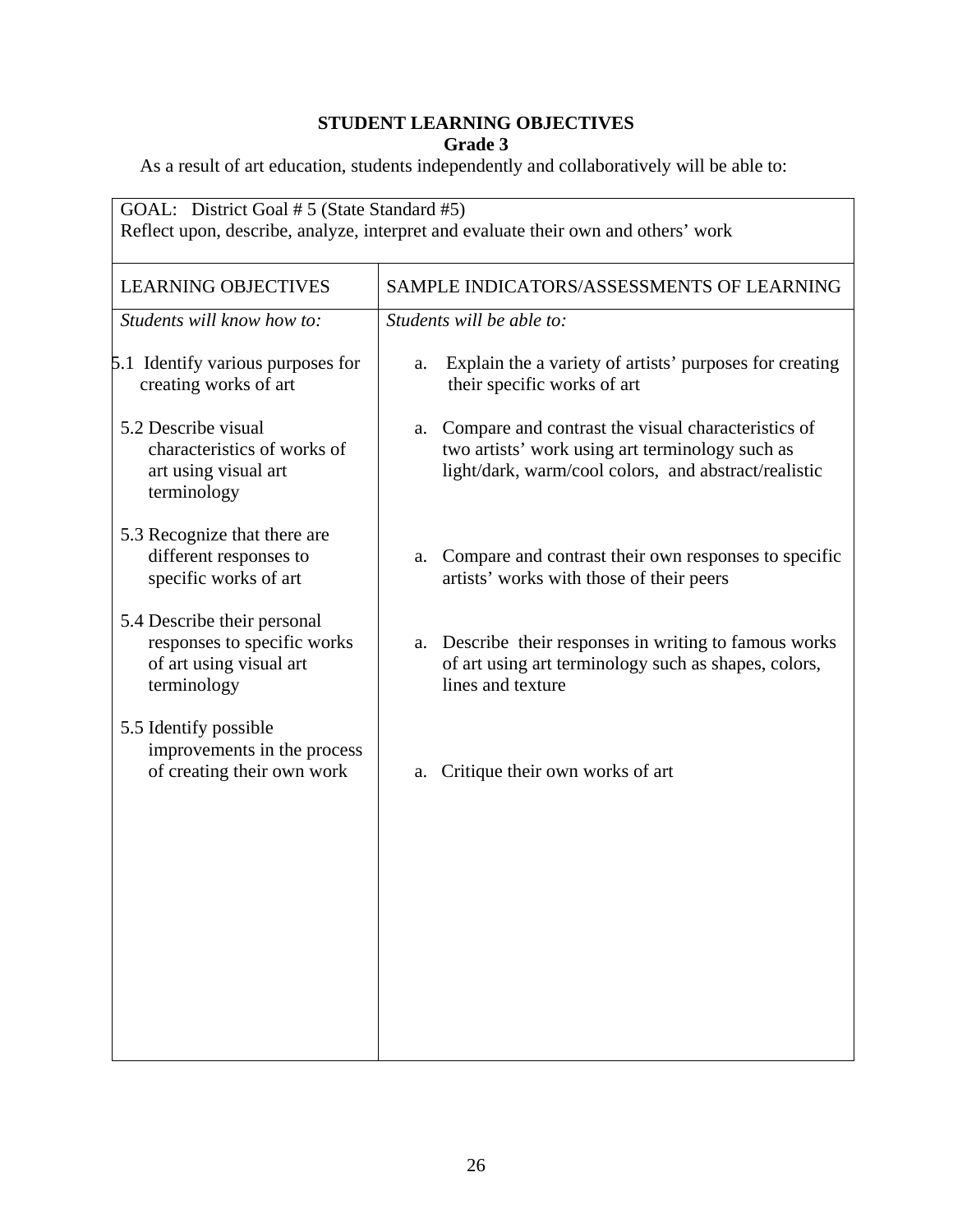**STUDENT LEARNING OBJECTIVES**
**Grade 3**

As a result of art education, students independently and collaboratively will be able to:

| GOAL: District Goal # 5 (State Standard #5) Reflect upon, describe, analyze, interpret and evaluate their own and others' work | |
|---|---|
| LEARNING OBJECTIVES | SAMPLE INDICATORS/ASSESSMENTS OF LEARNING |
| *Students will know how to:* | *Students will be able to:* |
| 5.1 Identify various purposes for creating works of art | a. Explain the a variety of artists' purposes for creating their specific works of art |
| 5.2 Describe visual characteristics of works of art using visual art terminology | a. Compare and contrast the visual characteristics of two artists' work using art terminology such as light/dark, warm/cool colors, and abstract/realistic |
| 5.3 Recognize that there are different responses to specific works of art | a. Compare and contrast their own responses to specific artists' works with those of their peers |
| 5.4 Describe their personal responses to specific works of art using visual art terminology | a. Describe their responses in writing to famous works of art using art terminology such as shapes, colors, lines and texture |
| 5.5 Identify possible improvements in the process of creating their own work | a. Critique their own works of art |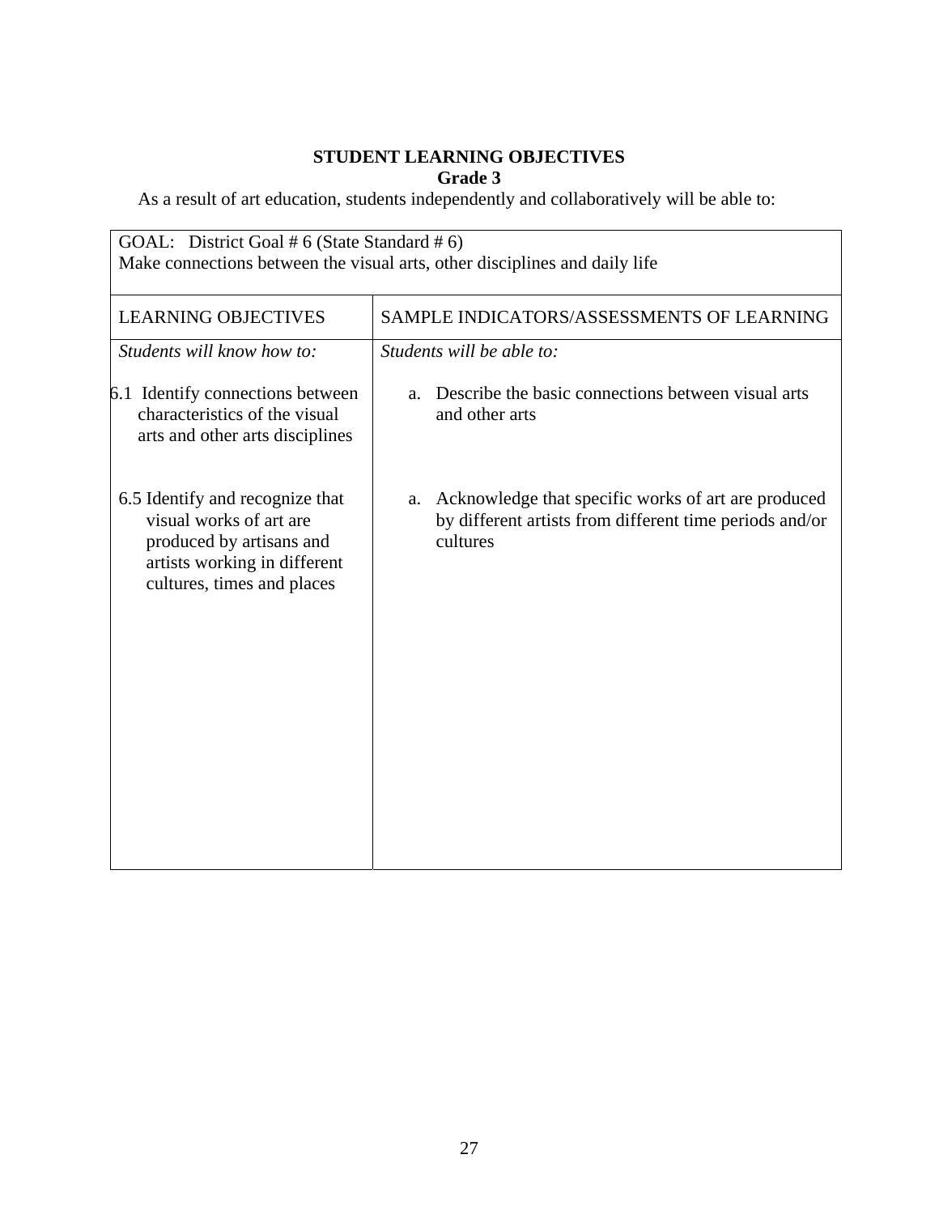**STUDENT LEARNING OBJECTIVES**
**Grade 3**

As a result of art education, students independently and collaboratively will be able to:

| GOAL: District Goal # 6 (State Standard # 6) Make connections between the visual arts, other disciplines and daily life | |
|---|---|
| LEARNING OBJECTIVES | SAMPLE INDICATORS/ASSESSMENTS OF LEARNING |
| *Students will know how to:* | *Students will be able to:* |
| 6.1 Identify connections between characteristics of the visual arts and other arts disciplines | a. Describe the basic connections between visual arts and other arts |
| 6.5 Identify and recognize that visual works of art are produced by artisans and artists working in different cultures, times and places | a. Acknowledge that specific works of art are produced by different artists from different time periods and/or cultures |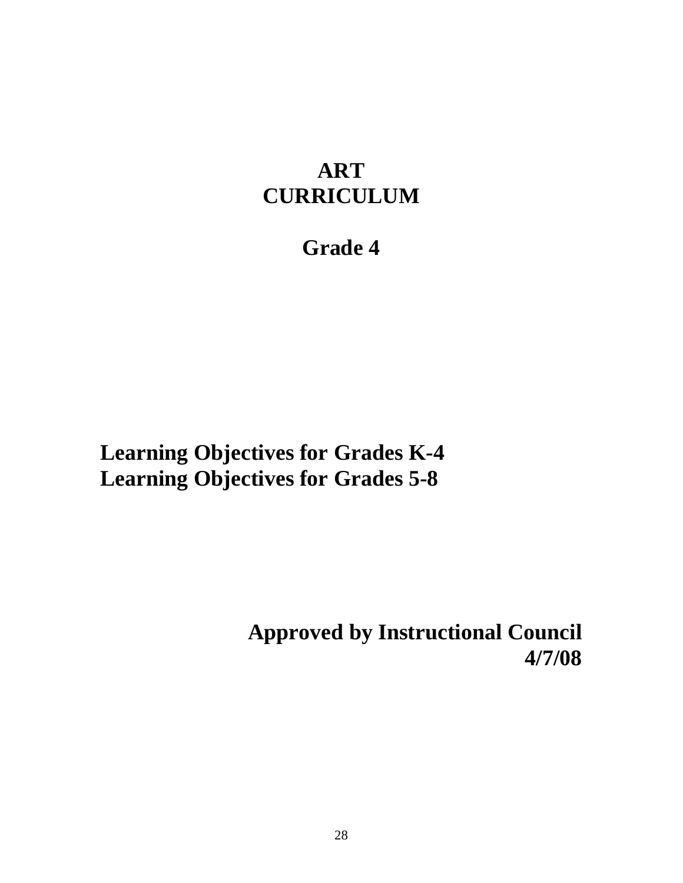# ART
# CURRICULUM

## Grade 4

**Learning Objectives for Grades K-4**
**Learning Objectives for Grades 5-8**

**Approved by Instructional Council**
**4/7/08**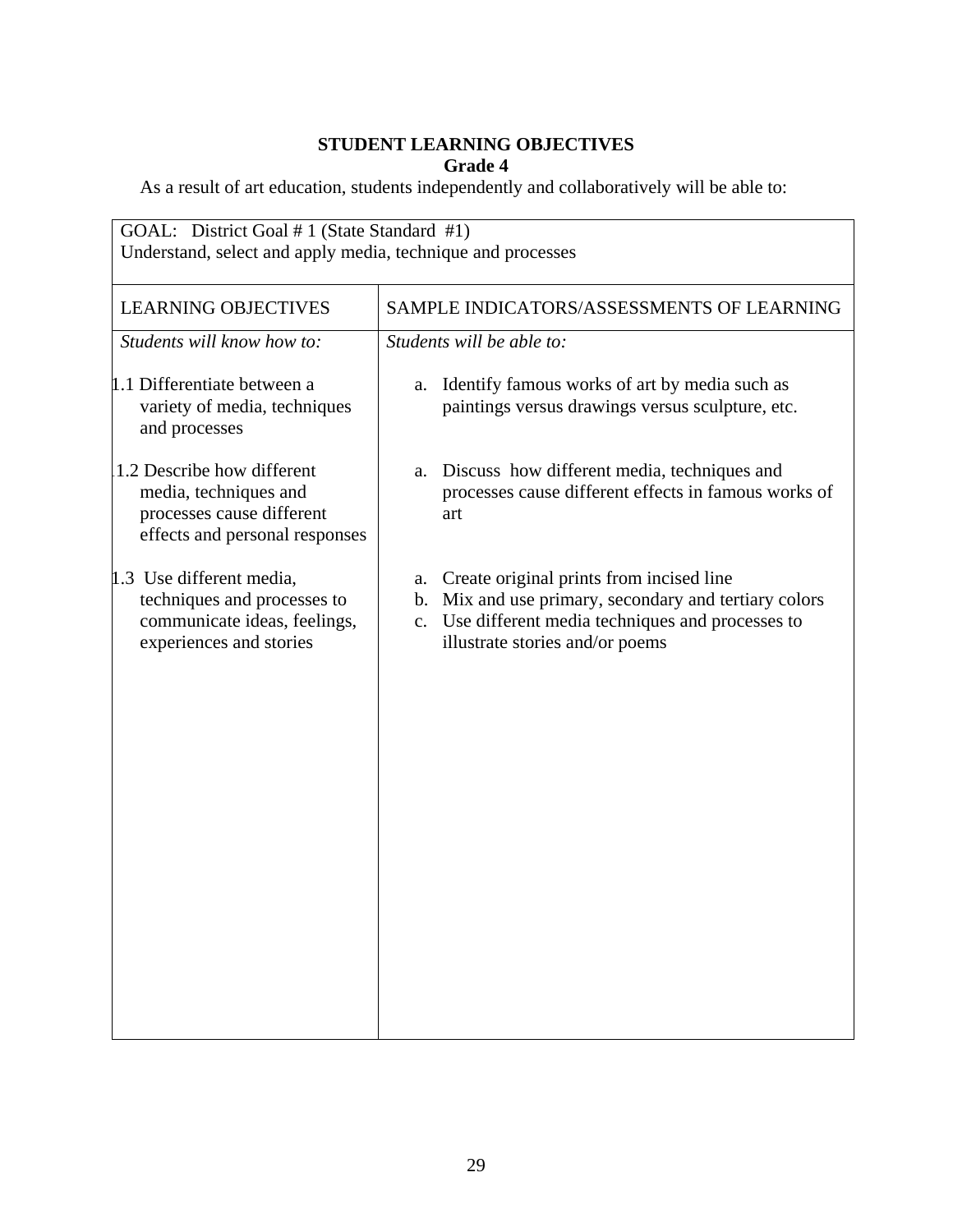**STUDENT LEARNING OBJECTIVES**
**Grade 4**

As a result of art education, students independently and collaboratively will be able to:

| GOAL: District Goal # 1 (State Standard #1)<br>Understand, select and apply media, technique and processes | |
|---|---|
| LEARNING OBJECTIVES | SAMPLE INDICATORS/ASSESSMENTS OF LEARNING |
| *Students will know how to:* | *Students will be able to:* |
| 1.1 Differentiate between a variety of media, techniques and processes | a. Identify famous works of art by media such as paintings versus drawings versus sculpture, etc. |
| 1.2 Describe how different media, techniques and processes cause different effects and personal responses | a. Discuss how different media, techniques and processes cause different effects in famous works of art |
| 1.3 Use different media, techniques and processes to communicate ideas, feelings, experiences and stories | a. Create original prints from incised line<br>b. Mix and use primary, secondary and tertiary colors<br>c. Use different media techniques and processes to illustrate stories and/or poems |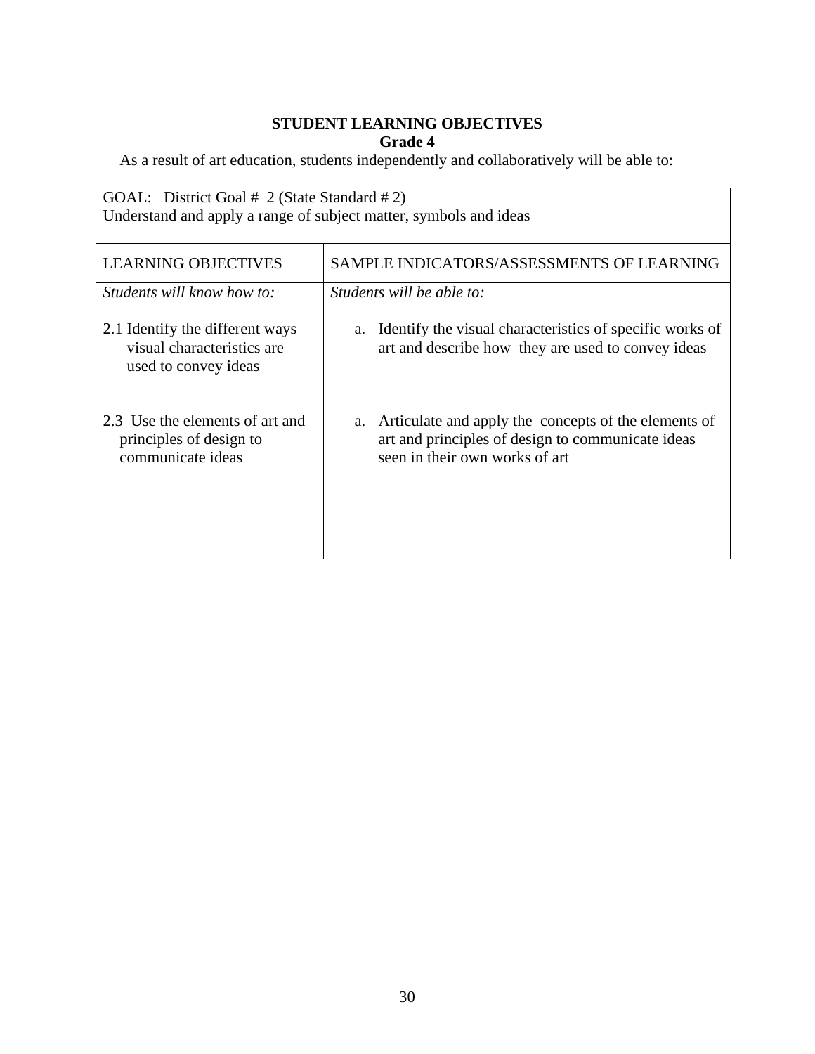**STUDENT LEARNING OBJECTIVES**
**Grade 4**

As a result of art education, students independently and collaboratively will be able to:

| GOAL: District Goal # 2 (State Standard # 2)<br>Understand and apply a range of subject matter, symbols and ideas | |
|---|---|
| LEARNING OBJECTIVES | SAMPLE INDICATORS/ASSESSMENTS OF LEARNING |
| *Students will know how to:* | *Students will be able to:* |
| 2.1 Identify the different ways visual characteristics are used to convey ideas | a. Identify the visual characteristics of specific works of art and describe how they are used to convey ideas |
| 2.3 Use the elements of art and principles of design to communicate ideas | a. Articulate and apply the concepts of the elements of art and principles of design to communicate ideas seen in their own works of art |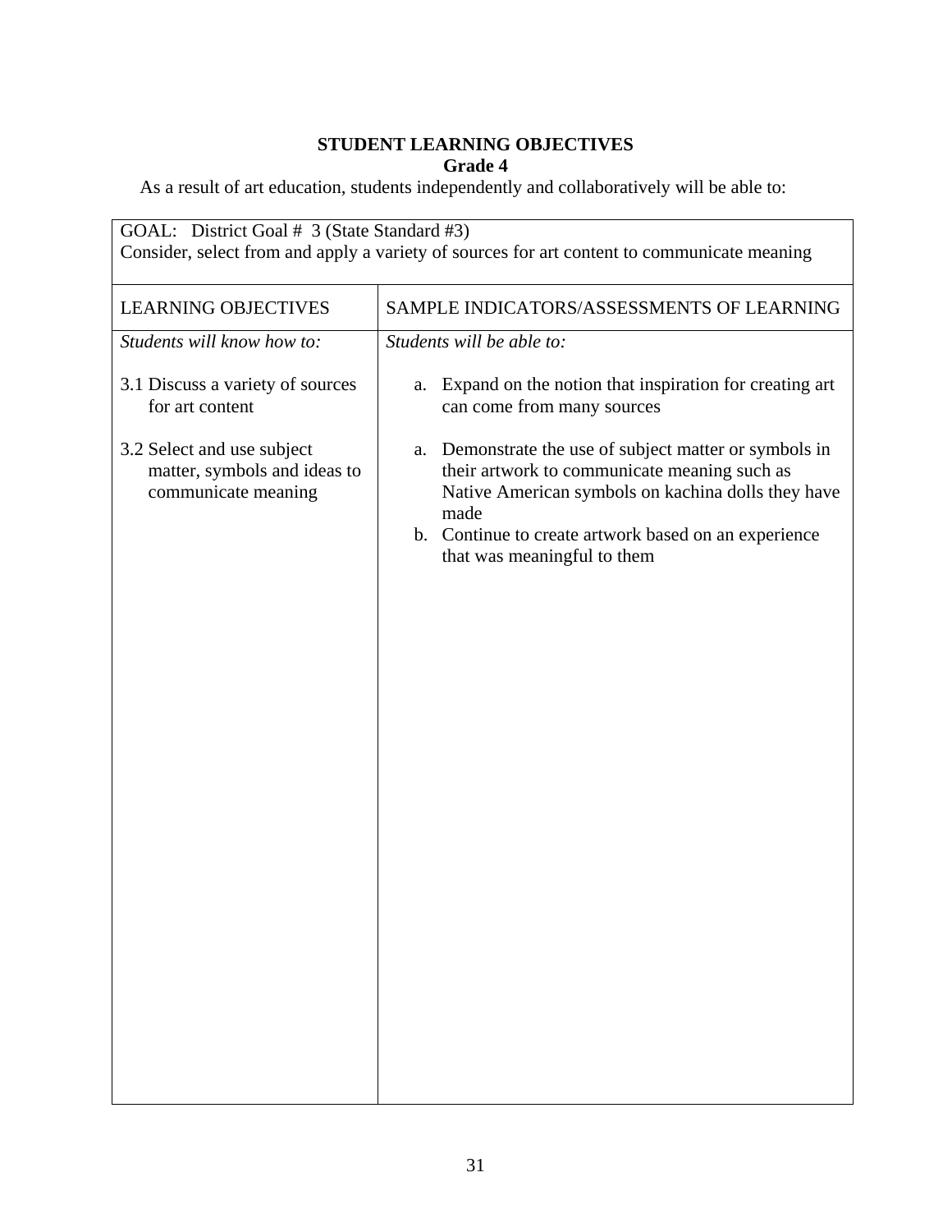**STUDENT LEARNING OBJECTIVES**
**Grade 4**

As a result of art education, students independently and collaboratively will be able to:

| GOAL: District Goal # 3 (State Standard #3) Consider, select from and apply a variety of sources for art content to communicate meaning | |
|---|---|
| LEARNING OBJECTIVES | SAMPLE INDICATORS/ASSESSMENTS OF LEARNING |
| *Students will know how to:* | *Students will be able to:* |
| 3.1 Discuss a variety of sources for art content | a. Expand on the notion that inspiration for creating art can come from many sources |
| 3.2 Select and use subject matter, symbols and ideas to communicate meaning | a. Demonstrate the use of subject matter or symbols in their artwork to communicate meaning such as Native American symbols on kachina dolls they have made<br>b. Continue to create artwork based on an experience that was meaningful to them |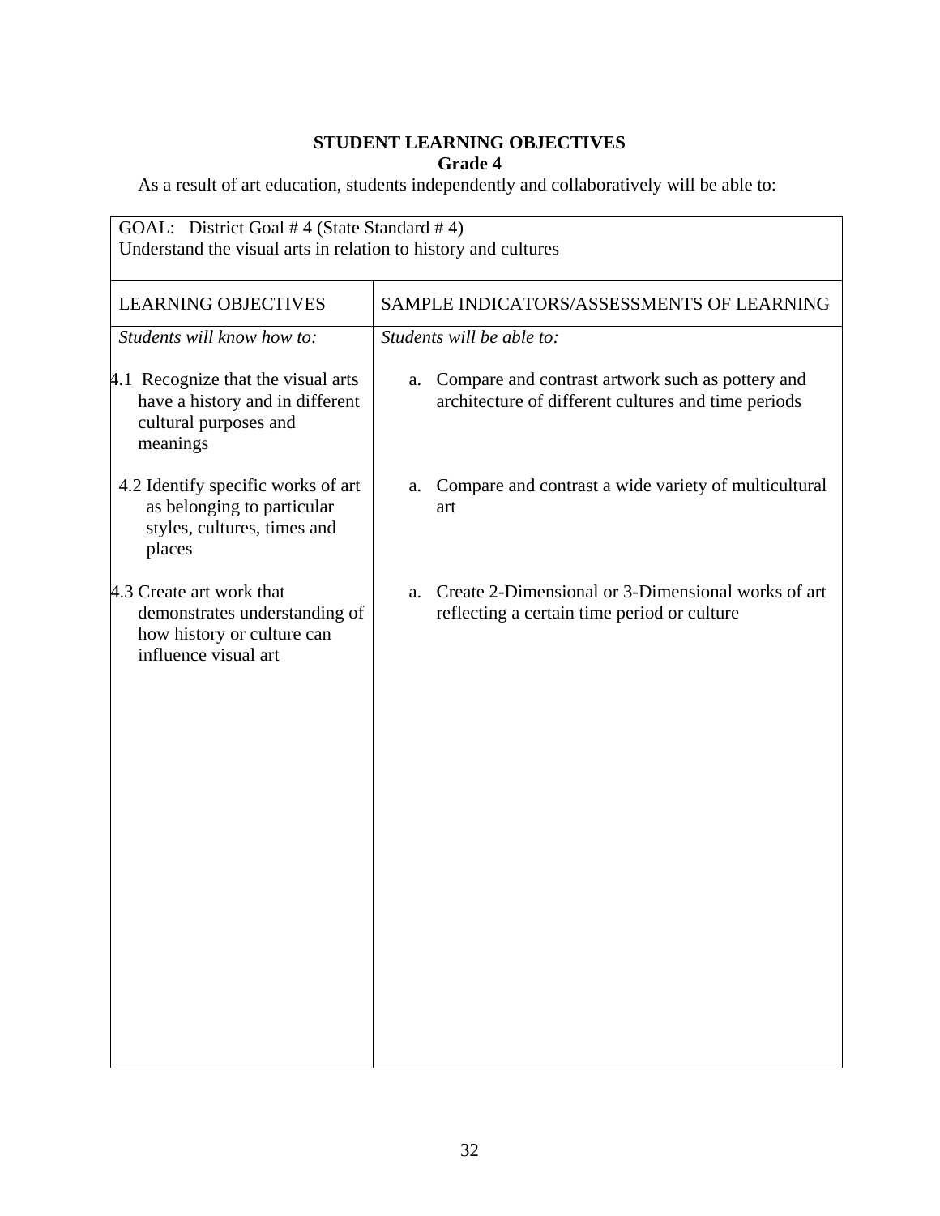**STUDENT LEARNING OBJECTIVES**
**Grade 4**

As a result of art education, students independently and collaboratively will be able to:

| GOAL: District Goal # 4 (State Standard # 4) Understand the visual arts in relation to history and cultures | |
|---|---|
| LEARNING OBJECTIVES | SAMPLE INDICATORS/ASSESSMENTS OF LEARNING |
| *Students will know how to:* | *Students will be able to:* |
| 4.1 Recognize that the visual arts have a history and in different cultural purposes and meanings | a. Compare and contrast artwork such as pottery and architecture of different cultures and time periods |
| 4.2 Identify specific works of art as belonging to particular styles, cultures, times and places | a. Compare and contrast a wide variety of multicultural art |
| 4.3 Create art work that demonstrates understanding of how history or culture can influence visual art | a. Create 2-Dimensional or 3-Dimensional works of art reflecting a certain time period or culture |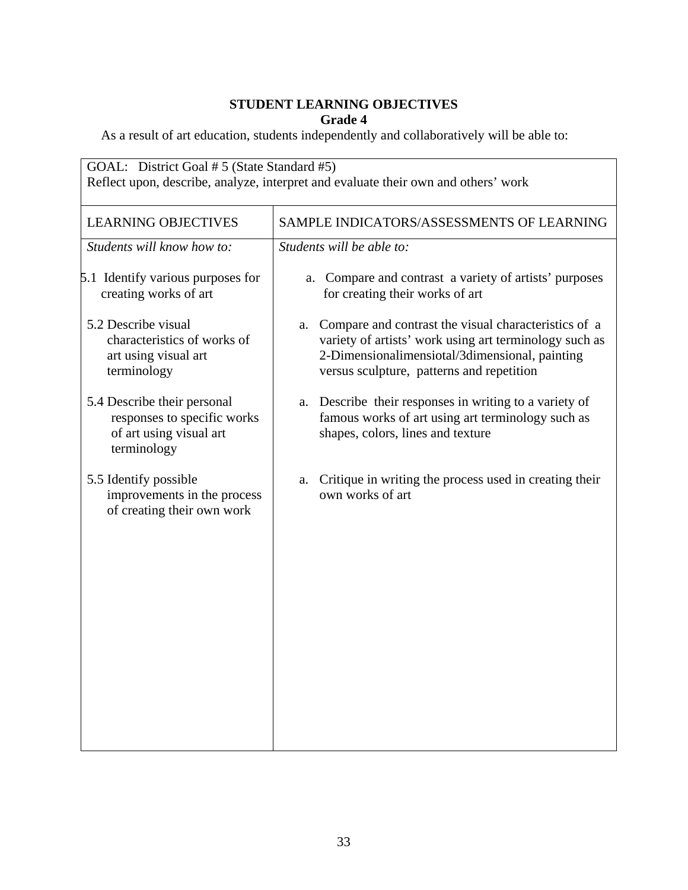**STUDENT LEARNING OBJECTIVES**
**Grade 4**

As a result of art education, students independently and collaboratively will be able to:

| GOAL: District Goal # 5 (State Standard #5) Reflect upon, describe, analyze, interpret and evaluate their own and others' work | |
|---|---|
| LEARNING OBJECTIVES | SAMPLE INDICATORS/ASSESSMENTS OF LEARNING |
| *Students will know how to:* | *Students will be able to:* |
| 5.1 Identify various purposes for creating works of art | a. Compare and contrast a variety of artists' purposes for creating their works of art |
| 5.2 Describe visual characteristics of works of art using visual art terminology | a. Compare and contrast the visual characteristics of a variety of artists' work using art terminology such as 2-Dimensionalimensiotal/3dimensional, painting versus sculpture, patterns and repetition |
| 5.4 Describe their personal responses to specific works of art using visual art terminology | a. Describe their responses in writing to a variety of famous works of art using art terminology such as shapes, colors, lines and texture |
| 5.5 Identify possible improvements in the process of creating their own work | a. Critique in writing the process used in creating their own works of art |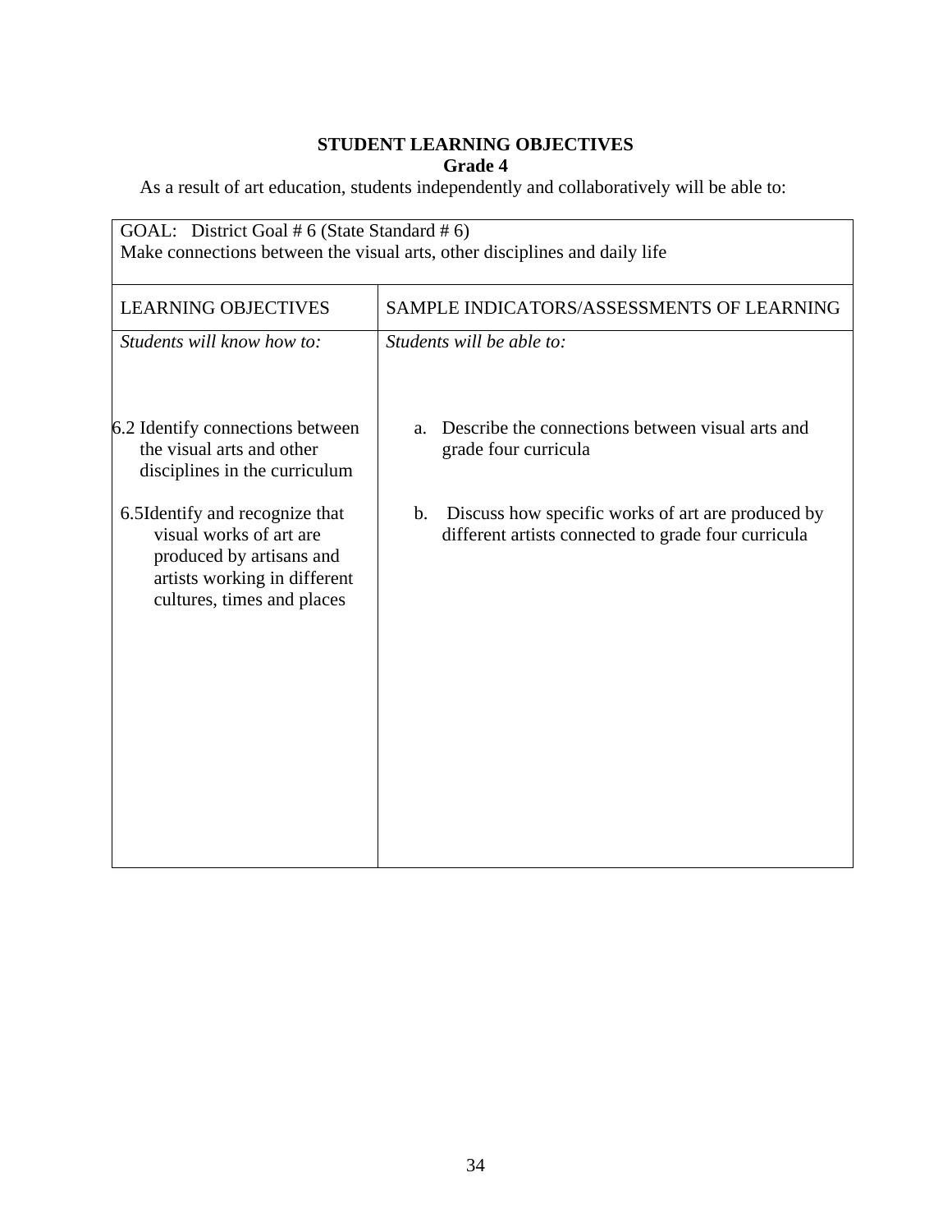**STUDENT LEARNING OBJECTIVES**
**Grade 4**

As a result of art education, students independently and collaboratively will be able to:

| GOAL: District Goal # 6 (State Standard # 6) Make connections between the visual arts, other disciplines and daily life | |
|---|---|
| LEARNING OBJECTIVES | SAMPLE INDICATORS/ASSESSMENTS OF LEARNING |
| *Students will know how to:* | *Students will be able to:* |
| 6.2 Identify connections between the visual arts and other disciplines in the curriculum | a. Describe the connections between visual arts and grade four curricula |
| 6.5 Identify and recognize that visual works of art are produced by artisans and artists working in different cultures, times and places | b. Discuss how specific works of art are produced by different artists connected to grade four curricula |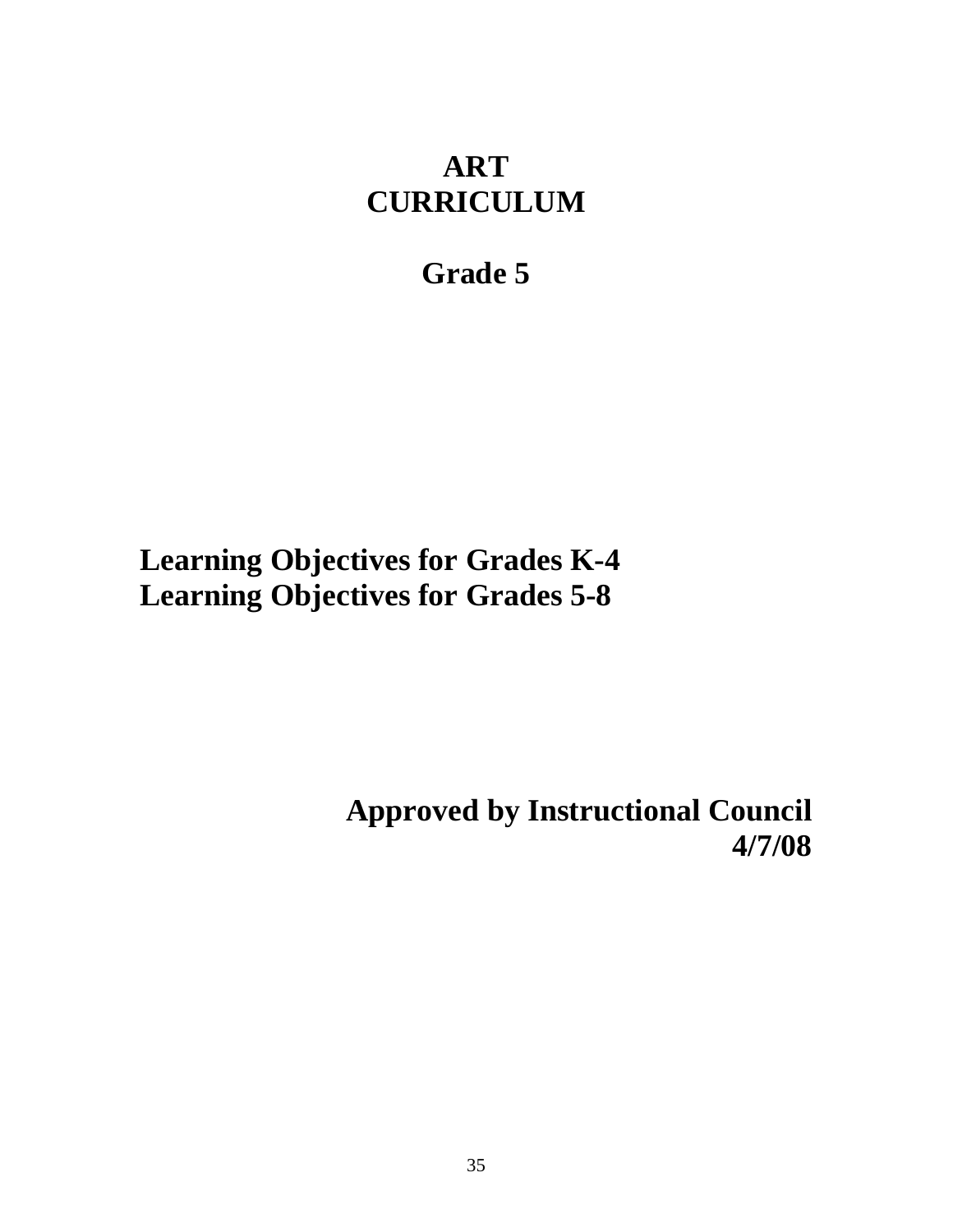# ART CURRICULUM

## Grade 5

**Learning Objectives for Grades K-4**
**Learning Objectives for Grades 5-8**

**Approved by Instructional Council**
**4/7/08**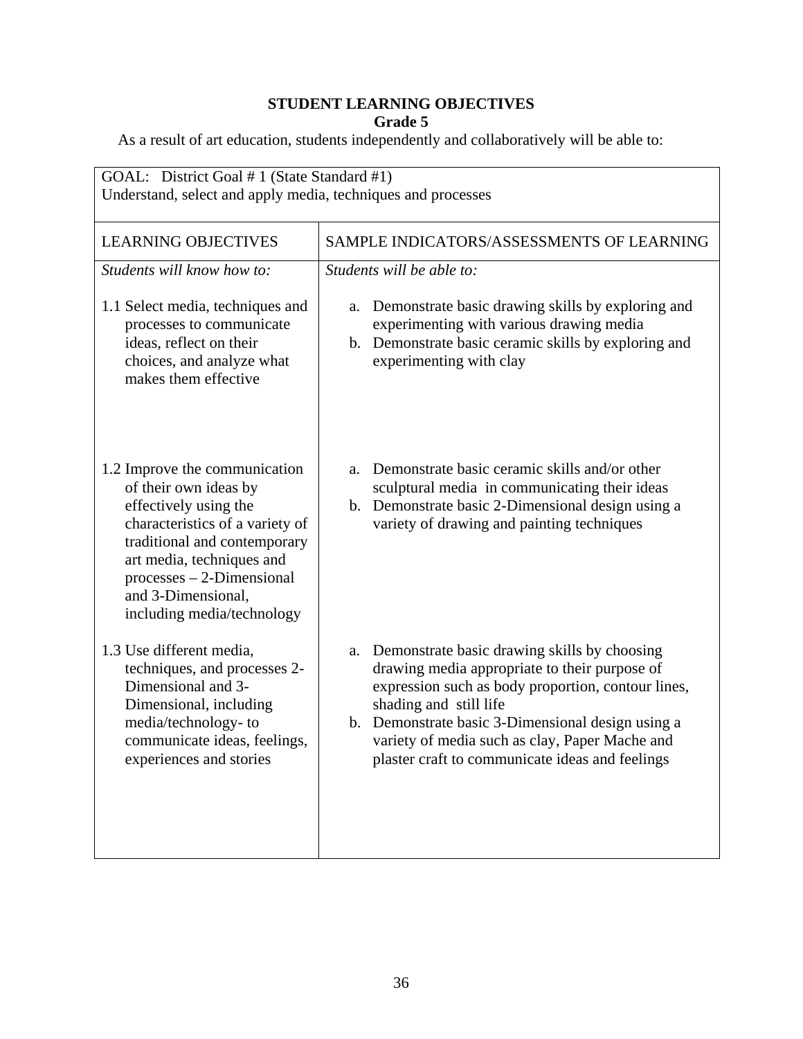**STUDENT LEARNING OBJECTIVES**

**Grade 5**

As a result of art education, students independently and collaboratively will be able to:

| GOAL: District Goal # 1 (State Standard #1)<br>Understand, select and apply media, techniques and processes | |
|---|---|
| LEARNING OBJECTIVES | SAMPLE INDICATORS/ASSESSMENTS OF LEARNING |
| *Students will know how to:* | *Students will be able to:* |
| 1.1 Select media, techniques and processes to communicate ideas, reflect on their choices, and analyze what makes them effective | a. Demonstrate basic drawing skills by exploring and experimenting with various drawing media<br>b. Demonstrate basic ceramic skills by exploring and experimenting with clay |
| 1.2 Improve the communication of their own ideas by effectively using the characteristics of a variety of traditional and contemporary art media, techniques and processes – 2-Dimensional and 3-Dimensional, including media/technology | a. Demonstrate basic ceramic skills and/or other sculptural media in communicating their ideas<br>b. Demonstrate basic 2-Dimensional design using a variety of drawing and painting techniques |
| 1.3 Use different media, techniques, and processes 2-Dimensional and 3-Dimensional, including media/technology- to communicate ideas, feelings, experiences and stories | a. Demonstrate basic drawing skills by choosing drawing media appropriate to their purpose of expression such as body proportion, contour lines, shading and still life<br>b. Demonstrate basic 3-Dimensional design using a variety of media such as clay, Paper Mache and plaster craft to communicate ideas and feelings |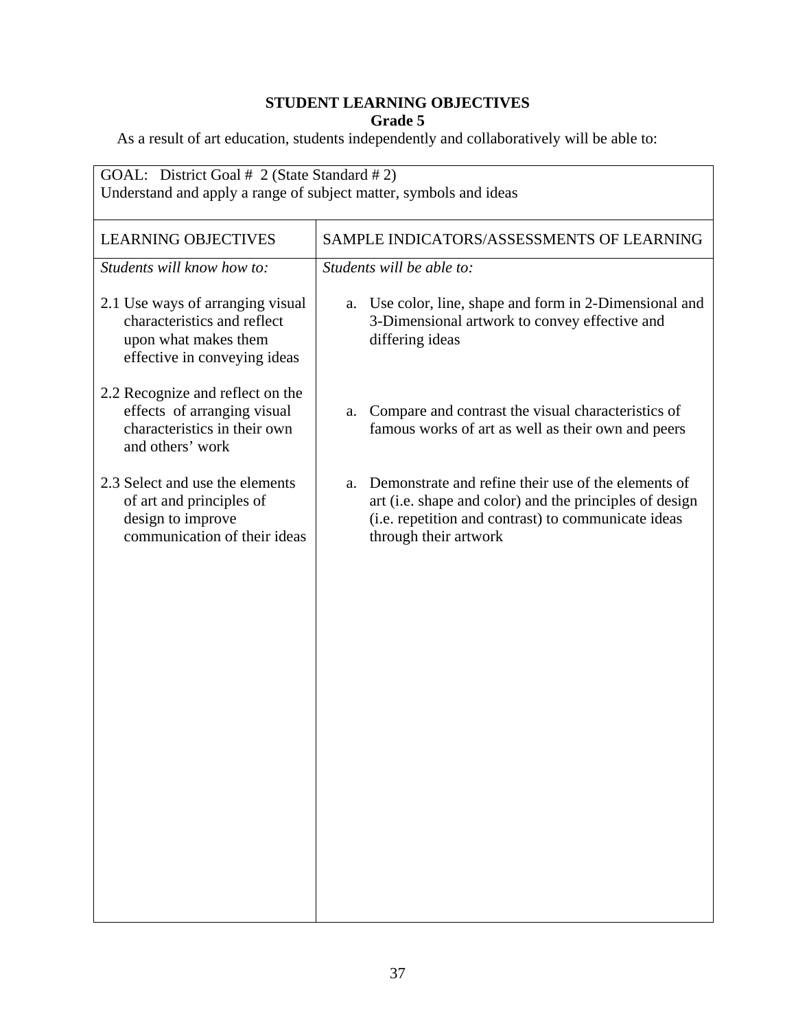**STUDENT LEARNING OBJECTIVES**
**Grade 5**

As a result of art education, students independently and collaboratively will be able to:

| GOAL: District Goal # 2 (State Standard # 2)<br>Understand and apply a range of subject matter, symbols and ideas | |
|---|---|
| LEARNING OBJECTIVES | SAMPLE INDICATORS/ASSESSMENTS OF LEARNING |
| *Students will know how to:* | *Students will be able to:* |
| 2.1 Use ways of arranging visual characteristics and reflect upon what makes them effective in conveying ideas | a. Use color, line, shape and form in 2-Dimensional and 3-Dimensional artwork to convey effective and differing ideas |
| 2.2 Recognize and reflect on the effects of arranging visual characteristics in their own and others' work | a. Compare and contrast the visual characteristics of famous works of art as well as their own and peers |
| 2.3 Select and use the elements of art and principles of design to improve communication of their ideas | a. Demonstrate and refine their use of the elements of art (i.e. shape and color) and the principles of design (i.e. repetition and contrast) to communicate ideas through their artwork |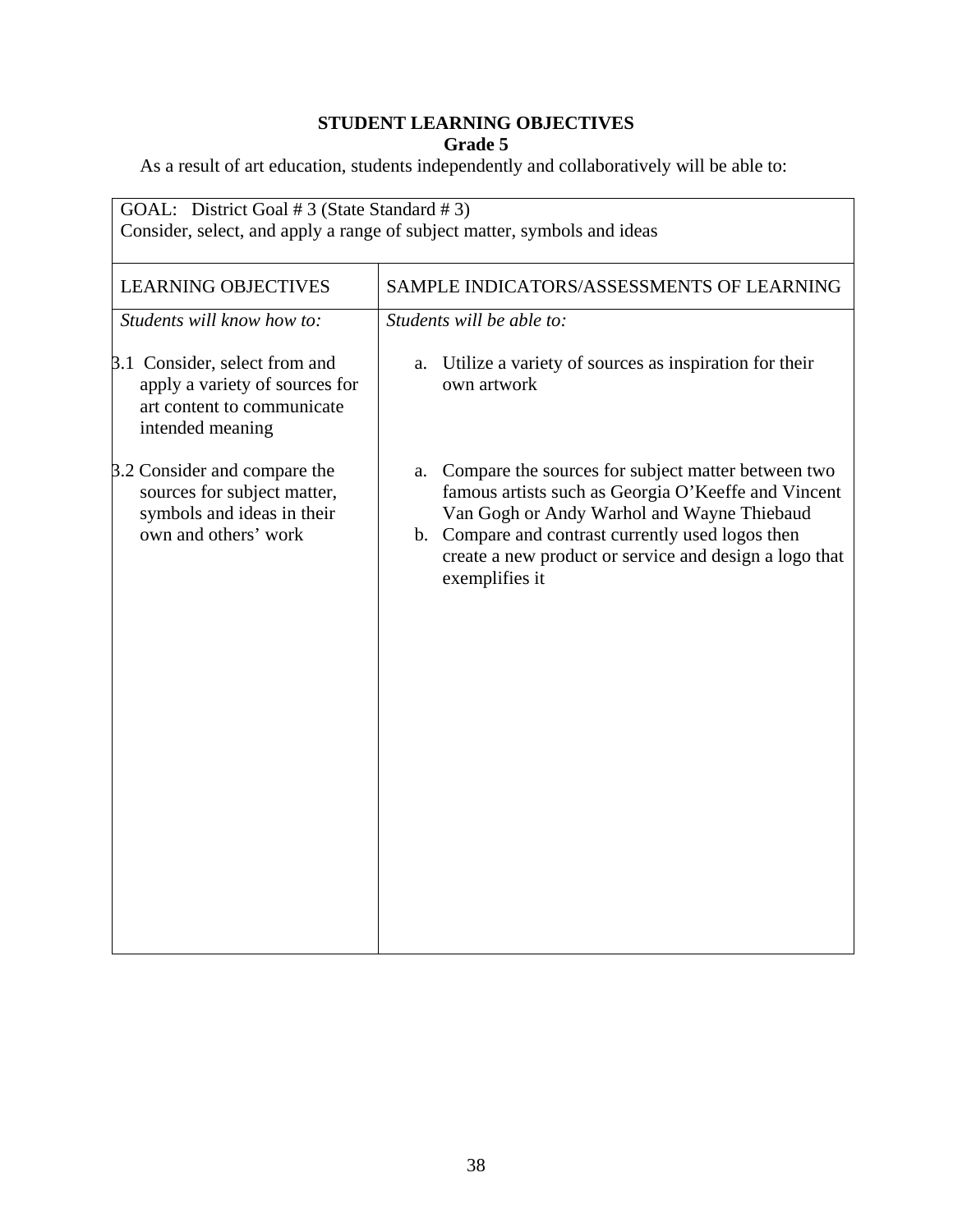**STUDENT LEARNING OBJECTIVES**

**Grade 5**

As a result of art education, students independently and collaboratively will be able to:

| GOAL: District Goal # 3 (State Standard # 3)<br>Consider, select, and apply a range of subject matter, symbols and ideas | |
|---|---|
| LEARNING OBJECTIVES | SAMPLE INDICATORS/ASSESSMENTS OF LEARNING |
| *Students will know how to:* | *Students will be able to:* |
| 3.1 Consider, select from and apply a variety of sources for art content to communicate intended meaning | a. Utilize a variety of sources as inspiration for their own artwork |
| 3.2 Consider and compare the sources for subject matter, symbols and ideas in their own and others' work | a. Compare the sources for subject matter between two famous artists such as Georgia O'Keeffe and Vincent Van Gogh or Andy Warhol and Wayne Thiebaud<br>b. Compare and contrast currently used logos then create a new product or service and design a logo that exemplifies it |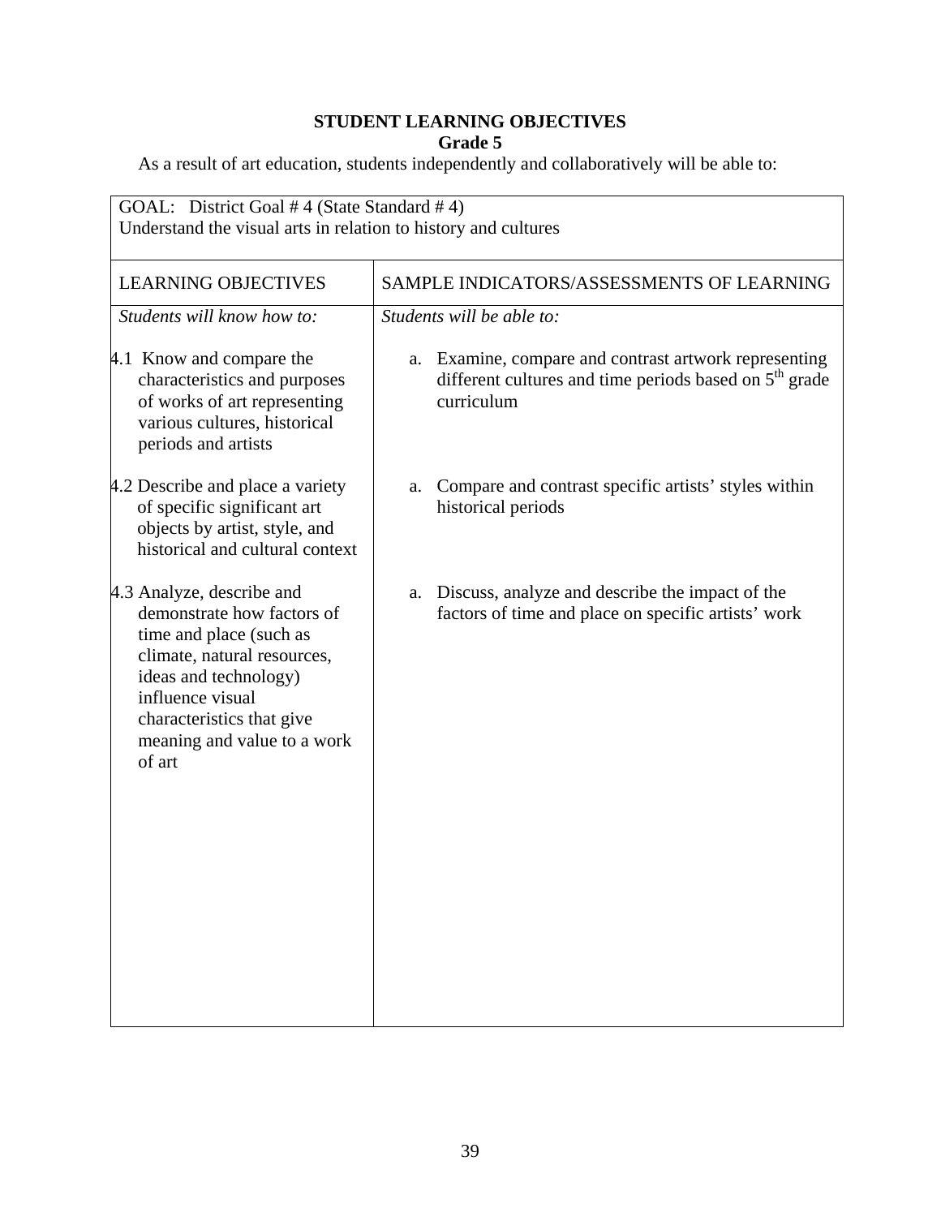**STUDENT LEARNING OBJECTIVES**
**Grade 5**

As a result of art education, students independently and collaboratively will be able to:

| GOAL: District Goal # 4 (State Standard # 4) Understand the visual arts in relation to history and cultures | |
|---|---|
| LEARNING OBJECTIVES | SAMPLE INDICATORS/ASSESSMENTS OF LEARNING |
| *Students will know how to:* | *Students will be able to:* |
| 4.1 Know and compare the characteristics and purposes of works of art representing various cultures, historical periods and artists | a. Examine, compare and contrast artwork representing different cultures and time periods based on 5th grade curriculum |
| 4.2 Describe and place a variety of specific significant art objects by artist, style, and historical and cultural context | a. Compare and contrast specific artists' styles within historical periods |
| 4.3 Analyze, describe and demonstrate how factors of time and place (such as climate, natural resources, ideas and technology) influence visual characteristics that give meaning and value to a work of art | a. Discuss, analyze and describe the impact of the factors of time and place on specific artists' work |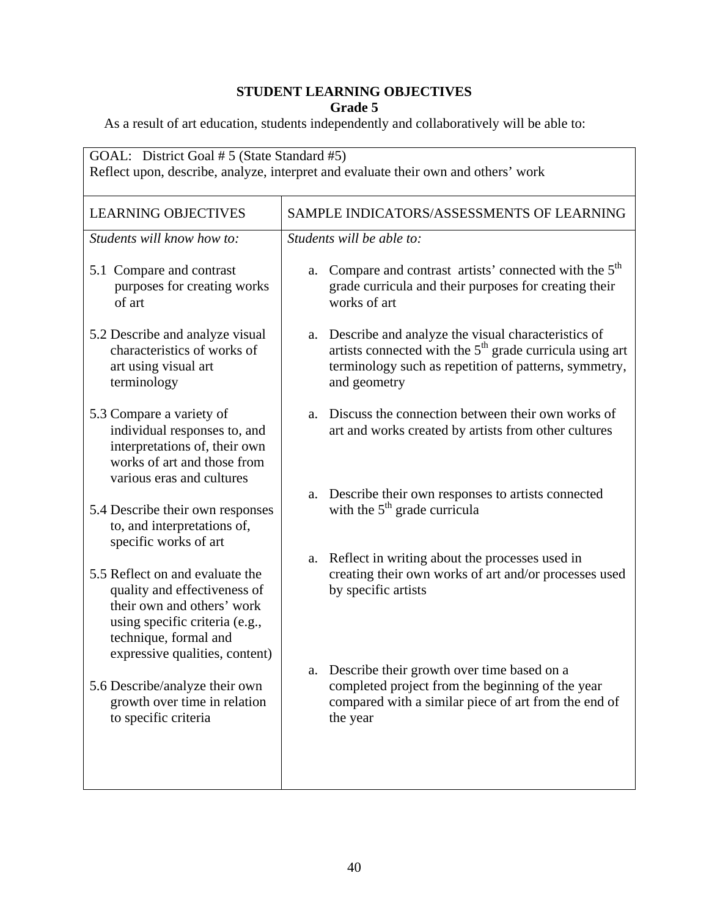**STUDENT LEARNING OBJECTIVES**

**Grade 5**

As a result of art education, students independently and collaboratively will be able to:

| GOAL: District Goal # 5 (State Standard #5) Reflect upon, describe, analyze, interpret and evaluate their own and others' work | |
|---|---|
| LEARNING OBJECTIVES | SAMPLE INDICATORS/ASSESSMENTS OF LEARNING |
| *Students will know how to:* | *Students will be able to:* |
| 5.1 Compare and contrast purposes for creating works of art | a. Compare and contrast artists' connected with the 5th grade curricula and their purposes for creating their works of art |
| 5.2 Describe and analyze visual characteristics of works of art using visual art terminology | a. Describe and analyze the visual characteristics of artists connected with the 5th grade curricula using art terminology such as repetition of patterns, symmetry, and geometry |
| 5.3 Compare a variety of individual responses to, and interpretations of, their own works of art and those from various eras and cultures | a. Discuss the connection between their own works of art and works created by artists from other cultures |
| 5.4 Describe their own responses to, and interpretations of, specific works of art | a. Describe their own responses to artists connected with the 5th grade curricula |
| 5.5 Reflect on and evaluate the quality and effectiveness of their own and others' work using specific criteria (e.g., technique, formal and expressive qualities, content) | a. Reflect in writing about the processes used in creating their own works of art and/or processes used by specific artists |
| 5.6 Describe/analyze their own growth over time in relation to specific criteria | a. Describe their growth over time based on a completed project from the beginning of the year compared with a similar piece of art from the end of the year |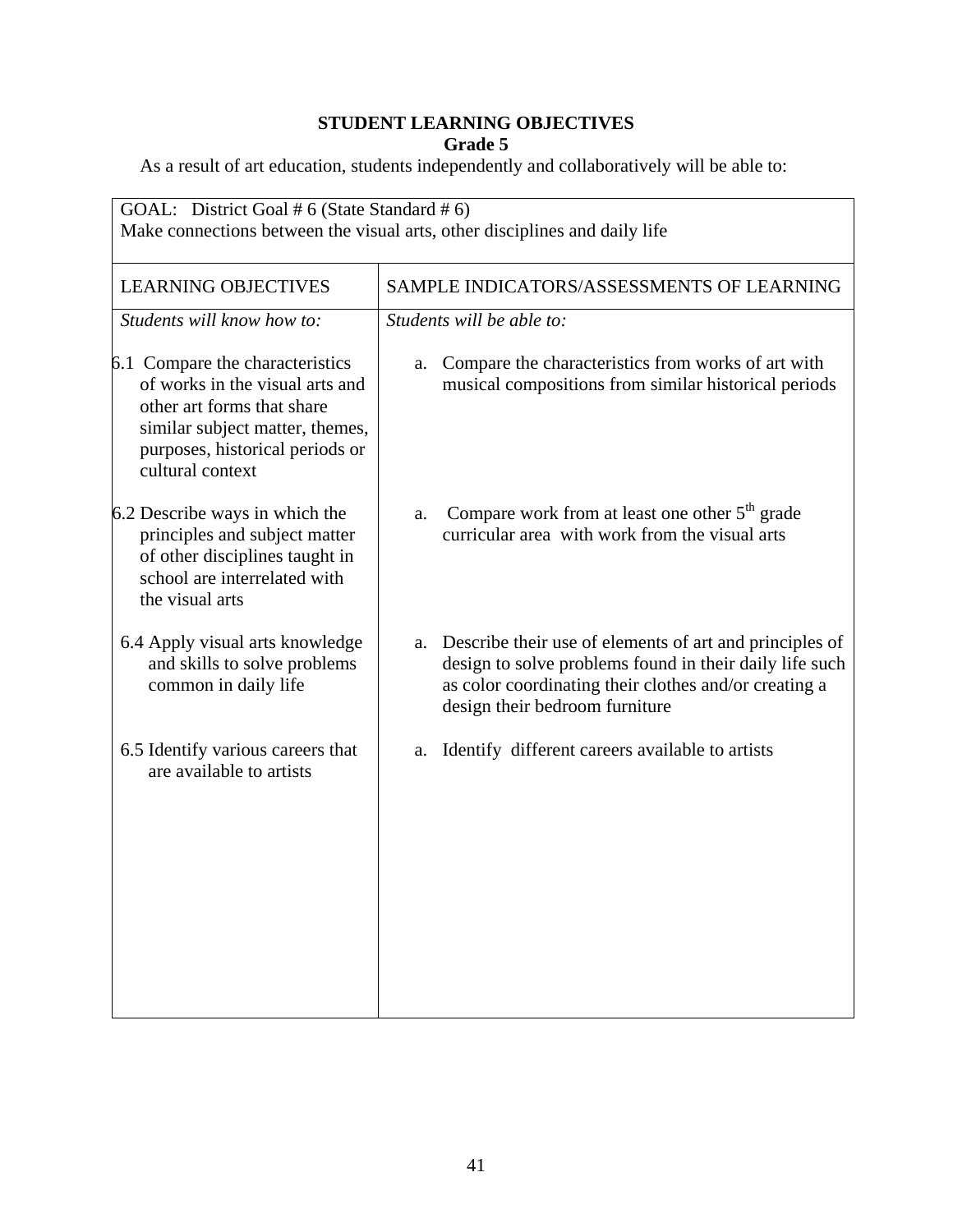**STUDENT LEARNING OBJECTIVES**
**Grade 5**

As a result of art education, students independently and collaboratively will be able to:

| GOAL: District Goal # 6 (State Standard # 6)<br>Make connections between the visual arts, other disciplines and daily life | |
|---|---|
| LEARNING OBJECTIVES | SAMPLE INDICATORS/ASSESSMENTS OF LEARNING |
| *Students will know how to:* | *Students will be able to:* |
| 6.1 Compare the characteristics of works in the visual arts and other art forms that share similar subject matter, themes, purposes, historical periods or cultural context | a. Compare the characteristics from works of art with musical compositions from similar historical periods |
| 6.2 Describe ways in which the principles and subject matter of other disciplines taught in school are interrelated with the visual arts | a. Compare work from at least one other 5th grade curricular area with work from the visual arts |
| 6.4 Apply visual arts knowledge and skills to solve problems common in daily life | a. Describe their use of elements of art and principles of design to solve problems found in their daily life such as color coordinating their clothes and/or creating a design their bedroom furniture |
| 6.5 Identify various careers that are available to artists | a. Identify different careers available to artists |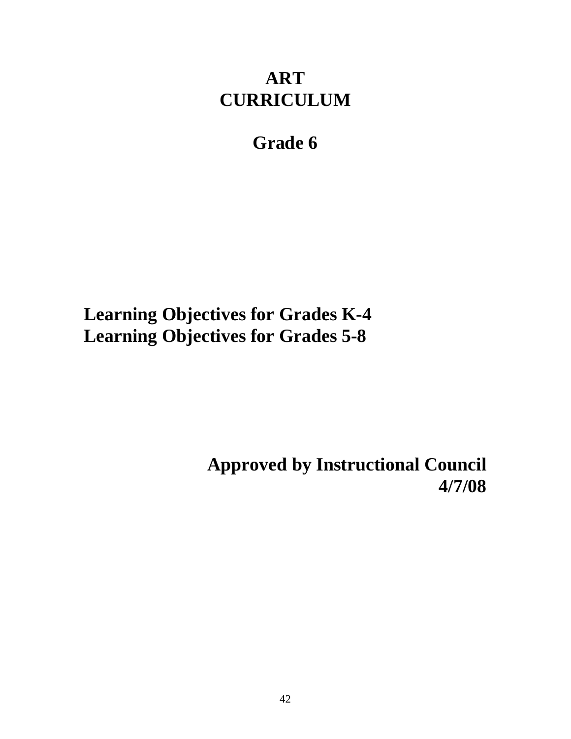# ART CURRICULUM

## Grade 6

**Learning Objectives for Grades K-4**
**Learning Objectives for Grades 5-8**

**Approved by Instructional Council**
**4/7/08**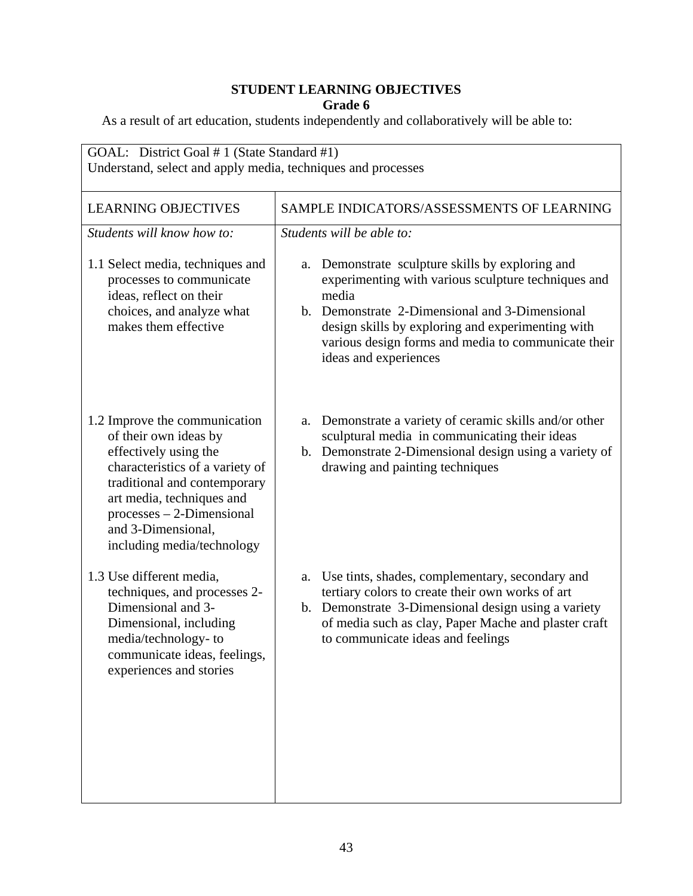**STUDENT LEARNING OBJECTIVES**
**Grade 6**

As a result of art education, students independently and collaboratively will be able to:

GOAL: District Goal # 1 (State Standard #1)
Understand, select and apply media, techniques and processes

| LEARNING OBJECTIVES | SAMPLE INDICATORS/ASSESSMENTS OF LEARNING |
|---|---|
| *Students will know how to:* | *Students will be able to:* |
| 1.1 Select media, techniques and processes to communicate ideas, reflect on their choices, and analyze what makes them effective | a. Demonstrate sculpture skills by exploring and experimenting with various sculpture techniques and media<br>b. Demonstrate 2-Dimensional and 3-Dimensional design skills by exploring and experimenting with various design forms and media to communicate their ideas and experiences |
| 1.2 Improve the communication of their own ideas by effectively using the characteristics of a variety of traditional and contemporary art media, techniques and processes – 2-Dimensional and 3-Dimensional, including media/technology | a. Demonstrate a variety of ceramic skills and/or other sculptural media in communicating their ideas<br>b. Demonstrate 2-Dimensional design using a variety of drawing and painting techniques |
| 1.3 Use different media, techniques, and processes 2-Dimensional and 3-Dimensional, including media/technology- to communicate ideas, feelings, experiences and stories | a. Use tints, shades, complementary, secondary and tertiary colors to create their own works of art<br>b. Demonstrate 3-Dimensional design using a variety of media such as clay, Paper Mache and plaster craft to communicate ideas and feelings |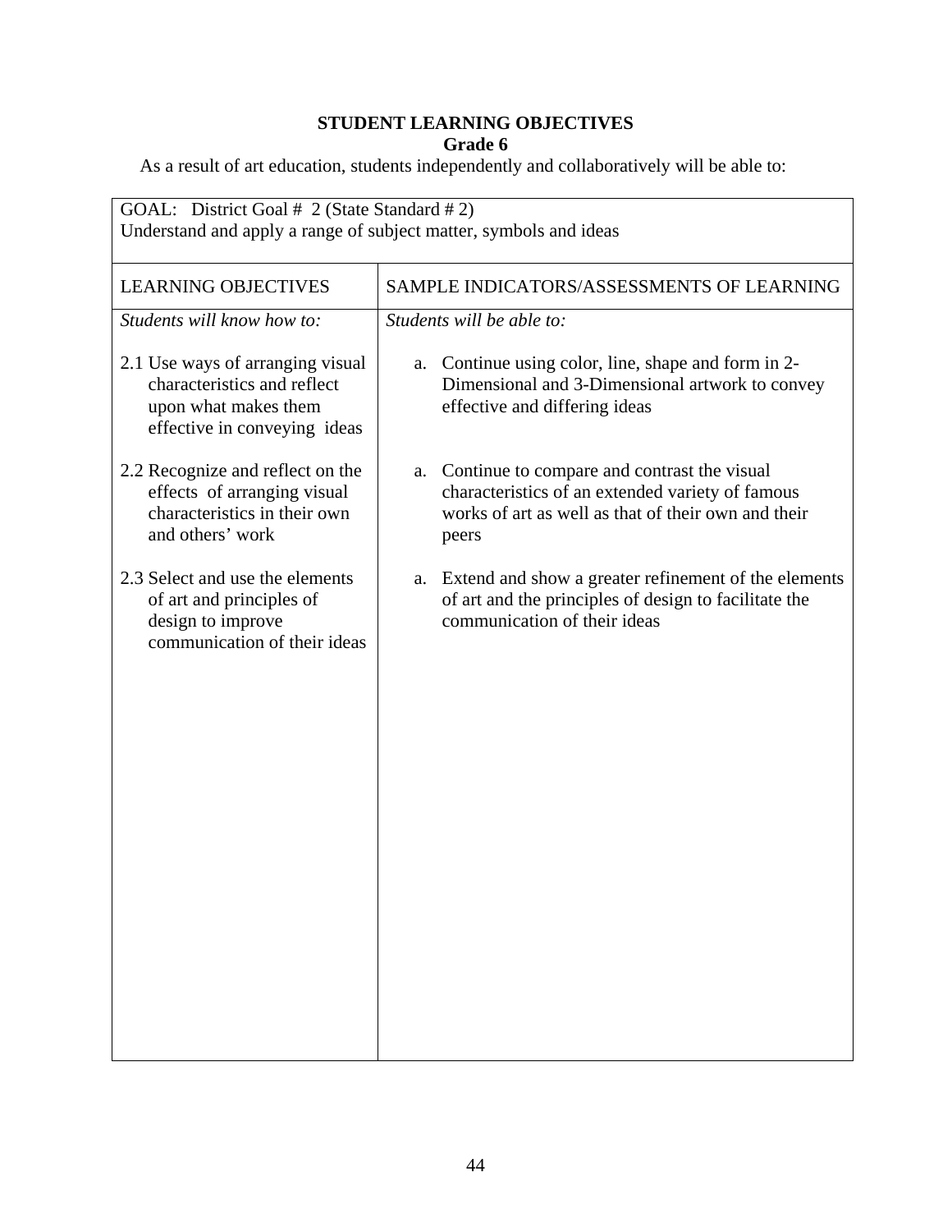**STUDENT LEARNING OBJECTIVES**
**Grade 6**

As a result of art education, students independently and collaboratively will be able to:

GOAL: District Goal # 2 (State Standard # 2)
Understand and apply a range of subject matter, symbols and ideas

| LEARNING OBJECTIVES | SAMPLE INDICATORS/ASSESSMENTS OF LEARNING |
|---|---|
| *Students will know how to:* | *Students will be able to:* |
| 2.1 Use ways of arranging visual characteristics and reflect upon what makes them effective in conveying ideas | a. Continue using color, line, shape and form in 2-Dimensional and 3-Dimensional artwork to convey effective and differing ideas |
| 2.2 Recognize and reflect on the effects of arranging visual characteristics in their own and others' work | a. Continue to compare and contrast the visual characteristics of an extended variety of famous works of art as well as that of their own and their peers |
| 2.3 Select and use the elements of art and principles of design to improve communication of their ideas | a. Extend and show a greater refinement of the elements of art and the principles of design to facilitate the communication of their ideas |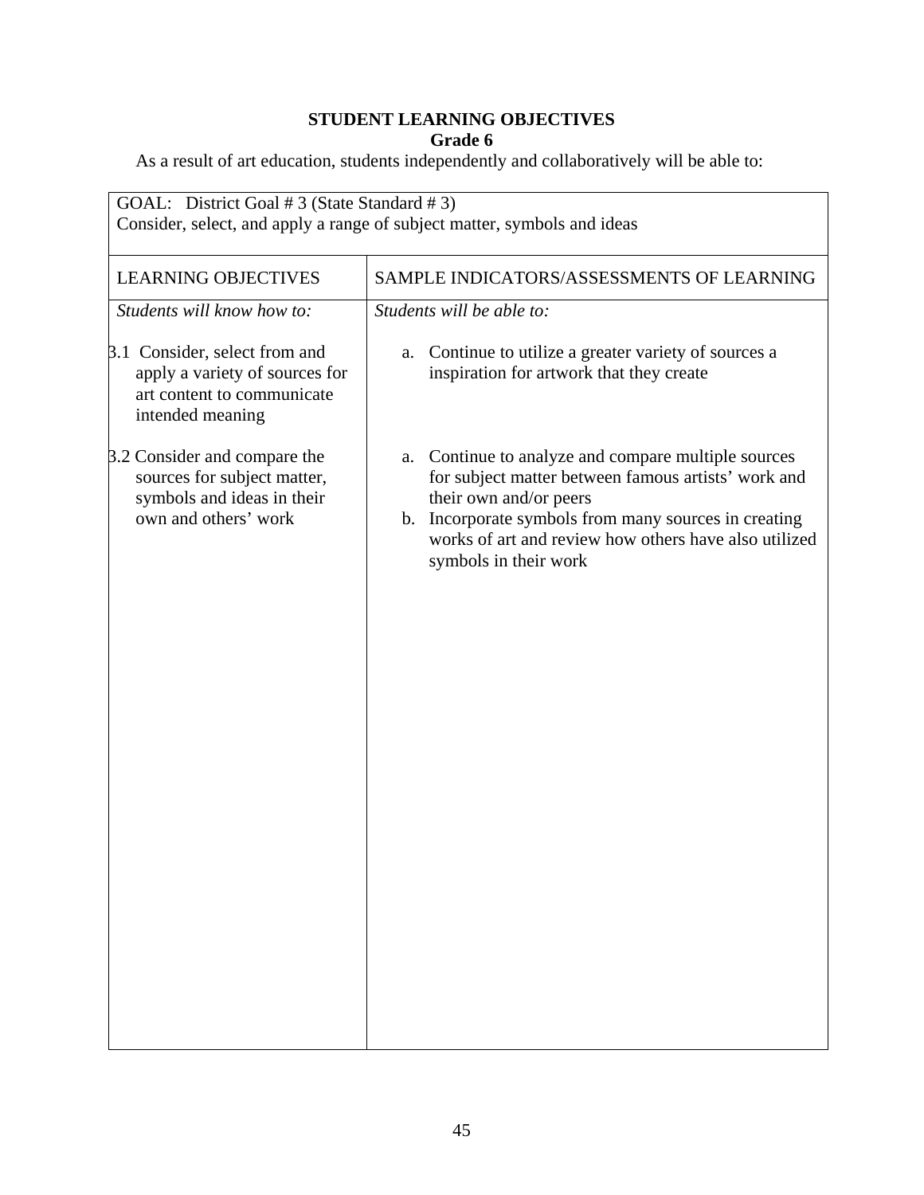**STUDENT LEARNING OBJECTIVES**
**Grade 6**

As a result of art education, students independently and collaboratively will be able to:

| GOAL: District Goal # 3 (State Standard # 3)<br>Consider, select, and apply a range of subject matter, symbols and ideas | |
|---|---|
| LEARNING OBJECTIVES | SAMPLE INDICATORS/ASSESSMENTS OF LEARNING |
| *Students will know how to:* | *Students will be able to:* |
| 3.1 Consider, select from and apply a variety of sources for art content to communicate intended meaning | a. Continue to utilize a greater variety of sources a inspiration for artwork that they create |
| 3.2 Consider and compare the sources for subject matter, symbols and ideas in their own and others' work | a. Continue to analyze and compare multiple sources for subject matter between famous artists' work and their own and/or peers<br>b. Incorporate symbols from many sources in creating works of art and review how others have also utilized symbols in their work |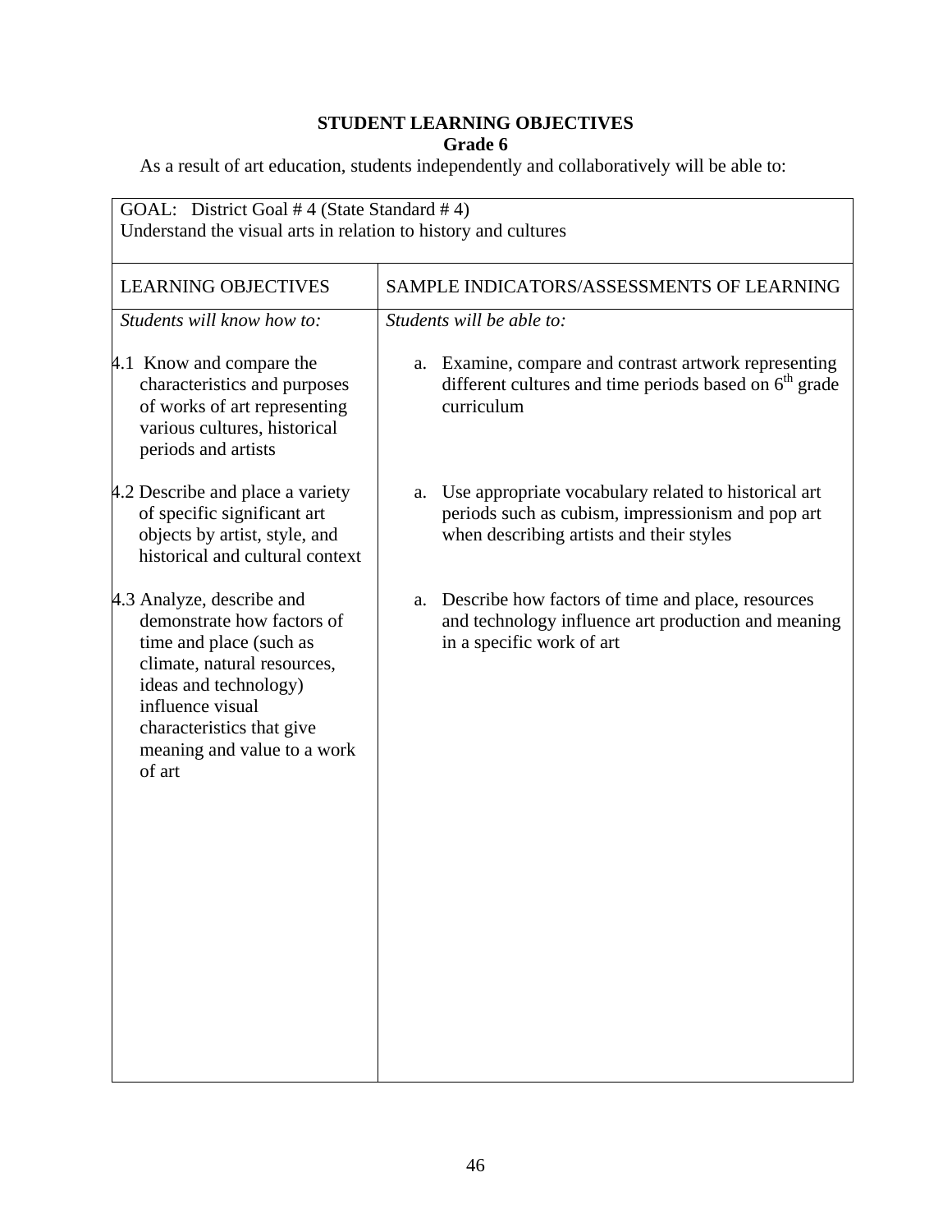**STUDENT LEARNING OBJECTIVES**
**Grade 6**

As a result of art education, students independently and collaboratively will be able to:

| GOAL: District Goal # 4 (State Standard # 4) Understand the visual arts in relation to history and cultures | |
|---|---|
| LEARNING OBJECTIVES | SAMPLE INDICATORS/ASSESSMENTS OF LEARNING |
| *Students will know how to:* | *Students will be able to:* |
| 4.1 Know and compare the characteristics and purposes of works of art representing various cultures, historical periods and artists | a. Examine, compare and contrast artwork representing different cultures and time periods based on $6^{th}$ grade curriculum |
| 4.2 Describe and place a variety of specific significant art objects by artist, style, and historical and cultural context | a. Use appropriate vocabulary related to historical art periods such as cubism, impressionism and pop art when describing artists and their styles |
| 4.3 Analyze, describe and demonstrate how factors of time and place (such as climate, natural resources, ideas and technology) influence visual characteristics that give meaning and value to a work of art | a. Describe how factors of time and place, resources and technology influence art production and meaning in a specific work of art |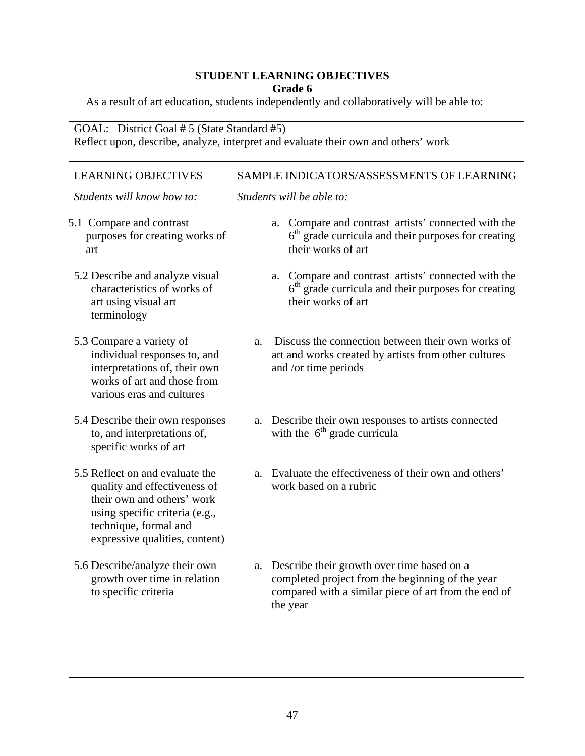**STUDENT LEARNING OBJECTIVES**
**Grade 6**

As a result of art education, students independently and collaboratively will be able to:

| GOAL: District Goal # 5 (State Standard #5) Reflect upon, describe, analyze, interpret and evaluate their own and others' work | |
|---|---|
| LEARNING OBJECTIVES | SAMPLE INDICATORS/ASSESSMENTS OF LEARNING |
| *Students will know how to:* | *Students will be able to:* |
| 5.1 Compare and contrast purposes for creating works of art | a. Compare and contrast artists' connected with the 6th grade curricula and their purposes for creating their works of art |
| 5.2 Describe and analyze visual characteristics of works of art using visual art terminology | a. Compare and contrast artists' connected with the 6th grade curricula and their purposes for creating their works of art |
| 5.3 Compare a variety of individual responses to, and interpretations of, their own works of art and those from various eras and cultures | a. Discuss the connection between their own works of art and works created by artists from other cultures and /or time periods |
| 5.4 Describe their own responses to, and interpretations of, specific works of art | a. Describe their own responses to artists connected with the 6th grade curricula |
| 5.5 Reflect on and evaluate the quality and effectiveness of their own and others' work using specific criteria (e.g., technique, formal and expressive qualities, content) | a. Evaluate the effectiveness of their own and others' work based on a rubric |
| 5.6 Describe/analyze their own growth over time in relation to specific criteria | a. Describe their growth over time based on a completed project from the beginning of the year compared with a similar piece of art from the end of the year |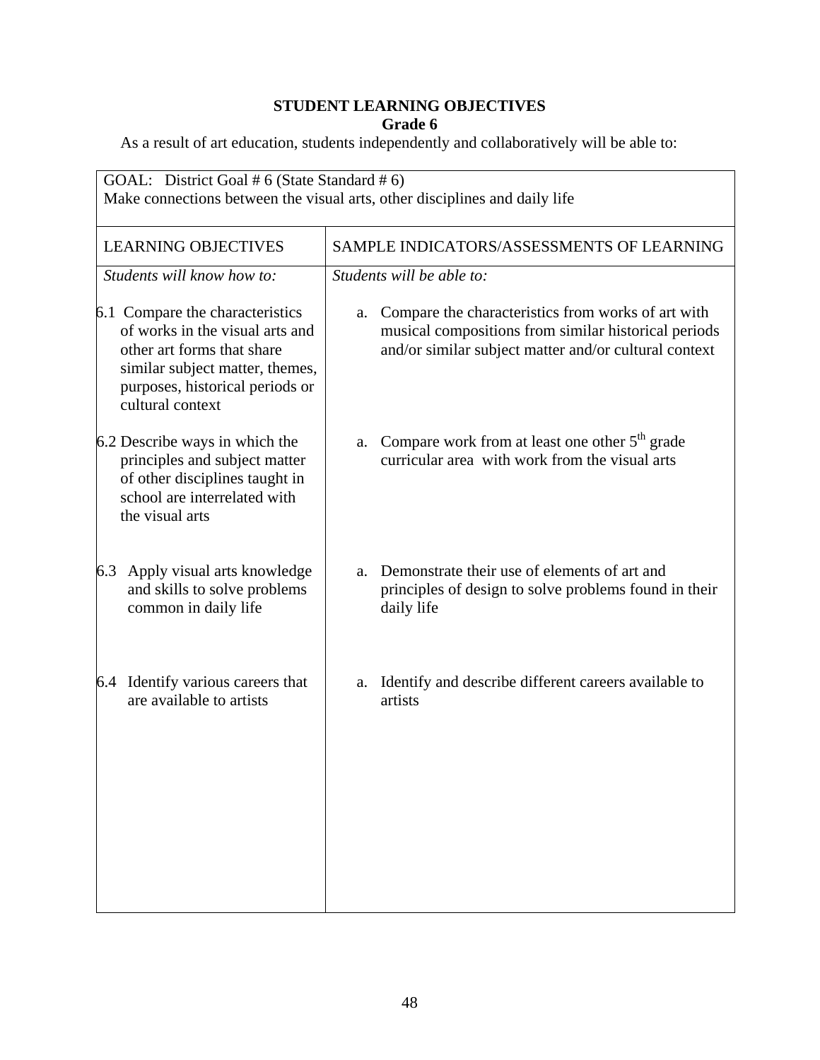**STUDENT LEARNING OBJECTIVES**
**Grade 6**

As a result of art education, students independently and collaboratively will be able to:

| GOAL: District Goal # 6 (State Standard # 6) Make connections between the visual arts, other disciplines and daily life | |
|---|---|
| LEARNING OBJECTIVES | SAMPLE INDICATORS/ASSESSMENTS OF LEARNING |
| *Students will know how to:* | *Students will be able to:* |
| 6.1 Compare the characteristics of works in the visual arts and other art forms that share similar subject matter, themes, purposes, historical periods or cultural context | a. Compare the characteristics from works of art with musical compositions from similar historical periods and/or similar subject matter and/or cultural context |
| 6.2 Describe ways in which the principles and subject matter of other disciplines taught in school are interrelated with the visual arts | a. Compare work from at least one other 5th grade curricular area with work from the visual arts |
| 6.3 Apply visual arts knowledge and skills to solve problems common in daily life | a. Demonstrate their use of elements of art and principles of design to solve problems found in their daily life |
| 6.4 Identify various careers that are available to artists | a. Identify and describe different careers available to artists |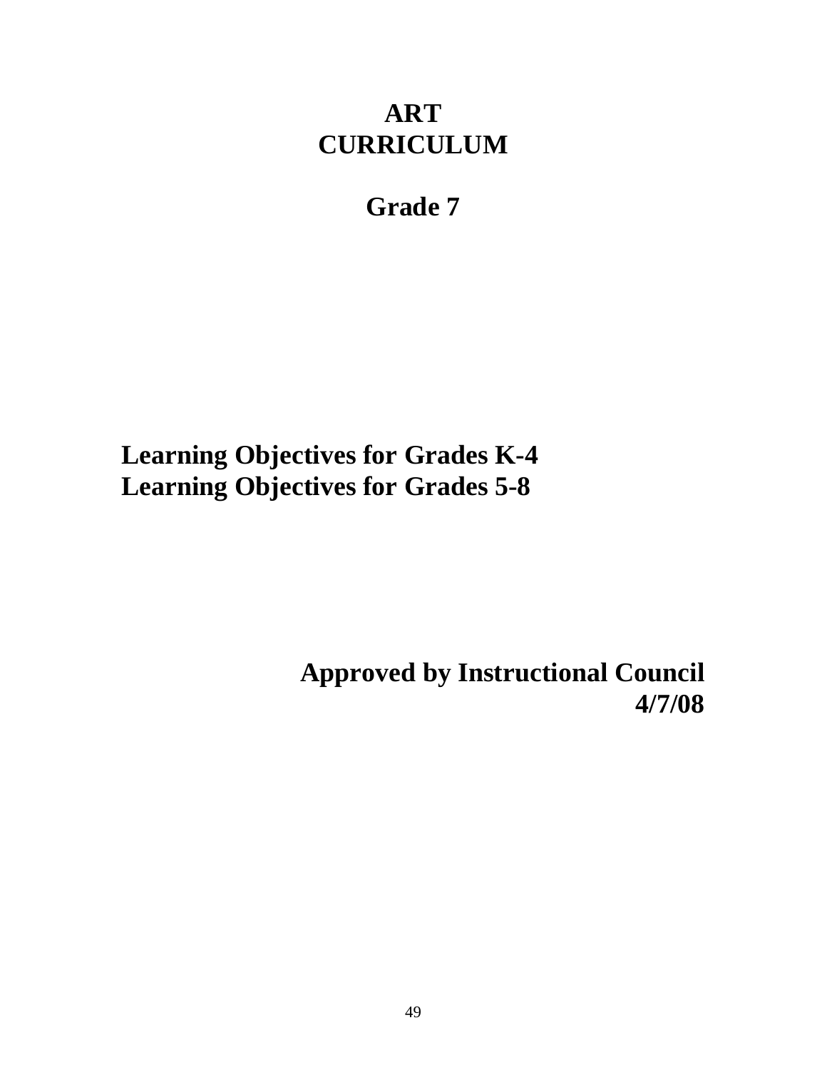# ART CURRICULUM

## Grade 7

**Learning Objectives for Grades K-4**
**Learning Objectives for Grades 5-8**

**Approved by Instructional Council 4/7/08**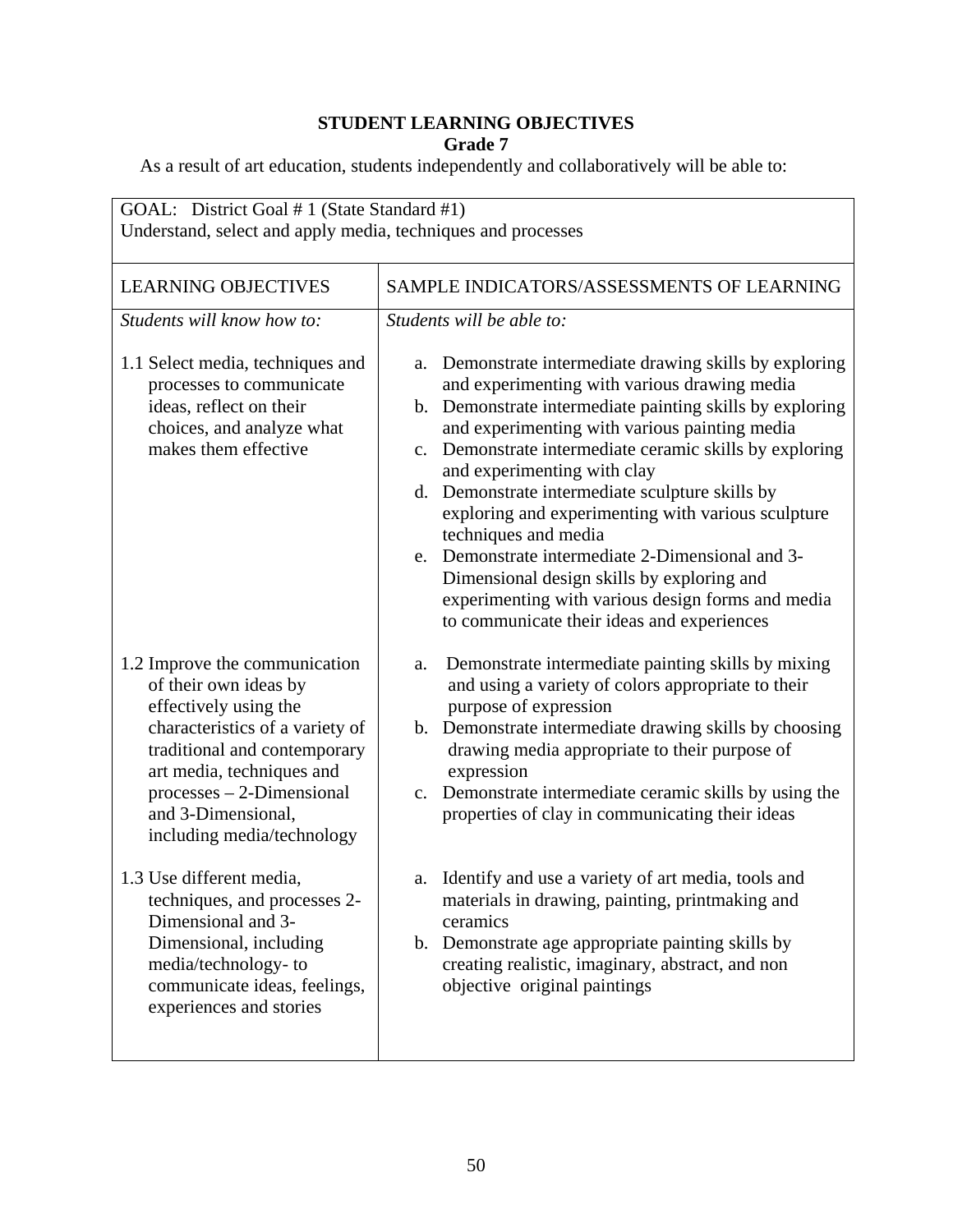**STUDENT LEARNING OBJECTIVES**
**Grade 7**

As a result of art education, students independently and collaboratively will be able to:

GOAL: District Goal # 1 (State Standard #1)
Understand, select and apply media, techniques and processes

| LEARNING OBJECTIVES | SAMPLE INDICATORS/ASSESSMENTS OF LEARNING |
|---|---|
| *Students will know how to:* | *Students will be able to:* |
| 1.1 Select media, techniques and processes to communicate ideas, reflect on their choices, and analyze what makes them effective | a. Demonstrate intermediate drawing skills by exploring and experimenting with various drawing media<br>b. Demonstrate intermediate painting skills by exploring and experimenting with various painting media<br>c. Demonstrate intermediate ceramic skills by exploring and experimenting with clay<br>d. Demonstrate intermediate sculpture skills by exploring and experimenting with various sculpture techniques and media<br>e. Demonstrate intermediate 2-Dimensional and 3-Dimensional design skills by exploring and experimenting with various design forms and media to communicate their ideas and experiences |
| 1.2 Improve the communication of their own ideas by effectively using the characteristics of a variety of traditional and contemporary art media, techniques and processes – 2-Dimensional and 3-Dimensional, including media/technology | a. Demonstrate intermediate painting skills by mixing and using a variety of colors appropriate to their purpose of expression<br>b. Demonstrate intermediate drawing skills by choosing drawing media appropriate to their purpose of expression<br>c. Demonstrate intermediate ceramic skills by using the properties of clay in communicating their ideas |
| 1.3 Use different media, techniques, and processes 2-Dimensional and 3-Dimensional, including media/technology- to communicate ideas, feelings, experiences and stories | a. Identify and use a variety of art media, tools and materials in drawing, painting, printmaking and ceramics<br>b. Demonstrate age appropriate painting skills by creating realistic, imaginary, abstract, and non objective original paintings |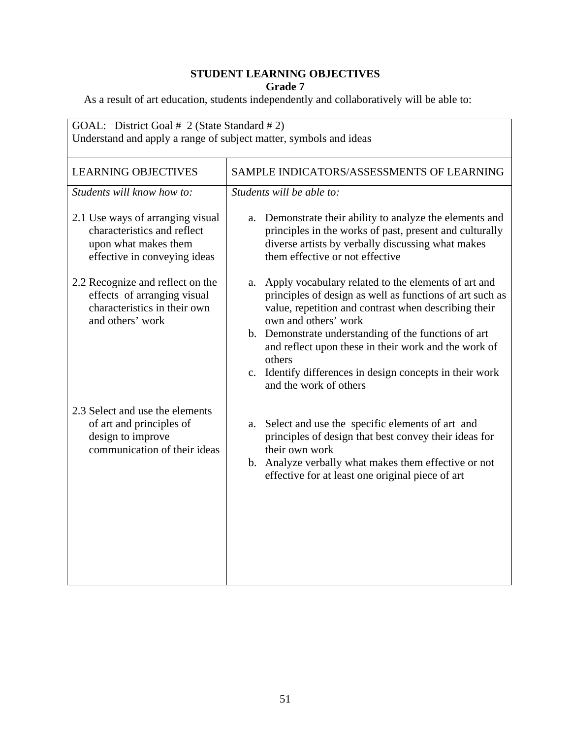**STUDENT LEARNING OBJECTIVES**

**Grade 7**

As a result of art education, students independently and collaboratively will be able to:

| GOAL: District Goal # 2 (State Standard # 2)<br>Understand and apply a range of subject matter, symbols and ideas | |
|---|---|
| LEARNING OBJECTIVES | SAMPLE INDICATORS/ASSESSMENTS OF LEARNING |
| *Students will know how to:* | *Students will be able to:* |
| 2.1 Use ways of arranging visual characteristics and reflect upon what makes them effective in conveying ideas | a. Demonstrate their ability to analyze the elements and principles in the works of past, present and culturally diverse artists by verbally discussing what makes them effective or not effective |
| 2.2 Recognize and reflect on the effects of arranging visual characteristics in their own and others' work | a. Apply vocabulary related to the elements of art and principles of design as well as functions of art such as value, repetition and contrast when describing their own and others' work<br>b. Demonstrate understanding of the functions of art and reflect upon these in their work and the work of others<br>c. Identify differences in design concepts in their work and the work of others |
| 2.3 Select and use the elements of art and principles of design to improve communication of their ideas | a. Select and use the specific elements of art and principles of design that best convey their ideas for their own work<br>b. Analyze verbally what makes them effective or not effective for at least one original piece of art |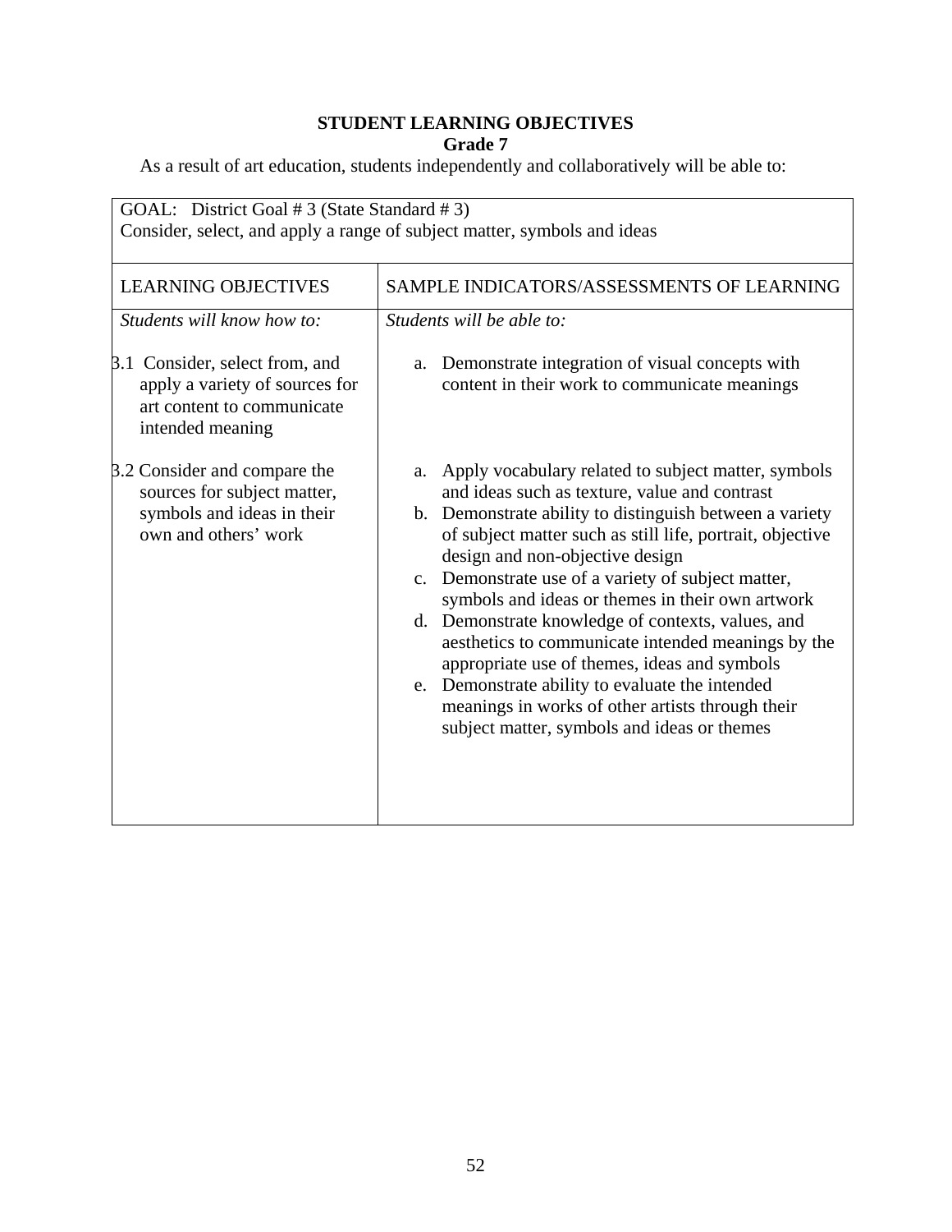# STUDENT LEARNING OBJECTIVES

## Grade 7

As a result of art education, students independently and collaboratively will be able to:

| GOAL: District Goal # 3 (State Standard # 3)<br>Consider, select, and apply a range of subject matter, symbols and ideas | |
|---|---|
| LEARNING OBJECTIVES | SAMPLE INDICATORS/ASSESSMENTS OF LEARNING |
| *Students will know how to:* | *Students will be able to:* |
| 3.1 Consider, select from, and apply a variety of sources for art content to communicate intended meaning | a. Demonstrate integration of visual concepts with content in their work to communicate meanings |
| 3.2 Consider and compare the sources for subject matter, symbols and ideas in their own and others' work | a. Apply vocabulary related to subject matter, symbols and ideas such as texture, value and contrast<br>b. Demonstrate ability to distinguish between a variety of subject matter such as still life, portrait, objective design and non-objective design<br>c. Demonstrate use of a variety of subject matter, symbols and ideas or themes in their own artwork<br>d. Demonstrate knowledge of contexts, values, and aesthetics to communicate intended meanings by the appropriate use of themes, ideas and symbols<br>e. Demonstrate ability to evaluate the intended meanings in works of other artists through their subject matter, symbols and ideas or themes |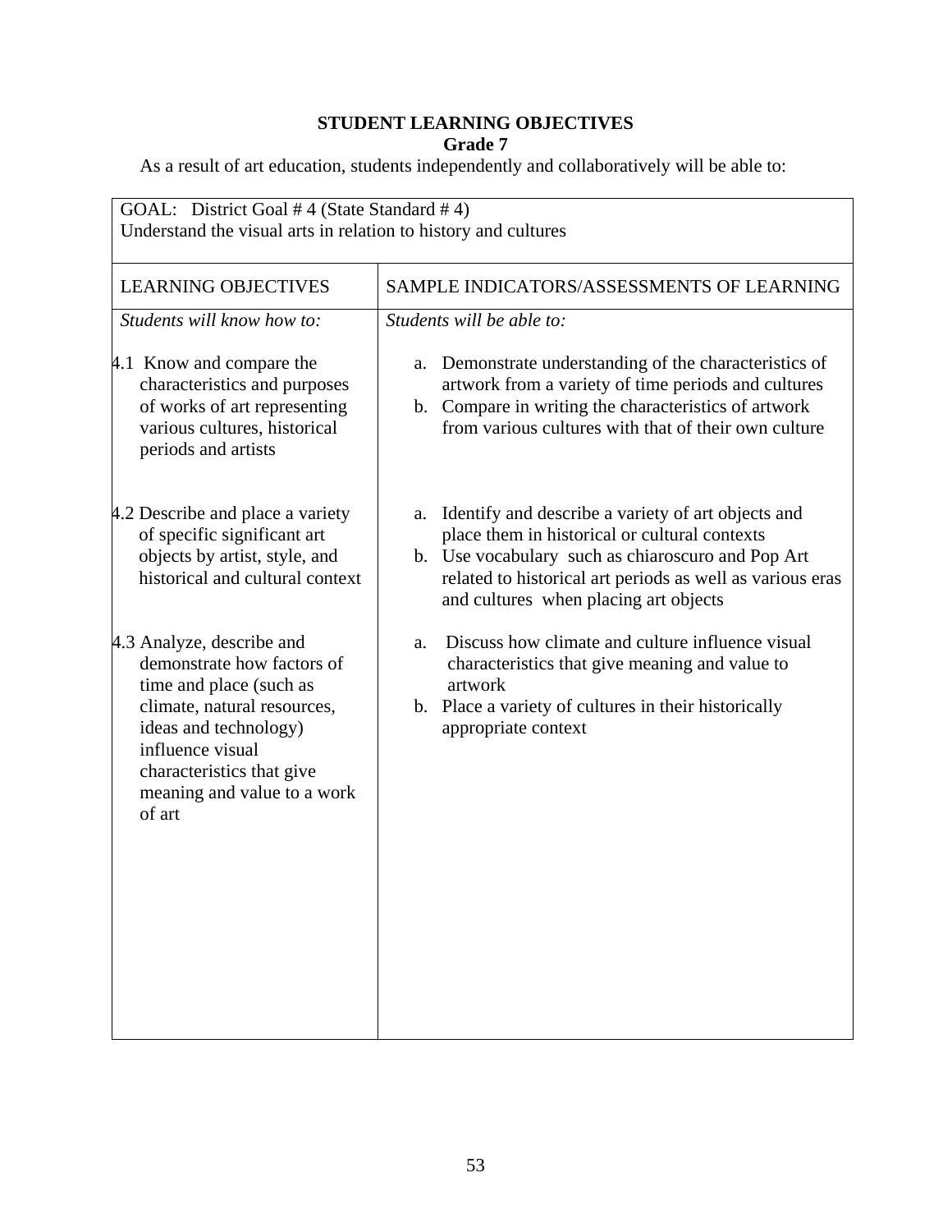**STUDENT LEARNING OBJECTIVES**
**Grade 7**

As a result of art education, students independently and collaboratively will be able to:

| GOAL: District Goal # 4 (State Standard # 4)<br>Understand the visual arts in relation to history and cultures | |
|---|---|
| LEARNING OBJECTIVES | SAMPLE INDICATORS/ASSESSMENTS OF LEARNING |
| *Students will know how to:* | *Students will be able to:* |
| 4.1 Know and compare the characteristics and purposes of works of art representing various cultures, historical periods and artists | a. Demonstrate understanding of the characteristics of artwork from a variety of time periods and cultures<br>b. Compare in writing the characteristics of artwork from various cultures with that of their own culture |
| 4.2 Describe and place a variety of specific significant art objects by artist, style, and historical and cultural context | a. Identify and describe a variety of art objects and place them in historical or cultural contexts<br>b. Use vocabulary such as chiaroscuro and Pop Art related to historical art periods as well as various eras and cultures when placing art objects |
| 4.3 Analyze, describe and demonstrate how factors of time and place (such as climate, natural resources, ideas and technology) influence visual characteristics that give meaning and value to a work of art | a. Discuss how climate and culture influence visual characteristics that give meaning and value to artwork<br>b. Place a variety of cultures in their historically appropriate context |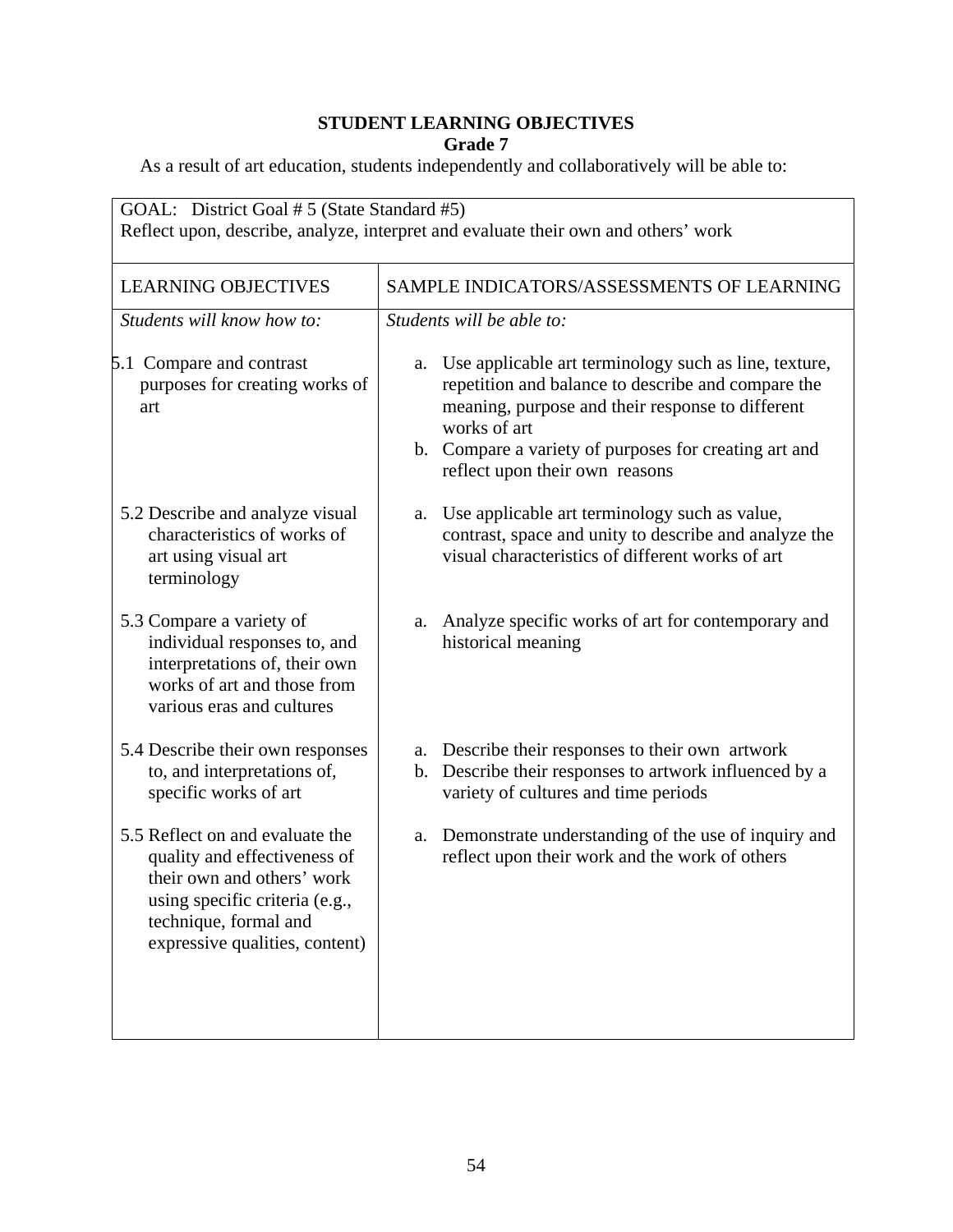**STUDENT LEARNING OBJECTIVES**
**Grade 7**

As a result of art education, students independently and collaboratively will be able to:

| GOAL: District Goal # 5 (State Standard #5)<br>Reflect upon, describe, analyze, interpret and evaluate their own and others' work | |
|---|---|
| LEARNING OBJECTIVES | SAMPLE INDICATORS/ASSESSMENTS OF LEARNING |
| *Students will know how to:* | *Students will be able to:* |
| 5.1 Compare and contrast purposes for creating works of art | a. Use applicable art terminology such as line, texture, repetition and balance to describe and compare the meaning, purpose and their response to different works of art<br>b. Compare a variety of purposes for creating art and reflect upon their own reasons |
| 5.2 Describe and analyze visual characteristics of works of art using visual art terminology | a. Use applicable art terminology such as value, contrast, space and unity to describe and analyze the visual characteristics of different works of art |
| 5.3 Compare a variety of individual responses to, and interpretations of, their own works of art and those from various eras and cultures | a. Analyze specific works of art for contemporary and historical meaning |
| 5.4 Describe their own responses to, and interpretations of, specific works of art | a. Describe their responses to their own artwork<br>b. Describe their responses to artwork influenced by a variety of cultures and time periods |
| 5.5 Reflect on and evaluate the quality and effectiveness of their own and others' work using specific criteria (e.g., technique, formal and expressive qualities, content) | a. Demonstrate understanding of the use of inquiry and reflect upon their work and the work of others |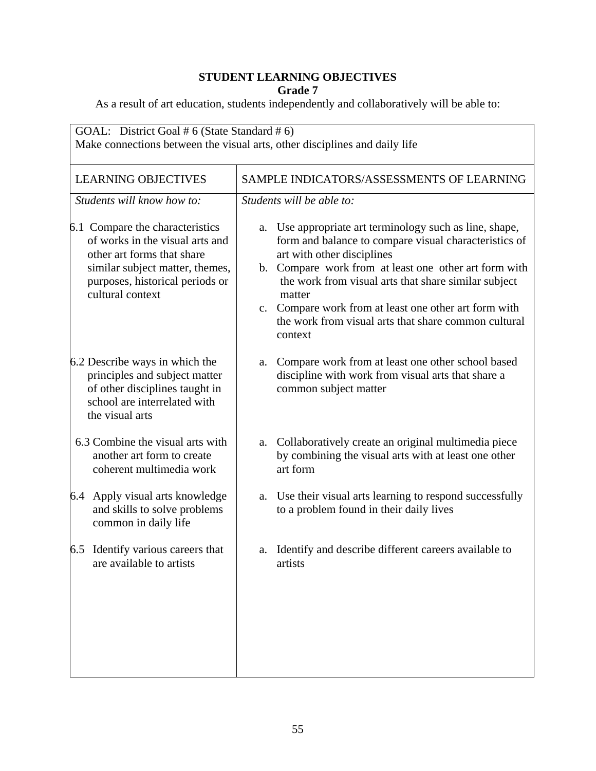**STUDENT LEARNING OBJECTIVES**
**Grade 7**

As a result of art education, students independently and collaboratively will be able to:

| GOAL: District Goal # 6 (State Standard # 6) Make connections between the visual arts, other disciplines and daily life | |
|---|---|
| LEARNING OBJECTIVES | SAMPLE INDICATORS/ASSESSMENTS OF LEARNING |
| *Students will know how to:* | *Students will be able to:* |
| 6.1 Compare the characteristics of works in the visual arts and other art forms that share similar subject matter, themes, purposes, historical periods or cultural context | a. Use appropriate art terminology such as line, shape, form and balance to compare visual characteristics of art with other disciplines<br>b. Compare work from at least one other art form with the work from visual arts that share similar subject matter<br>c. Compare work from at least one other art form with the work from visual arts that share common cultural context |
| 6.2 Describe ways in which the principles and subject matter of other disciplines taught in school are interrelated with the visual arts | a. Compare work from at least one other school based discipline with work from visual arts that share a common subject matter |
| 6.3 Combine the visual arts with another art form to create coherent multimedia work | a. Collaboratively create an original multimedia piece by combining the visual arts with at least one other art form |
| 6.4 Apply visual arts knowledge and skills to solve problems common in daily life | a. Use their visual arts learning to respond successfully to a problem found in their daily lives |
| 6.5 Identify various careers that are available to artists | a. Identify and describe different careers available to artists |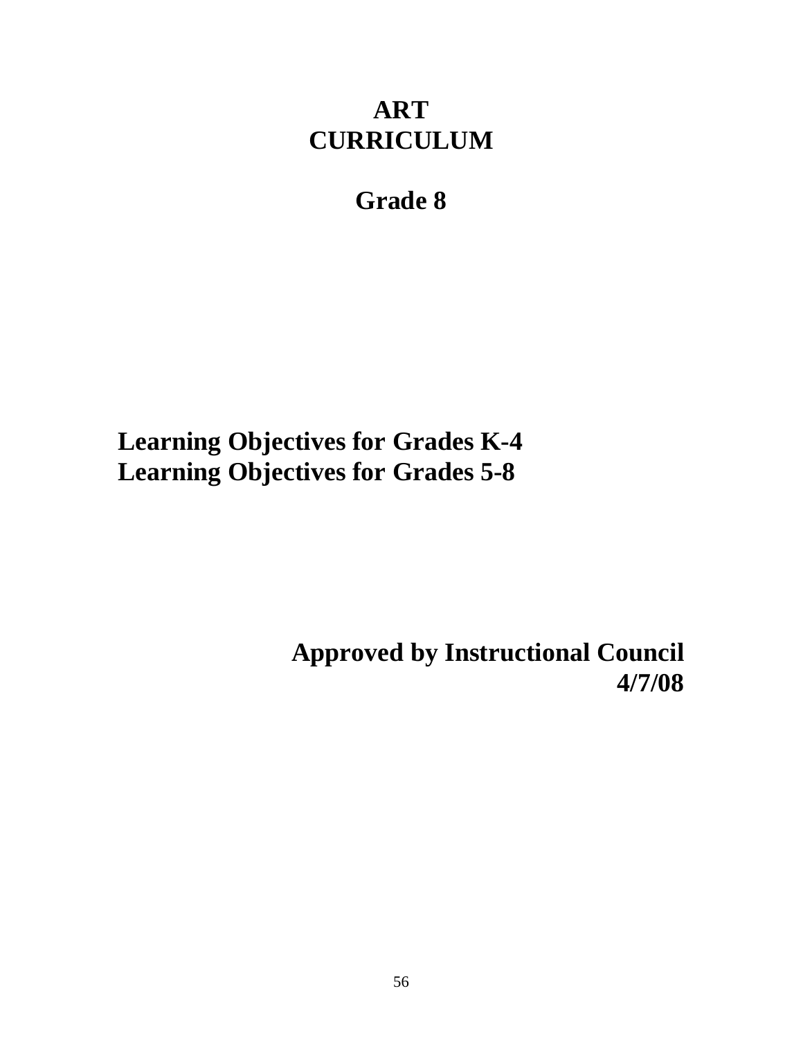# ART
# CURRICULUM

## Grade 8

**Learning Objectives for Grades K-4**
**Learning Objectives for Grades 5-8**

**Approved by Instructional Council**
**4/7/08**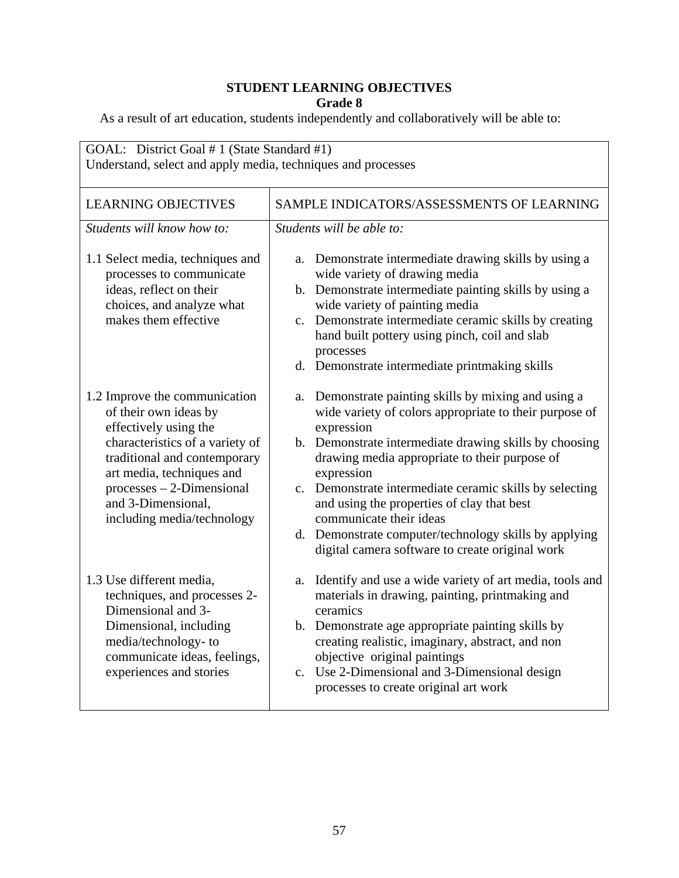**STUDENT LEARNING OBJECTIVES**
**Grade 8**

As a result of art education, students independently and collaboratively will be able to:

| GOAL: District Goal # 1 (State Standard #1)<br>Understand, select and apply media, techniques and processes | |
|---|---|
| LEARNING OBJECTIVES | SAMPLE INDICATORS/ASSESSMENTS OF LEARNING |
| *Students will know how to:* | *Students will be able to:* |
| 1.1 Select media, techniques and processes to communicate ideas, reflect on their choices, and analyze what makes them effective | a. Demonstrate intermediate drawing skills by using a wide variety of drawing media<br>b. Demonstrate intermediate painting skills by using a wide variety of painting media<br>c. Demonstrate intermediate ceramic skills by creating hand built pottery using pinch, coil and slab processes<br>d. Demonstrate intermediate printmaking skills |
| 1.2 Improve the communication of their own ideas by effectively using the characteristics of a variety of traditional and contemporary art media, techniques and processes – 2-Dimensional and 3-Dimensional, including media/technology | a. Demonstrate painting skills by mixing and using a wide variety of colors appropriate to their purpose of expression<br>b. Demonstrate intermediate drawing skills by choosing drawing media appropriate to their purpose of expression<br>c. Demonstrate intermediate ceramic skills by selecting and using the properties of clay that best communicate their ideas<br>d. Demonstrate computer/technology skills by applying digital camera software to create original work |
| 1.3 Use different media, techniques, and processes 2-Dimensional and 3-Dimensional, including media/technology- to communicate ideas, feelings, experiences and stories | a. Identify and use a wide variety of art media, tools and materials in drawing, painting, printmaking and ceramics<br>b. Demonstrate age appropriate painting skills by creating realistic, imaginary, abstract, and non objective original paintings<br>c. Use 2-Dimensional and 3-Dimensional design processes to create original art work |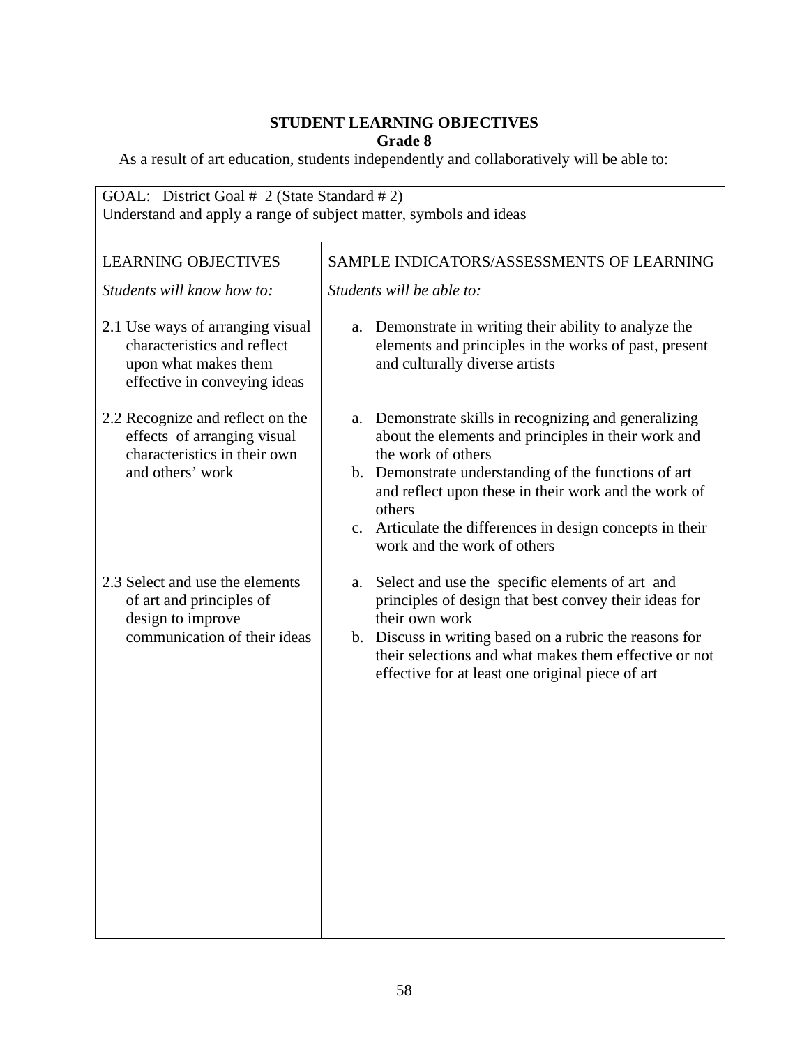**STUDENT LEARNING OBJECTIVES**
**Grade 8**

As a result of art education, students independently and collaboratively will be able to:

| GOAL: District Goal # 2 (State Standard # 2) Understand and apply a range of subject matter, symbols and ideas | |
|---|---|
| LEARNING OBJECTIVES | SAMPLE INDICATORS/ASSESSMENTS OF LEARNING |
| *Students will know how to:* | *Students will be able to:* |
| 2.1 Use ways of arranging visual characteristics and reflect upon what makes them effective in conveying ideas | a. Demonstrate in writing their ability to analyze the elements and principles in the works of past, present and culturally diverse artists |
| 2.2 Recognize and reflect on the effects of arranging visual characteristics in their own and others' work | a. Demonstrate skills in recognizing and generalizing about the elements and principles in their work and the work of others<br>b. Demonstrate understanding of the functions of art and reflect upon these in their work and the work of others<br>c. Articulate the differences in design concepts in their work and the work of others |
| 2.3 Select and use the elements of art and principles of design to improve communication of their ideas | a. Select and use the specific elements of art and principles of design that best convey their ideas for their own work<br>b. Discuss in writing based on a rubric the reasons for their selections and what makes them effective or not effective for at least one original piece of art |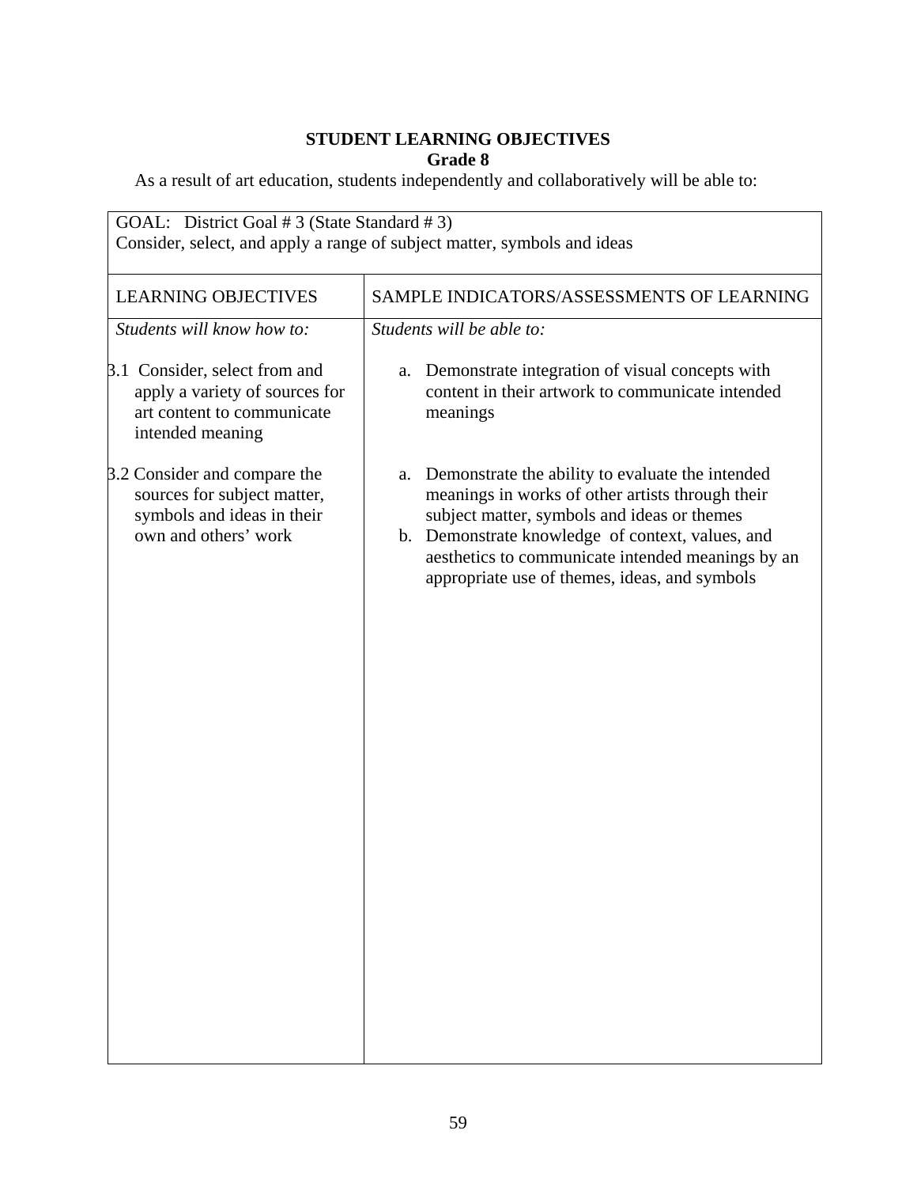**STUDENT LEARNING OBJECTIVES**
**Grade 8**

As a result of art education, students independently and collaboratively will be able to:

| GOAL: District Goal # 3 (State Standard # 3)<br>Consider, select, and apply a range of subject matter, symbols and ideas | |
|---|---|
| LEARNING OBJECTIVES | SAMPLE INDICATORS/ASSESSMENTS OF LEARNING |
| *Students will know how to:* | *Students will be able to:* |
| 3.1 Consider, select from and apply a variety of sources for art content to communicate intended meaning | a. Demonstrate integration of visual concepts with content in their artwork to communicate intended meanings |
| 3.2 Consider and compare the sources for subject matter, symbols and ideas in their own and others' work | a. Demonstrate the ability to evaluate the intended meanings in works of other artists through their subject matter, symbols and ideas or themes<br>b. Demonstrate knowledge of context, values, and aesthetics to communicate intended meanings by an appropriate use of themes, ideas, and symbols |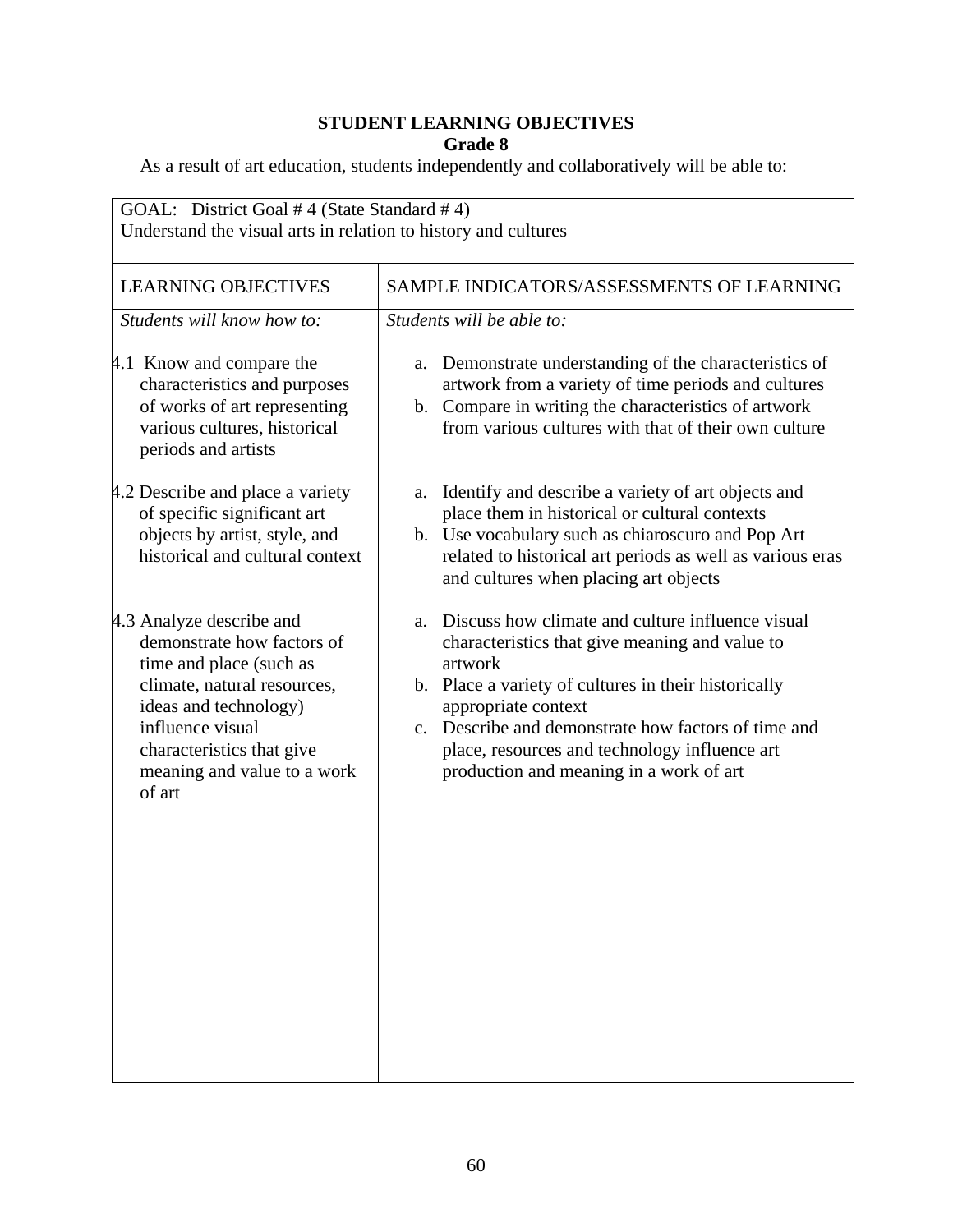**STUDENT LEARNING OBJECTIVES**
**Grade 8**

As a result of art education, students independently and collaboratively will be able to:

| GOAL: District Goal # 4 (State Standard # 4)<br>Understand the visual arts in relation to history and cultures | |
|---|---|
| LEARNING OBJECTIVES | SAMPLE INDICATORS/ASSESSMENTS OF LEARNING |
| *Students will know how to:* | *Students will be able to:* |
| 4.1 Know and compare the characteristics and purposes of works of art representing various cultures, historical periods and artists | a. Demonstrate understanding of the characteristics of artwork from a variety of time periods and cultures<br>b. Compare in writing the characteristics of artwork from various cultures with that of their own culture |
| 4.2 Describe and place a variety of specific significant art objects by artist, style, and historical and cultural context | a. Identify and describe a variety of art objects and place them in historical or cultural contexts<br>b. Use vocabulary such as chiaroscuro and Pop Art related to historical art periods as well as various eras and cultures when placing art objects |
| 4.3 Analyze describe and demonstrate how factors of time and place (such as climate, natural resources, ideas and technology) influence visual characteristics that give meaning and value to a work of art | a. Discuss how climate and culture influence visual characteristics that give meaning and value to artwork<br>b. Place a variety of cultures in their historically appropriate context<br>c. Describe and demonstrate how factors of time and place, resources and technology influence art production and meaning in a work of art |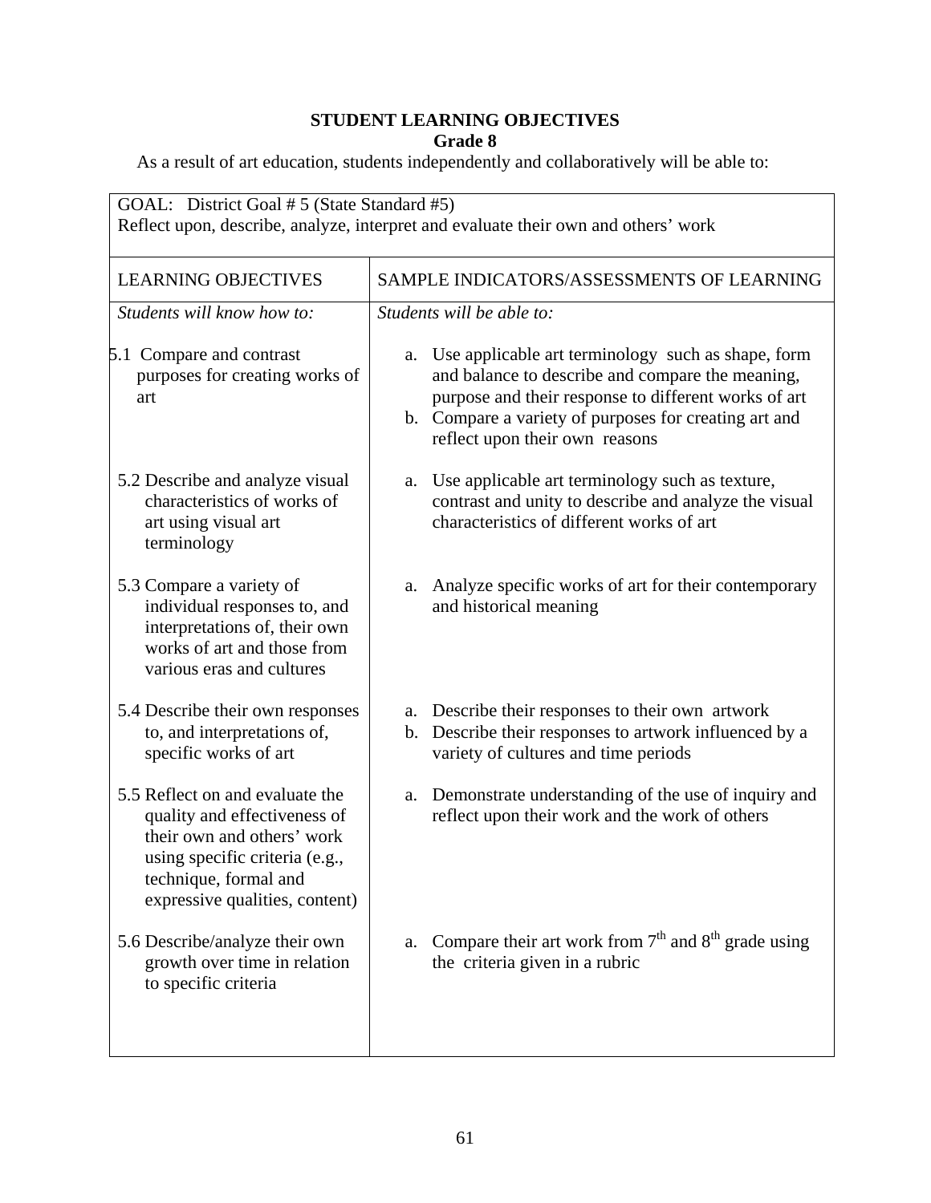## STUDENT LEARNING OBJECTIVES
### Grade 8

As a result of art education, students independently and collaboratively will be able to:

| GOAL: District Goal # 5 (State Standard #5) Reflect upon, describe, analyze, interpret and evaluate their own and others' work | |
|---|---|
| LEARNING OBJECTIVES | SAMPLE INDICATORS/ASSESSMENTS OF LEARNING |
| *Students will know how to:* | *Students will be able to:* |
| 5.1 Compare and contrast purposes for creating works of art | a. Use applicable art terminology such as shape, form and balance to describe and compare the meaning, purpose and their response to different works of art<br>b. Compare a variety of purposes for creating art and reflect upon their own reasons |
| 5.2 Describe and analyze visual characteristics of works of art using visual art terminology | a. Use applicable art terminology such as texture, contrast and unity to describe and analyze the visual characteristics of different works of art |
| 5.3 Compare a variety of individual responses to, and interpretations of, their own works of art and those from various eras and cultures | a. Analyze specific works of art for their contemporary and historical meaning |
| 5.4 Describe their own responses to, and interpretations of, specific works of art | a. Describe their responses to their own artwork<br>b. Describe their responses to artwork influenced by a variety of cultures and time periods |
| 5.5 Reflect on and evaluate the quality and effectiveness of their own and others' work using specific criteria (e.g., technique, formal and expressive qualities, content) | a. Demonstrate understanding of the use of inquiry and reflect upon their work and the work of others |
| 5.6 Describe/analyze their own growth over time in relation to specific criteria | a. Compare their art work from 7th and 8th grade using the criteria given in a rubric |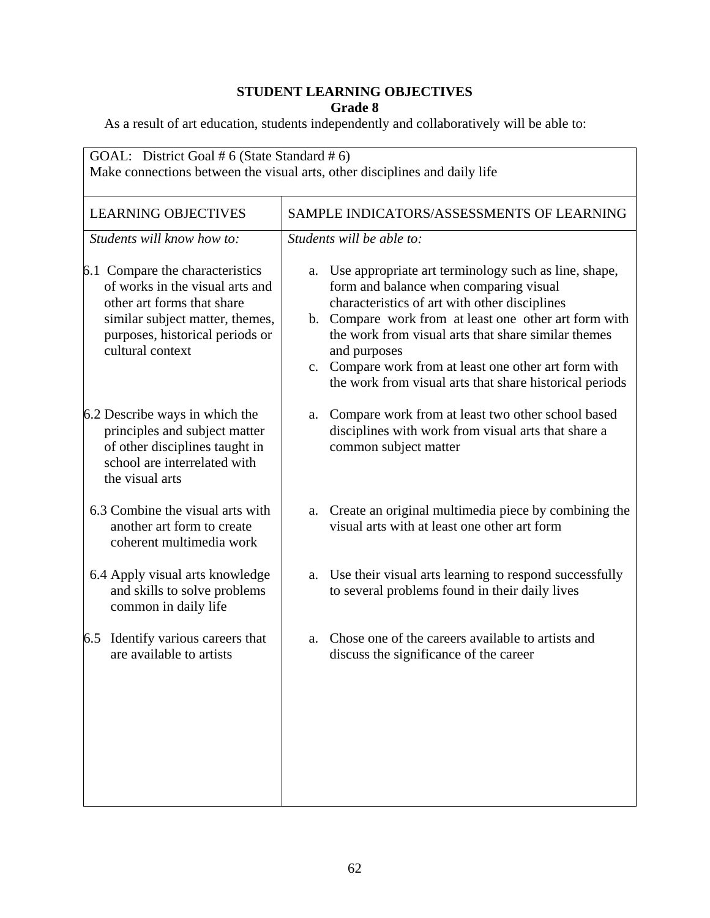**STUDENT LEARNING OBJECTIVES**
**Grade 8**

As a result of art education, students independently and collaboratively will be able to:

| GOAL: District Goal # 6 (State Standard # 6)<br>Make connections between the visual arts, other disciplines and daily life | |
|---|---|
| LEARNING OBJECTIVES | SAMPLE INDICATORS/ASSESSMENTS OF LEARNING |
| *Students will know how to:* | *Students will be able to:* |
| 6.1 Compare the characteristics of works in the visual arts and other art forms that share similar subject matter, themes, purposes, historical periods or cultural context | a. Use appropriate art terminology such as line, shape, form and balance when comparing visual characteristics of art with other disciplines<br>b. Compare work from at least one other art form with the work from visual arts that share similar themes and purposes<br>c. Compare work from at least one other art form with the work from visual arts that share historical periods |
| 6.2 Describe ways in which the principles and subject matter of other disciplines taught in school are interrelated with the visual arts | a. Compare work from at least two other school based disciplines with work from visual arts that share a common subject matter |
| 6.3 Combine the visual arts with another art form to create coherent multimedia work | a. Create an original multimedia piece by combining the visual arts with at least one other art form |
| 6.4 Apply visual arts knowledge and skills to solve problems common in daily life | a. Use their visual arts learning to respond successfully to several problems found in their daily lives |
| 6.5 Identify various careers that are available to artists | a. Chose one of the careers available to artists and discuss the significance of the career |